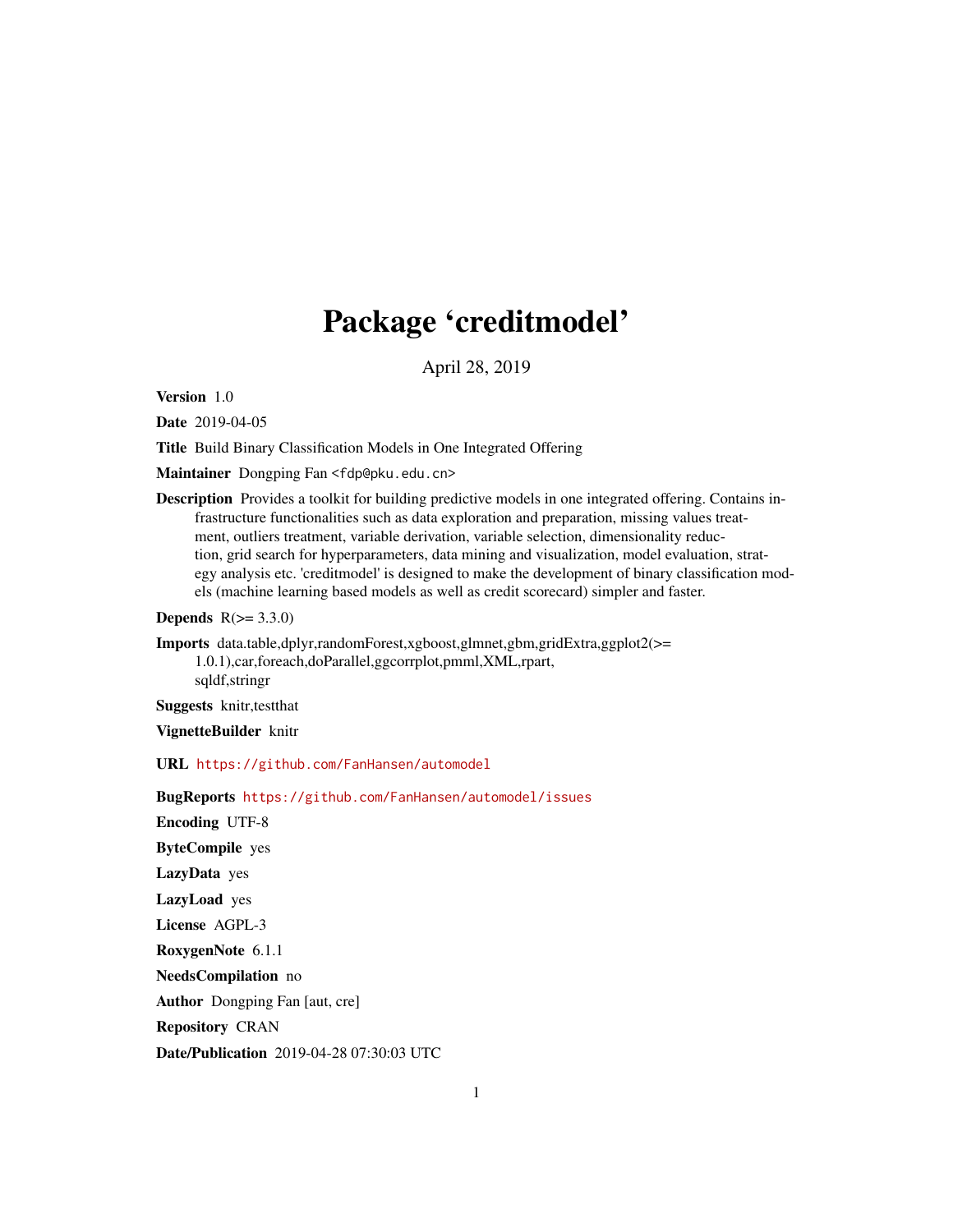# Package 'creditmodel'

April 28, 2019

**Version** 1.0

**Date** 2019-04-05

**Title** Build Binary Classification Models in One Integrated Offering

**Maintainer** Dongping Fan <fdp@pku.edu.cn>

**Description** Provides a toolkit for building predictive models in one integrated offering. Contains infrastructure functionalities such as data exploration and preparation, missing values treatment, outliers treatment, variable derivation, variable selection, dimensionality reduction, grid search for hyperparameters, data mining and visualization, model evaluation, strategy analysis etc. 'creditmodel' is designed to make the development of binary classification models (machine learning based models as well as credit scorecard) simpler and faster.

**Depends** R(>= 3.3.0)

**Imports** data.table,dplyr,randomForest,xgboost,glmnet,gbm,gridExtra,ggplot2(>= 1.0.1),car,foreach,doParallel,ggcorrplot,pmml,XML,rpart, sqldf,stringr

**Suggests** knitr,testthat

**VignetteBuilder** knitr

**URL** https://github.com/FanHansen/automodel

**BugReports** https://github.com/FanHansen/automodel/issues

**Encoding** UTF-8

**ByteCompile** yes

**LazyData** yes

**LazyLoad** yes

**License** AGPL-3

**RoxygenNote** 6.1.1

**NeedsCompilation** no

**Author** Dongping Fan [aut, cre]

**Repository** CRAN

**Date/Publication** 2019-04-28 07:30:03 UTC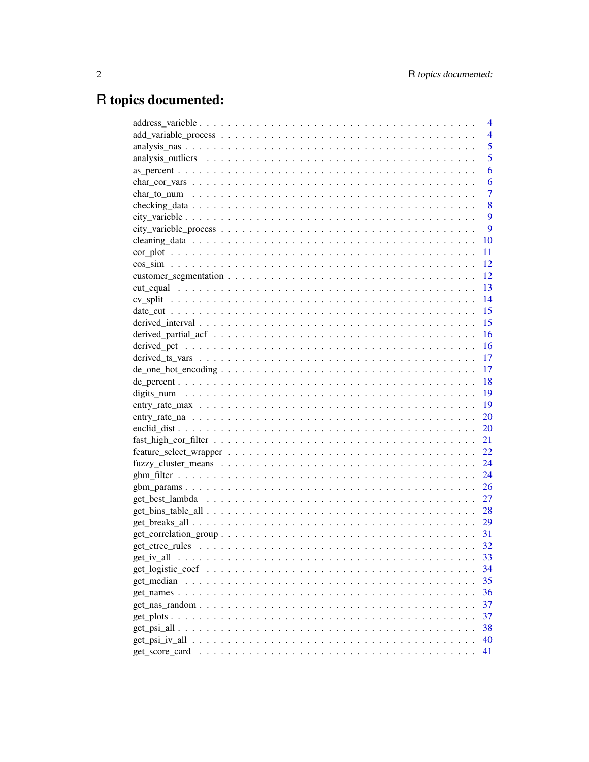# R topics documented:

| | |
|---|---|
| address_varieble | 4 |
| add_variable_process | 4 |
| analysis_nas | 5 |
| analysis_outliers | 5 |
| as_percent | 6 |
| char_cor_vars | 6 |
| char_to_num | 7 |
| checking_data | 8 |
| city_varieble | 9 |
| city_varieble_process | 9 |
| cleaning_data | 10 |
| cor_plot | 11 |
| cos_sim | 12 |
| customer_segmentation | 12 |
| cut_equal | 13 |
| cv_split | 14 |
| date_cut | 15 |
| derived_interval | 15 |
| derived_partial_acf | 16 |
| derived_pct | 16 |
| derived_ts_vars | 17 |
| de_one_hot_encoding | 17 |
| de_percent | 18 |
| digits_num | 19 |
| entry_rate_max | 19 |
| entry_rate_na | 20 |
| euclid_dist | 20 |
| fast_high_cor_filter | 21 |
| feature_select_wrapper | 22 |
| fuzzy_cluster_means | 24 |
| gbm_filter | 24 |
| gbm_params | 26 |
| get_best_lambda | 27 |
| get_bins_table_all | 28 |
| get_breaks_all | 29 |
| get_correlation_group | 31 |
| get_ctree_rules | 32 |
| get_iv_all | 33 |
| get_logistic_coef | 34 |
| get_median | 35 |
| get_names | 36 |
| get_nas_random | 37 |
| get_plots | 37 |
| get_psi_all | 38 |
| get_psi_iv_all | 40 |
| get_score_card | 41 |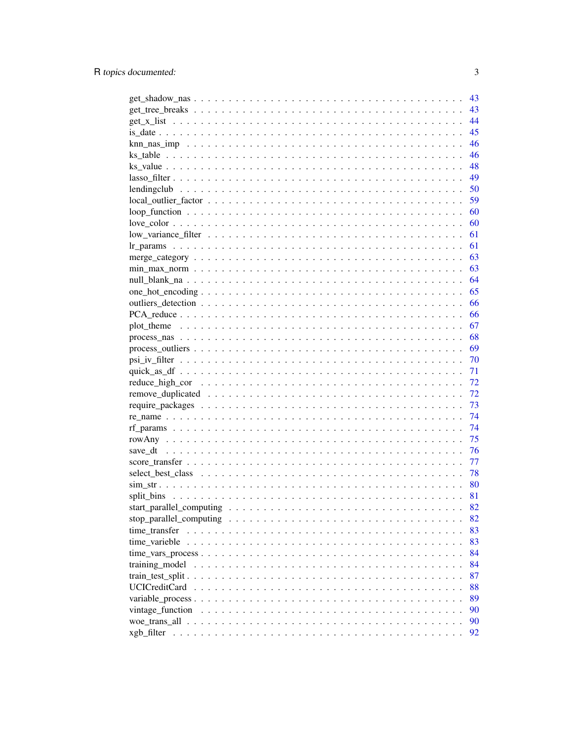get_shadow_nas . . . . . . . . . . . . . . . . . . . . . . . . . . . . . . . . . . . . . 43
get_tree_breaks . . . . . . . . . . . . . . . . . . . . . . . . . . . . . . . . . . . . . 43
get_x_list . . . . . . . . . . . . . . . . . . . . . . . . . . . . . . . . . . . . . . . 44
is_date . . . . . . . . . . . . . . . . . . . . . . . . . . . . . . . . . . . . . . . . 45
knn_nas_imp . . . . . . . . . . . . . . . . . . . . . . . . . . . . . . . . . . . . . 46
ks_table . . . . . . . . . . . . . . . . . . . . . . . . . . . . . . . . . . . . . . . 46
ks_value . . . . . . . . . . . . . . . . . . . . . . . . . . . . . . . . . . . . . . . 48
lasso_filter . . . . . . . . . . . . . . . . . . . . . . . . . . . . . . . . . . . . . . 49
lendingclub . . . . . . . . . . . . . . . . . . . . . . . . . . . . . . . . . . . . . . 50
local_outlier_factor . . . . . . . . . . . . . . . . . . . . . . . . . . . . . . . . . . 59
loop_function . . . . . . . . . . . . . . . . . . . . . . . . . . . . . . . . . . . . . 60
love_color . . . . . . . . . . . . . . . . . . . . . . . . . . . . . . . . . . . . . . . 60
low_variance_filter . . . . . . . . . . . . . . . . . . . . . . . . . . . . . . . . . . 61
lr_params . . . . . . . . . . . . . . . . . . . . . . . . . . . . . . . . . . . . . . . 61
merge_category . . . . . . . . . . . . . . . . . . . . . . . . . . . . . . . . . . . . 63
min_max_norm . . . . . . . . . . . . . . . . . . . . . . . . . . . . . . . . . . . . . 63
null_blank_na . . . . . . . . . . . . . . . . . . . . . . . . . . . . . . . . . . . . . 64
one_hot_encoding . . . . . . . . . . . . . . . . . . . . . . . . . . . . . . . . . . . 65
outliers_detection . . . . . . . . . . . . . . . . . . . . . . . . . . . . . . . . . . . 66
PCA_reduce . . . . . . . . . . . . . . . . . . . . . . . . . . . . . . . . . . . . . . 66
plot_theme . . . . . . . . . . . . . . . . . . . . . . . . . . . . . . . . . . . . . . 67
process_nas . . . . . . . . . . . . . . . . . . . . . . . . . . . . . . . . . . . . . . 68
process_outliers . . . . . . . . . . . . . . . . . . . . . . . . . . . . . . . . . . . . 69
psi_iv_filter . . . . . . . . . . . . . . . . . . . . . . . . . . . . . . . . . . . . . . 70
quick_as_df . . . . . . . . . . . . . . . . . . . . . . . . . . . . . . . . . . . . . . 71
reduce_high_cor . . . . . . . . . . . . . . . . . . . . . . . . . . . . . . . . . . . . 72
remove_duplicated . . . . . . . . . . . . . . . . . . . . . . . . . . . . . . . . . . . 72
require_packages . . . . . . . . . . . . . . . . . . . . . . . . . . . . . . . . . . . . 73
re_name . . . . . . . . . . . . . . . . . . . . . . . . . . . . . . . . . . . . . . . . 74
rf_params . . . . . . . . . . . . . . . . . . . . . . . . . . . . . . . . . . . . . . . 74
rowAny . . . . . . . . . . . . . . . . . . . . . . . . . . . . . . . . . . . . . . . . 75
save_dt . . . . . . . . . . . . . . . . . . . . . . . . . . . . . . . . . . . . . . . . 76
score_transfer . . . . . . . . . . . . . . . . . . . . . . . . . . . . . . . . . . . . . 77
select_best_class . . . . . . . . . . . . . . . . . . . . . . . . . . . . . . . . . . . . 78
sim_str . . . . . . . . . . . . . . . . . . . . . . . . . . . . . . . . . . . . . . . . 80
split_bins . . . . . . . . . . . . . . . . . . . . . . . . . . . . . . . . . . . . . . . 81
start_parallel_computing . . . . . . . . . . . . . . . . . . . . . . . . . . . . . . . . 82
stop_parallel_computing . . . . . . . . . . . . . . . . . . . . . . . . . . . . . . . . 82
time_transfer . . . . . . . . . . . . . . . . . . . . . . . . . . . . . . . . . . . . . . 83
time_varieble . . . . . . . . . . . . . . . . . . . . . . . . . . . . . . . . . . . . . . 83
time_vars_process . . . . . . . . . . . . . . . . . . . . . . . . . . . . . . . . . . . 84
training_model . . . . . . . . . . . . . . . . . . . . . . . . . . . . . . . . . . . . . 84
train_test_split . . . . . . . . . . . . . . . . . . . . . . . . . . . . . . . . . . . . . 87
UCICreditCard . . . . . . . . . . . . . . . . . . . . . . . . . . . . . . . . . . . . . 88
variable_process . . . . . . . . . . . . . . . . . . . . . . . . . . . . . . . . . . . . 89
vintage_function . . . . . . . . . . . . . . . . . . . . . . . . . . . . . . . . . . . . 90
woe_trans_all . . . . . . . . . . . . . . . . . . . . . . . . . . . . . . . . . . . . . . 90
xgb_filter . . . . . . . . . . . . . . . . . . . . . . . . . . . . . . . . . . . . . . . 92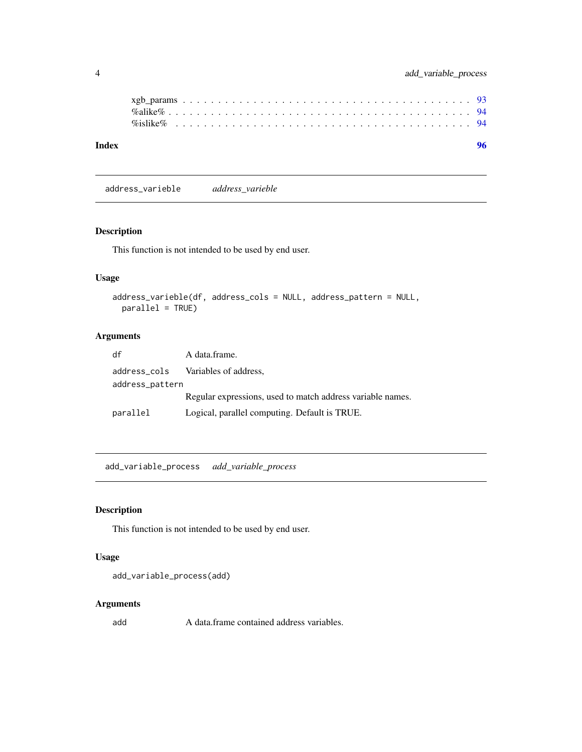xgb_params . . . . . . . . . . . . . . . . . . . . . . . . . . . . . . . . . . . . . . 93
%alike% . . . . . . . . . . . . . . . . . . . . . . . . . . . . . . . . . . . . . . . 94
%islike% . . . . . . . . . . . . . . . . . . . . . . . . . . . . . . . . . . . . . . 94

**Index** **96**

---

## address_varieble *address_varieble*

### Description

This function is not intended to be used by end user.

### Usage

```
address_varieble(df, address_cols = NULL, address_pattern = NULL,
  parallel = TRUE)
```

### Arguments

| | |
|---|---|
| `df` | A data.frame. |
| `address_cols` | Variables of address, |
| `address_pattern` | Regular expressions, used to match address variable names. |
| `parallel` | Logical, parallel computing. Default is TRUE. |

---

## add_variable_process *add_variable_process*

### Description

This function is not intended to be used by end user.

### Usage

```
add_variable_process(add)
```

### Arguments

| | |
|---|---|
| `add` | A data.frame contained address variables. |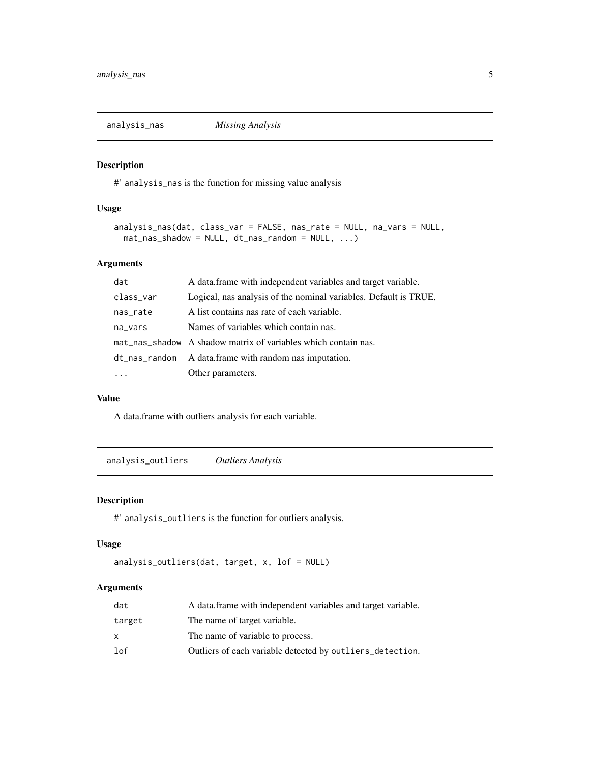## analysis_nas *Missing Analysis*

### Description

#' `analysis_nas` is the function for missing value analysis

### Usage

```
analysis_nas(dat, class_var = FALSE, nas_rate = NULL, na_vars = NULL,
  mat_nas_shadow = NULL, dt_nas_random = NULL, ...)
```

### Arguments

| | |
|---|---|
| `dat` | A data.frame with independent variables and target variable. |
| `class_var` | Logical, nas analysis of the nominal variables. Default is TRUE. |
| `nas_rate` | A list contains nas rate of each variable. |
| `na_vars` | Names of variables which contain nas. |
| `mat_nas_shadow` | A shadow matrix of variables which contain nas. |
| `dt_nas_random` | A data.frame with random nas imputation. |
| `...` | Other parameters. |

### Value

A data.frame with outliers analysis for each variable.

## analysis_outliers *Outliers Analysis*

### Description

#' `analysis_outliers` is the function for outliers analysis.

### Usage

```
analysis_outliers(dat, target, x, lof = NULL)
```

### Arguments

| | |
|---|---|
| `dat` | A data.frame with independent variables and target variable. |
| `target` | The name of target variable. |
| `x` | The name of variable to process. |
| `lof` | Outliers of each variable detected by `outliers_detection`. |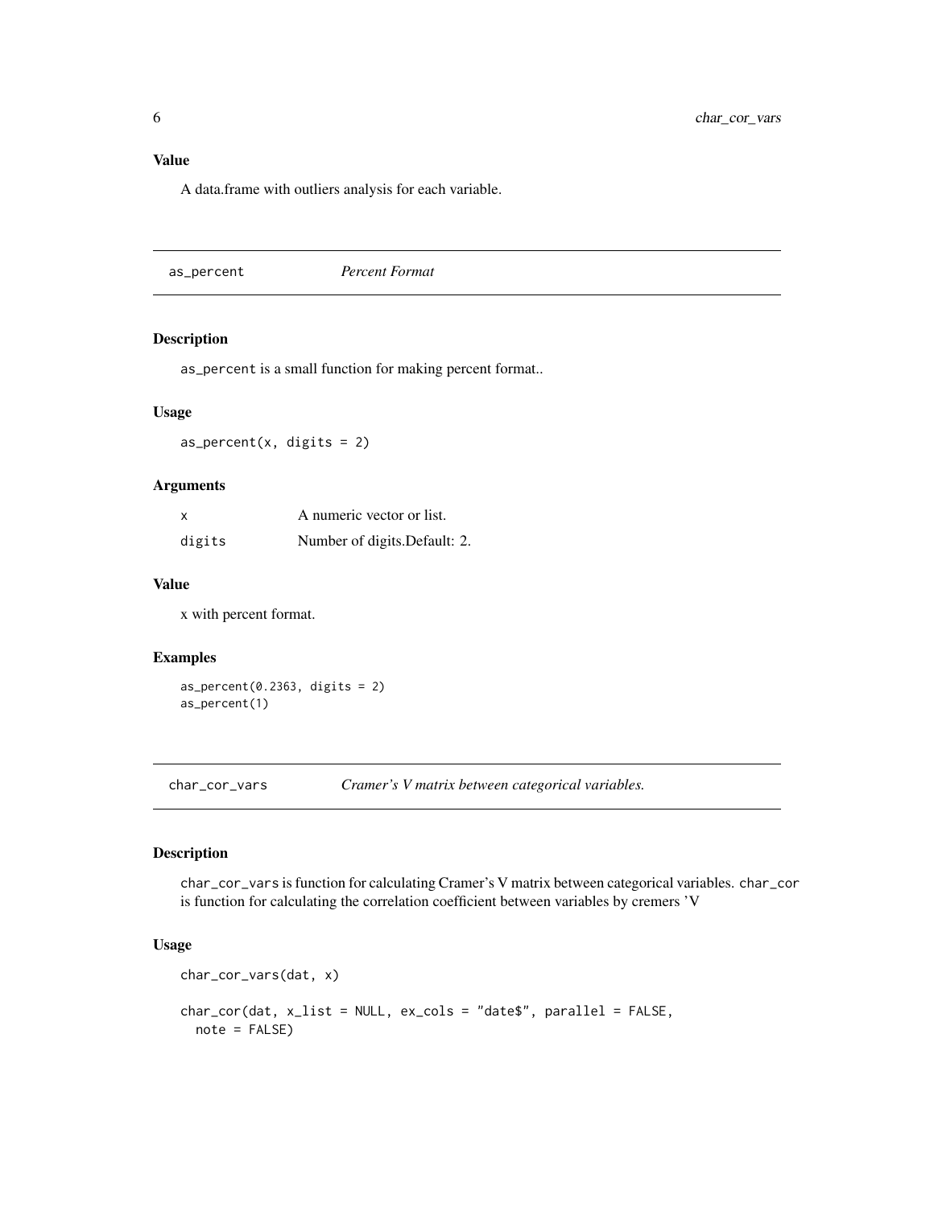### Value

A data.frame with outliers analysis for each variable.

---

## as_percent — *Percent Format*

### Description

`as_percent` is a small function for making percent format..

### Usage

```
as_percent(x, digits = 2)
```

### Arguments

| | |
|---|---|
| x | A numeric vector or list. |
| digits | Number of digits.Default: 2. |

### Value

x with percent format.

### Examples

```
as_percent(0.2363, digits = 2)
as_percent(1)
```

---

## char_cor_vars — *Cramer's V matrix between categorical variables.*

### Description

`char_cor_vars` is function for calculating Cramer's V matrix between categorical variables. `char_cor` is function for calculating the correlation coefficient between variables by cremers 'V

### Usage

```
char_cor_vars(dat, x)

char_cor(dat, x_list = NULL, ex_cols = "date$", parallel = FALSE,
  note = FALSE)
```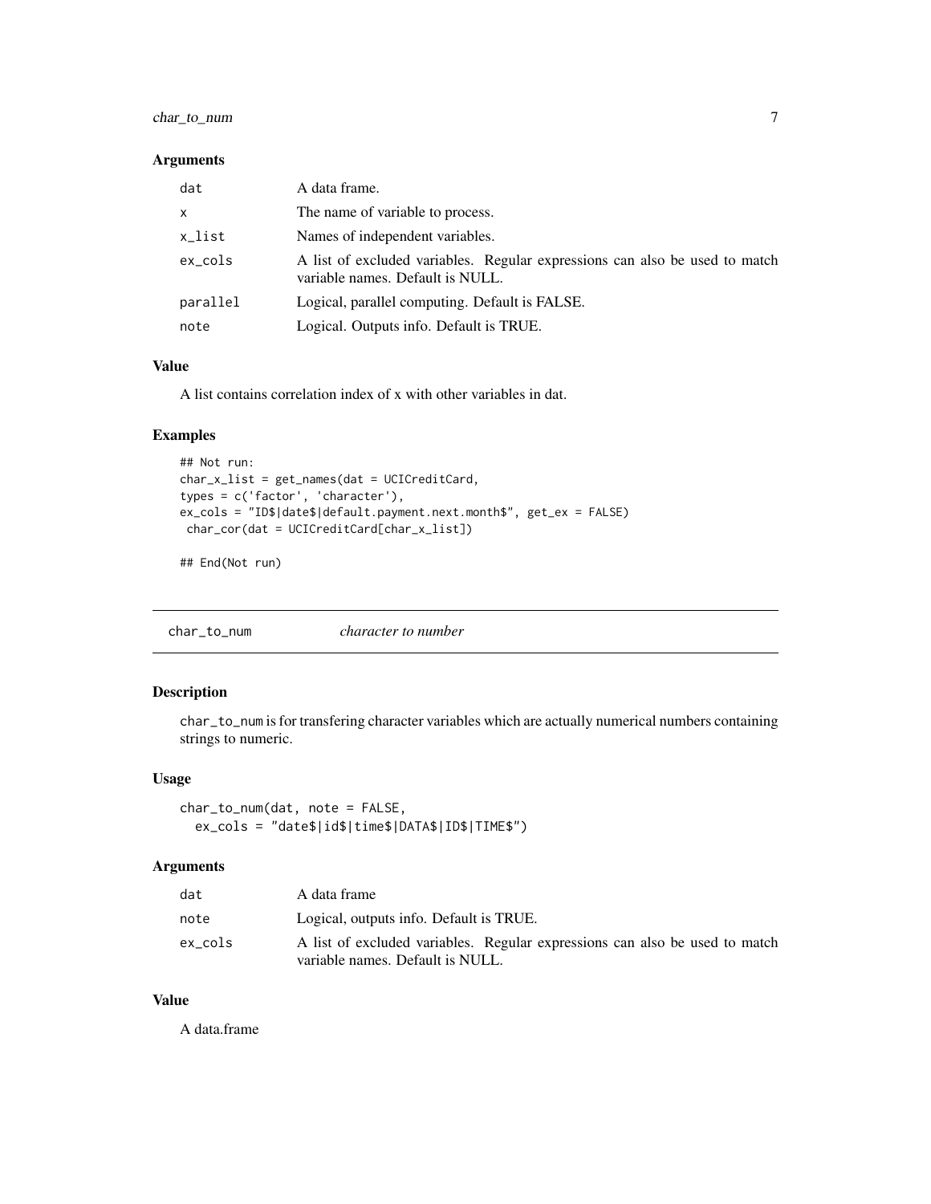### Arguments

| | |
|---|---|
| dat | A data frame. |
| x | The name of variable to process. |
| x_list | Names of independent variables. |
| ex_cols | A list of excluded variables. Regular expressions can also be used to match variable names. Default is NULL. |
| parallel | Logical, parallel computing. Default is FALSE. |
| note | Logical. Outputs info. Default is TRUE. |

### Value

A list contains correlation index of x with other variables in dat.

### Examples

```
## Not run:
char_x_list = get_names(dat = UCICreditCard,
types = c('factor', 'character'),
ex_cols = "ID$|date$|default.payment.next.month$", get_ex = FALSE)
 char_cor(dat = UCICreditCard[char_x_list])

## End(Not run)
```

---

## char_to_num *character to number*

---

### Description

char_to_num is for transfering character variables which are actually numerical numbers containing strings to numeric.

### Usage

```
char_to_num(dat, note = FALSE,
  ex_cols = "date$|id$|time$|DATA$|ID$|TIME$")
```

### Arguments

| | |
|---|---|
| dat | A data frame |
| note | Logical, outputs info. Default is TRUE. |
| ex_cols | A list of excluded variables. Regular expressions can also be used to match variable names. Default is NULL. |

### Value

A data.frame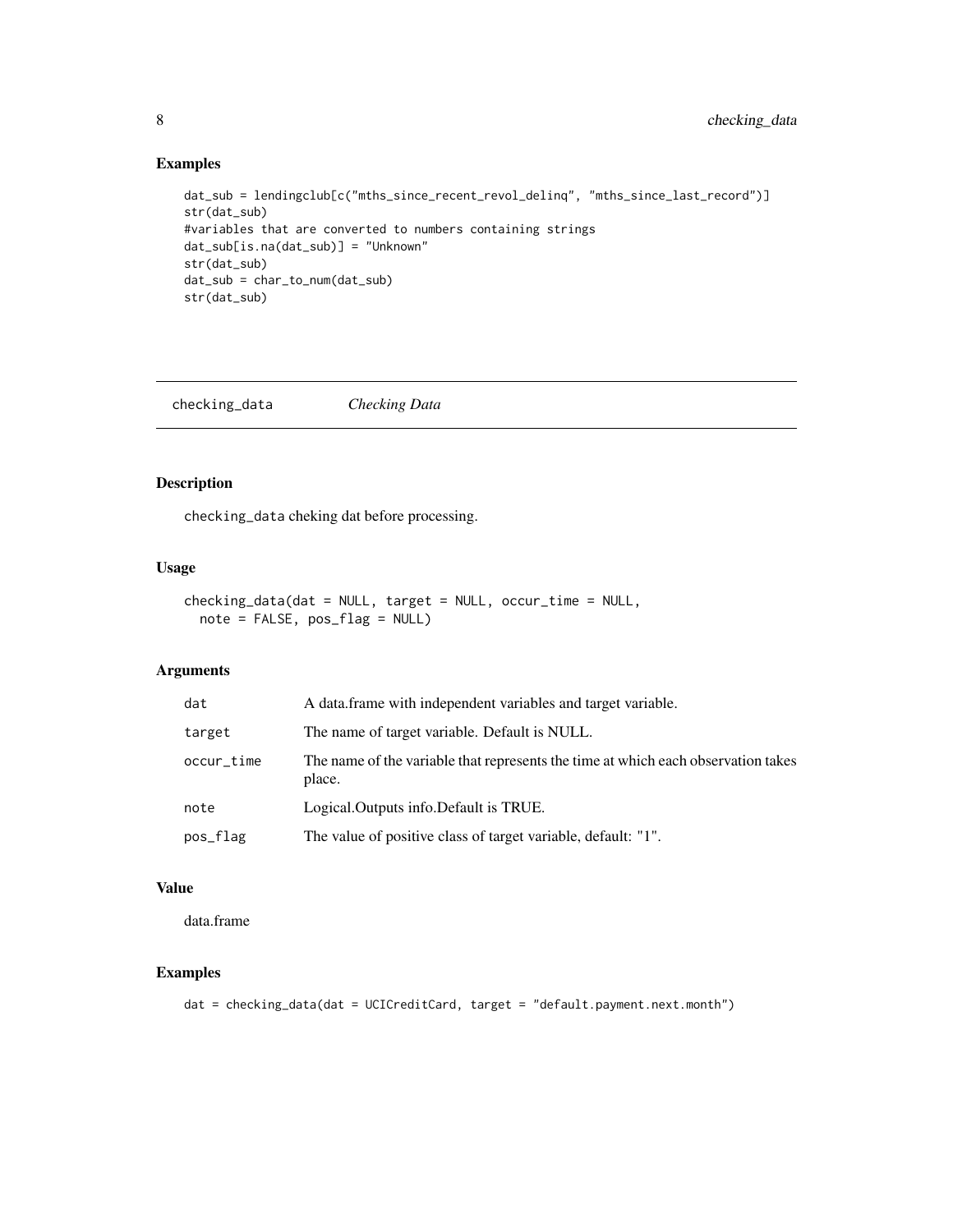## Examples

```
dat_sub = lendingclub[c("mths_since_recent_revol_delinq", "mths_since_last_record")]
str(dat_sub)
#variables that are converted to numbers containing strings
dat_sub[is.na(dat_sub)] = "Unknown"
str(dat_sub)
dat_sub = char_to_num(dat_sub)
str(dat_sub)
```

---

# checking_data *Checking Data*

---

## Description

`checking_data` cheking dat before processing.

## Usage

```
checking_data(dat = NULL, target = NULL, occur_time = NULL,
  note = FALSE, pos_flag = NULL)
```

## Arguments

| | |
|---|---|
| dat | A data.frame with independent variables and target variable. |
| target | The name of target variable. Default is NULL. |
| occur_time | The name of the variable that represents the time at which each observation takes place. |
| note | Logical.Outputs info.Default is TRUE. |
| pos_flag | The value of positive class of target variable, default: "1". |

## Value

data.frame

## Examples

```
dat = checking_data(dat = UCICreditCard, target = "default.payment.next.month")
```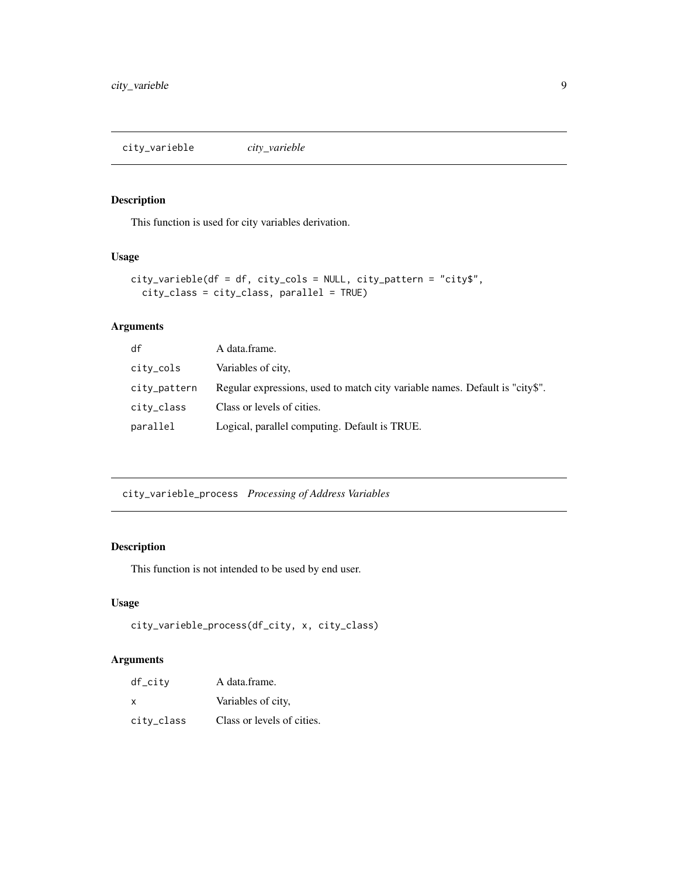## city_varieble *city_varieble*

### Description

This function is used for city variables derivation.

### Usage

```
city_varieble(df = df, city_cols = NULL, city_pattern = "city$",
  city_class = city_class, parallel = TRUE)
```

### Arguments

| | |
|---|---|
| df | A data.frame. |
| city_cols | Variables of city, |
| city_pattern | Regular expressions, used to match city variable names. Default is "city$". |
| city_class | Class or levels of cities. |
| parallel | Logical, parallel computing. Default is TRUE. |

## city_varieble_process *Processing of Address Variables*

### Description

This function is not intended to be used by end user.

### Usage

```
city_varieble_process(df_city, x, city_class)
```

### Arguments

| | |
|---|---|
| df_city | A data.frame. |
| x | Variables of city, |
| city_class | Class or levels of cities. |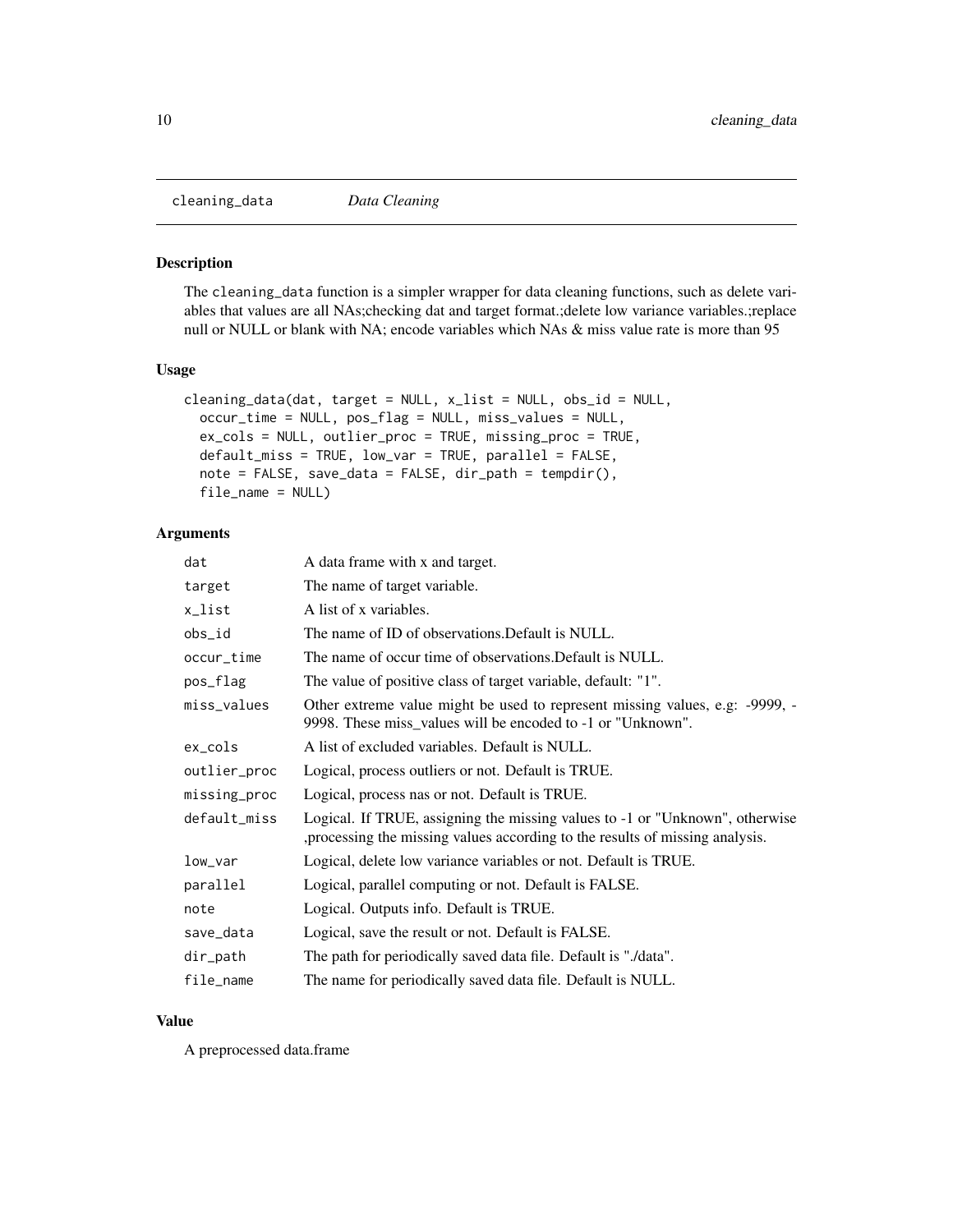# cleaning_data *Data Cleaning*

## Description

The `cleaning_data` function is a simpler wrapper for data cleaning functions, such as delete variables that values are all NAs;checking dat and target format.;delete low variance variables.;replace null or NULL or blank with NA; encode variables which NAs & miss value rate is more than 95

## Usage

```
cleaning_data(dat, target = NULL, x_list = NULL, obs_id = NULL,
  occur_time = NULL, pos_flag = NULL, miss_values = NULL,
  ex_cols = NULL, outlier_proc = TRUE, missing_proc = TRUE,
  default_miss = TRUE, low_var = TRUE, parallel = FALSE,
  note = FALSE, save_data = FALSE, dir_path = tempdir(),
  file_name = NULL)
```

## Arguments

| | |
|---|---|
| `dat` | A data frame with x and target. |
| `target` | The name of target variable. |
| `x_list` | A list of x variables. |
| `obs_id` | The name of ID of observations.Default is NULL. |
| `occur_time` | The name of occur time of observations.Default is NULL. |
| `pos_flag` | The value of positive class of target variable, default: "1". |
| `miss_values` | Other extreme value might be used to represent missing values, e.g: -9999, -9998. These miss_values will be encoded to -1 or "Unknown". |
| `ex_cols` | A list of excluded variables. Default is NULL. |
| `outlier_proc` | Logical, process outliers or not. Default is TRUE. |
| `missing_proc` | Logical, process nas or not. Default is TRUE. |
| `default_miss` | Logical. If TRUE, assigning the missing values to -1 or "Unknown", otherwise ,processing the missing values according to the results of missing analysis. |
| `low_var` | Logical, delete low variance variables or not. Default is TRUE. |
| `parallel` | Logical, parallel computing or not. Default is FALSE. |
| `note` | Logical. Outputs info. Default is TRUE. |
| `save_data` | Logical, save the result or not. Default is FALSE. |
| `dir_path` | The path for periodically saved data file. Default is "./data". |
| `file_name` | The name for periodically saved data file. Default is NULL. |

## Value

A preprocessed data.frame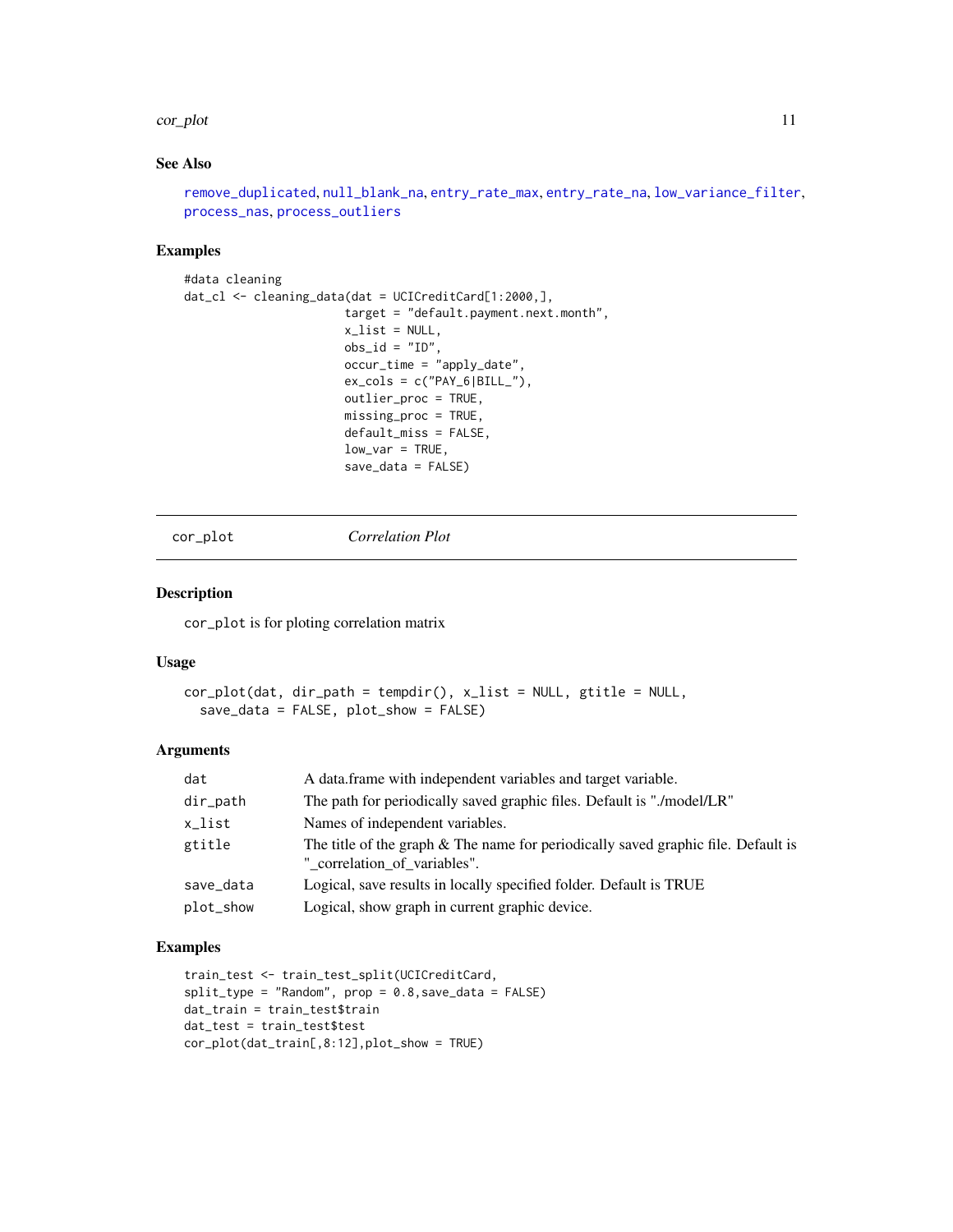## See Also

remove_duplicated, null_blank_na, entry_rate_max, entry_rate_na, low_variance_filter, process_nas, process_outliers

## Examples

```
#data cleaning
dat_cl <- cleaning_data(dat = UCICreditCard[1:2000,],
                        target = "default.payment.next.month",
                        x_list = NULL,
                        obs_id = "ID",
                        occur_time = "apply_date",
                        ex_cols = c("PAY_6|BILL_"),
                        outlier_proc = TRUE,
                        missing_proc = TRUE,
                        default_miss = FALSE,
                        low_var = TRUE,
                        save_data = FALSE)
```

---

# cor_plot        *Correlation Plot*

---

## Description

cor_plot is for ploting correlation matrix

## Usage

```
cor_plot(dat, dir_path = tempdir(), x_list = NULL, gtitle = NULL,
  save_data = FALSE, plot_show = FALSE)
```

## Arguments

| | |
|---|---|
| dat | A data.frame with independent variables and target variable. |
| dir_path | The path for periodically saved graphic files. Default is "./model/LR" |
| x_list | Names of independent variables. |
| gtitle | The title of the graph & The name for periodically saved graphic file. Default is "_correlation_of_variables". |
| save_data | Logical, save results in locally specified folder. Default is TRUE |
| plot_show | Logical, show graph in current graphic device. |

## Examples

```
train_test <- train_test_split(UCICreditCard,
split_type = "Random", prop = 0.8,save_data = FALSE)
dat_train = train_test$train
dat_test = train_test$test
cor_plot(dat_train[,8:12],plot_show = TRUE)
```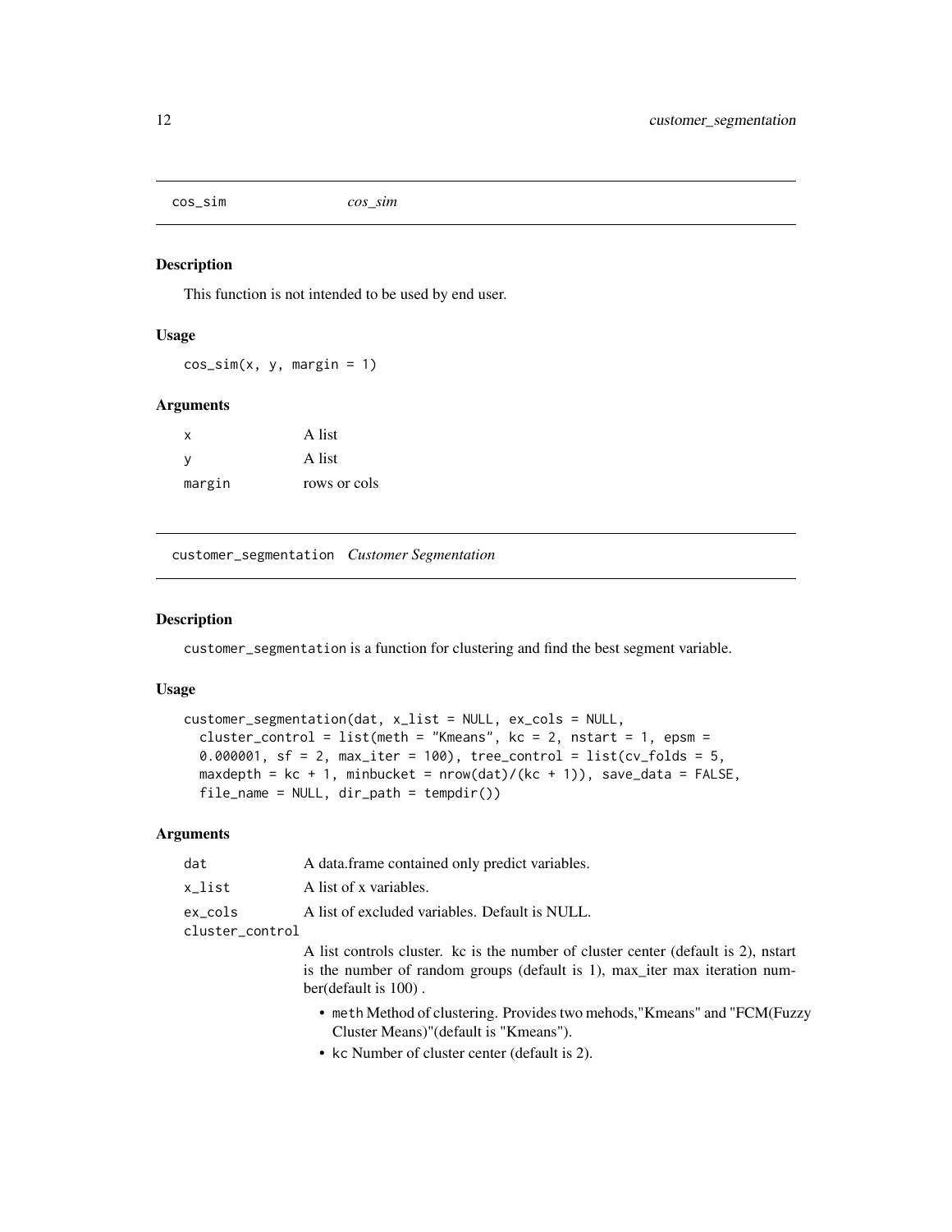## cos_sim *cos_sim*

### Description

This function is not intended to be used by end user.

### Usage

```
cos_sim(x, y, margin = 1)
```

### Arguments

| | |
|---|---|
| x | A list |
| y | A list |
| margin | rows or cols |

## customer_segmentation *Customer Segmentation*

### Description

`customer_segmentation` is a function for clustering and find the best segment variable.

### Usage

```
customer_segmentation(dat, x_list = NULL, ex_cols = NULL,
  cluster_control = list(meth = "Kmeans", kc = 2, nstart = 1, epsm =
  0.000001, sf = 2, max_iter = 100), tree_control = list(cv_folds = 5,
  maxdepth = kc + 1, minbucket = nrow(dat)/(kc + 1)), save_data = FALSE,
  file_name = NULL, dir_path = tempdir())
```

### Arguments

| | |
|---|---|
| dat | A data.frame contained only predict variables. |
| x_list | A list of x variables. |
| ex_cols | A list of excluded variables. Default is NULL. |
| cluster_control | A list controls cluster. kc is the number of cluster center (default is 2), nstart is the number of random groups (default is 1), max_iter max iteration number(default is 100) .<br>• meth Method of clustering. Provides two mehods,"Kmeans" and "FCM(Fuzzy Cluster Means)"(default is "Kmeans").<br>• kc Number of cluster center (default is 2). |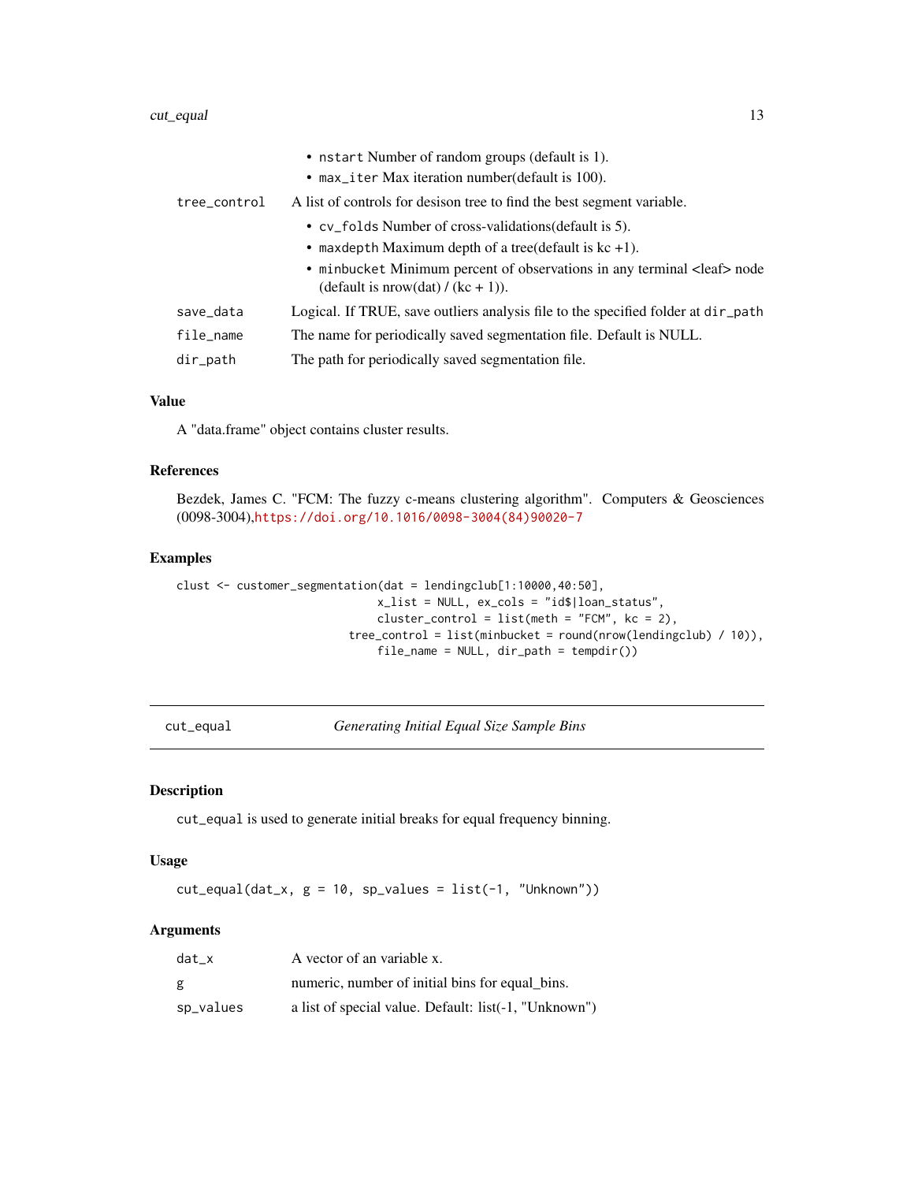- `nstart` Number of random groups (default is 1).
- `max_iter` Max iteration number(default is 100).

| | |
|---|---|
| `tree_control` | A list of controls for desison tree to find the best segment variable. <br>• `cv_folds` Number of cross-validations(default is 5). <br>• `maxdepth` Maximum depth of a tree(default is kc +1). <br>• `minbucket` Minimum percent of observations in any terminal <leaf> node (default is nrow(dat) / (kc + 1)). |
| `save_data` | Logical. If TRUE, save outliers analysis file to the specified folder at `dir_path` |
| `file_name` | The name for periodically saved segmentation file. Default is NULL. |
| `dir_path` | The path for periodically saved segmentation file. |

### Value

A "data.frame" object contains cluster results.

### References

Bezdek, James C. "FCM: The fuzzy c-means clustering algorithm". Computers & Geosciences (0098-3004),https://doi.org/10.1016/0098-3004(84)90020-7

### Examples

```
clust <- customer_segmentation(dat = lendingclub[1:10000,40:50],
                               x_list = NULL, ex_cols = "id$|loan_status",
                               cluster_control = list(meth = "FCM", kc = 2),
                           tree_control = list(minbucket = round(nrow(lendingclub) / 10)),
                               file_name = NULL, dir_path = tempdir())
```

---

## cut_equal — *Generating Initial Equal Size Sample Bins*

### Description

`cut_equal` is used to generate initial breaks for equal frequency binning.

### Usage

```
cut_equal(dat_x, g = 10, sp_values = list(-1, "Unknown"))
```

### Arguments

| | |
|---|---|
| `dat_x` | A vector of an variable x. |
| `g` | numeric, number of initial bins for equal_bins. |
| `sp_values` | a list of special value. Default: list(-1, "Unknown") |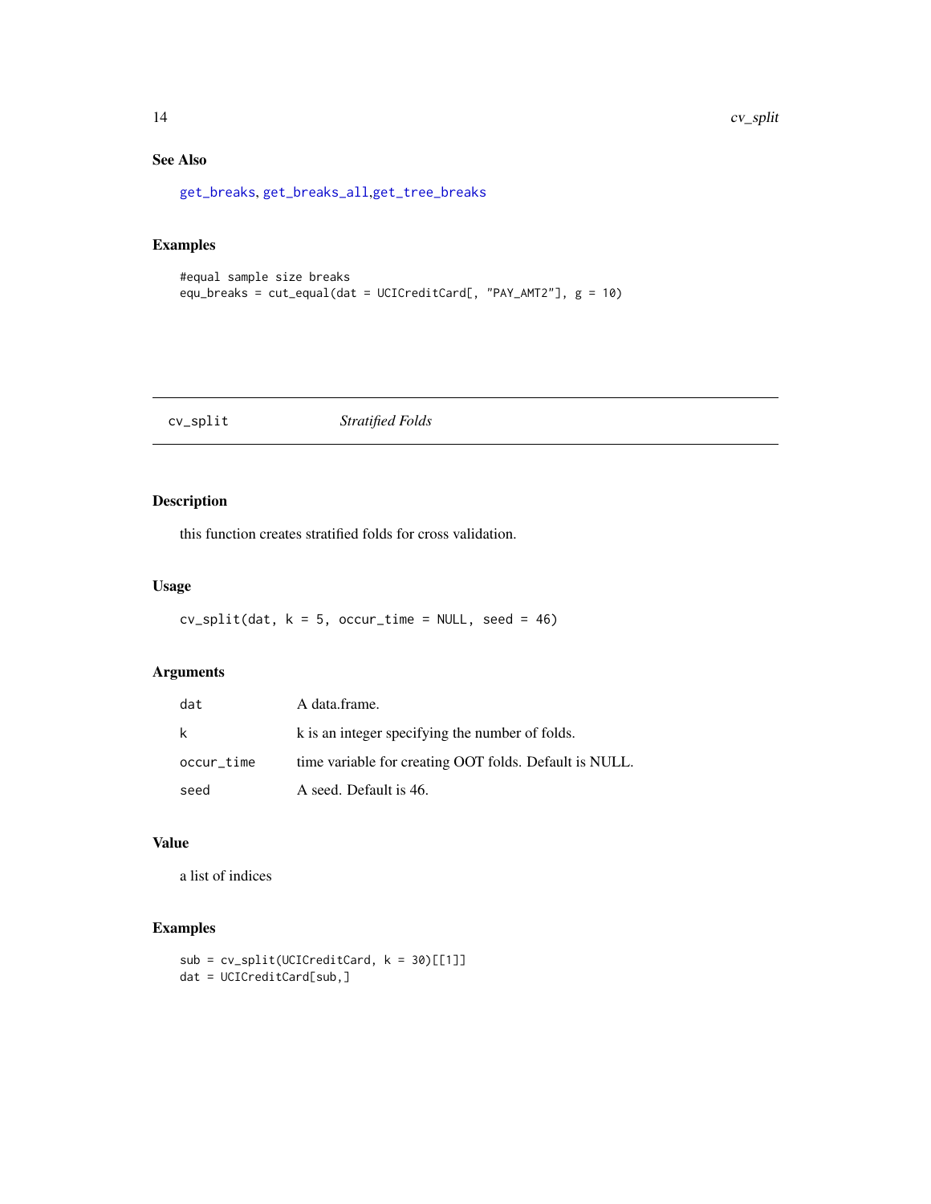## See Also

get_breaks, get_breaks_all,get_tree_breaks

## Examples

```
#equal sample size breaks
equ_breaks = cut_equal(dat = UCICreditCard[, "PAY_AMT2"], g = 10)
```

---

# cv_split *Stratified Folds*

---

## Description

this function creates stratified folds for cross validation.

## Usage

```
cv_split(dat, k = 5, occur_time = NULL, seed = 46)
```

## Arguments

| | |
|---|---|
| dat | A data.frame. |
| k | k is an integer specifying the number of folds. |
| occur_time | time variable for creating OOT folds. Default is NULL. |
| seed | A seed. Default is 46. |

## Value

a list of indices

## Examples

```
sub = cv_split(UCICreditCard, k = 30)[[1]]
dat = UCICreditCard[sub,]
```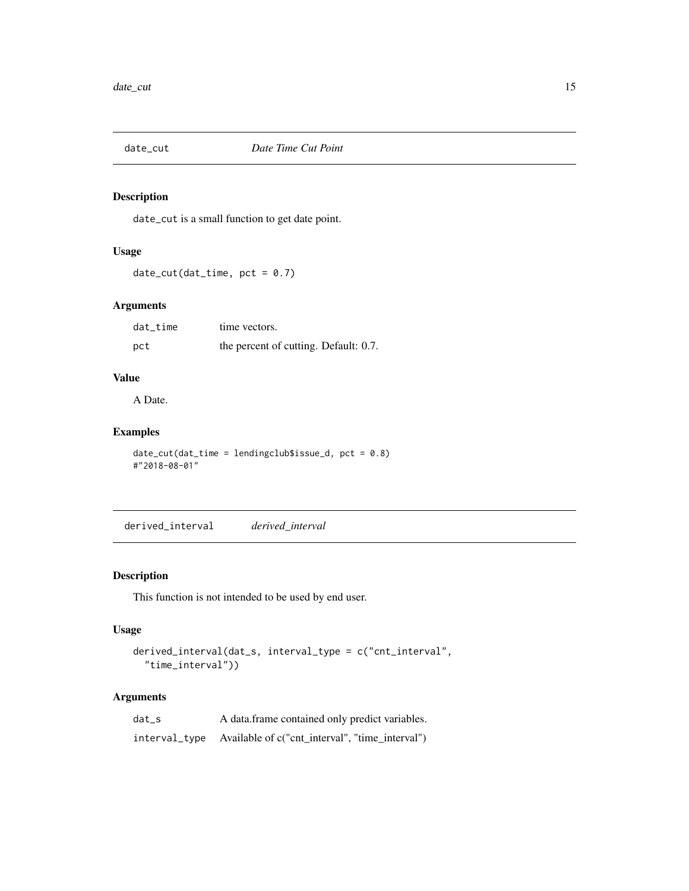## date_cut *Date Time Cut Point*

### Description

date_cut is a small function to get date point.

### Usage

```
date_cut(dat_time, pct = 0.7)
```

### Arguments

| | |
|---|---|
| dat_time | time vectors. |
| pct | the percent of cutting. Default: 0.7. |

### Value

A Date.

### Examples

```
date_cut(dat_time = lendingclub$issue_d, pct = 0.8)
#"2018-08-01"
```

## derived_interval *derived_interval*

### Description

This function is not intended to be used by end user.

### Usage

```
derived_interval(dat_s, interval_type = c("cnt_interval",
  "time_interval"))
```

### Arguments

| | |
|---|---|
| dat_s | A data.frame contained only predict variables. |
| interval_type | Available of c("cnt_interval", "time_interval") |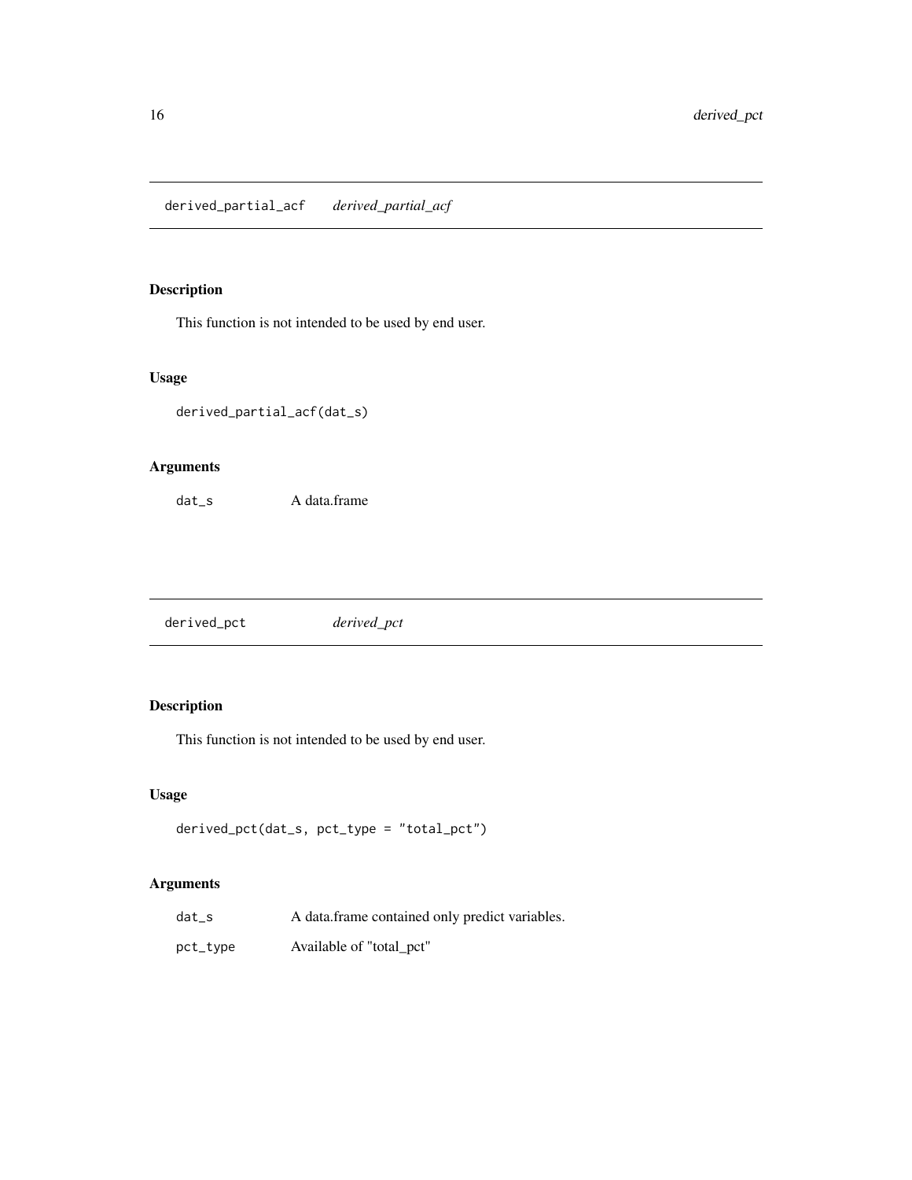## derived_partial_acf *derived_partial_acf*

### Description

This function is not intended to be used by end user.

### Usage

```
derived_partial_acf(dat_s)
```

### Arguments

| | |
|---|---|
| dat_s | A data.frame |

## derived_pct *derived_pct*

### Description

This function is not intended to be used by end user.

### Usage

```
derived_pct(dat_s, pct_type = "total_pct")
```

### Arguments

| | |
|---|---|
| dat_s | A data.frame contained only predict variables. |
| pct_type | Available of "total_pct" |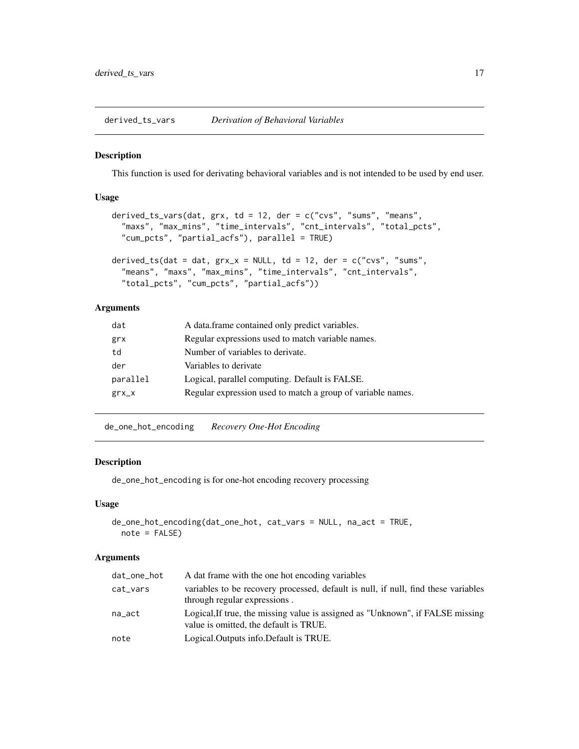## derived_ts_vars *Derivation of Behavioral Variables*

### Description

This function is used for derivating behavioral variables and is not intended to be used by end user.

### Usage

```
derived_ts_vars(dat, grx, td = 12, der = c("cvs", "sums", "means",
  "maxs", "max_mins", "time_intervals", "cnt_intervals", "total_pcts",
  "cum_pcts", "partial_acfs"), parallel = TRUE)

derived_ts(dat = dat, grx_x = NULL, td = 12, der = c("cvs", "sums",
  "means", "maxs", "max_mins", "time_intervals", "cnt_intervals",
  "total_pcts", "cum_pcts", "partial_acfs"))
```

### Arguments

| | |
|---|---|
| dat | A data.frame contained only predict variables. |
| grx | Regular expressions used to match variable names. |
| td | Number of variables to derivate. |
| der | Variables to derivate |
| parallel | Logical, parallel computing. Default is FALSE. |
| grx_x | Regular expression used to match a group of variable names. |

## de_one_hot_encoding *Recovery One-Hot Encoding*

### Description

de_one_hot_encoding is for one-hot encoding recovery processing

### Usage

```
de_one_hot_encoding(dat_one_hot, cat_vars = NULL, na_act = TRUE,
  note = FALSE)
```

### Arguments

| | |
|---|---|
| dat_one_hot | A dat frame with the one hot encoding variables |
| cat_vars | variables to be recovery processed, default is null, if null, find these variables through regular expressions . |
| na_act | Logical,If true, the missing value is assigned as "Unknown", if FALSE missing value is omitted, the default is TRUE. |
| note | Logical.Outputs info.Default is TRUE. |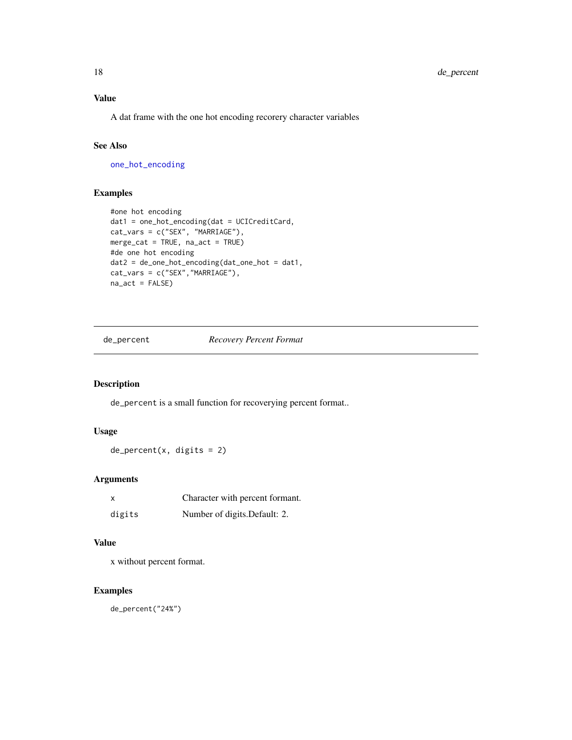### Value

A dat frame with the one hot encoding recorery character variables

### See Also

one_hot_encoding

### Examples

```
#one hot encoding
dat1 = one_hot_encoding(dat = UCICreditCard,
cat_vars = c("SEX", "MARRIAGE"),
merge_cat = TRUE, na_act = TRUE)
#de one hot encoding
dat2 = de_one_hot_encoding(dat_one_hot = dat1,
cat_vars = c("SEX","MARRIAGE"),
na_act = FALSE)
```

---

## de_percent *Recovery Percent Format*

---

### Description

de_percent is a small function for recoverying percent format..

### Usage

```
de_percent(x, digits = 2)
```

### Arguments

| | |
|---|---|
| x | Character with percent formant. |
| digits | Number of digits.Default: 2. |

### Value

x without percent format.

### Examples

```
de_percent("24%")
```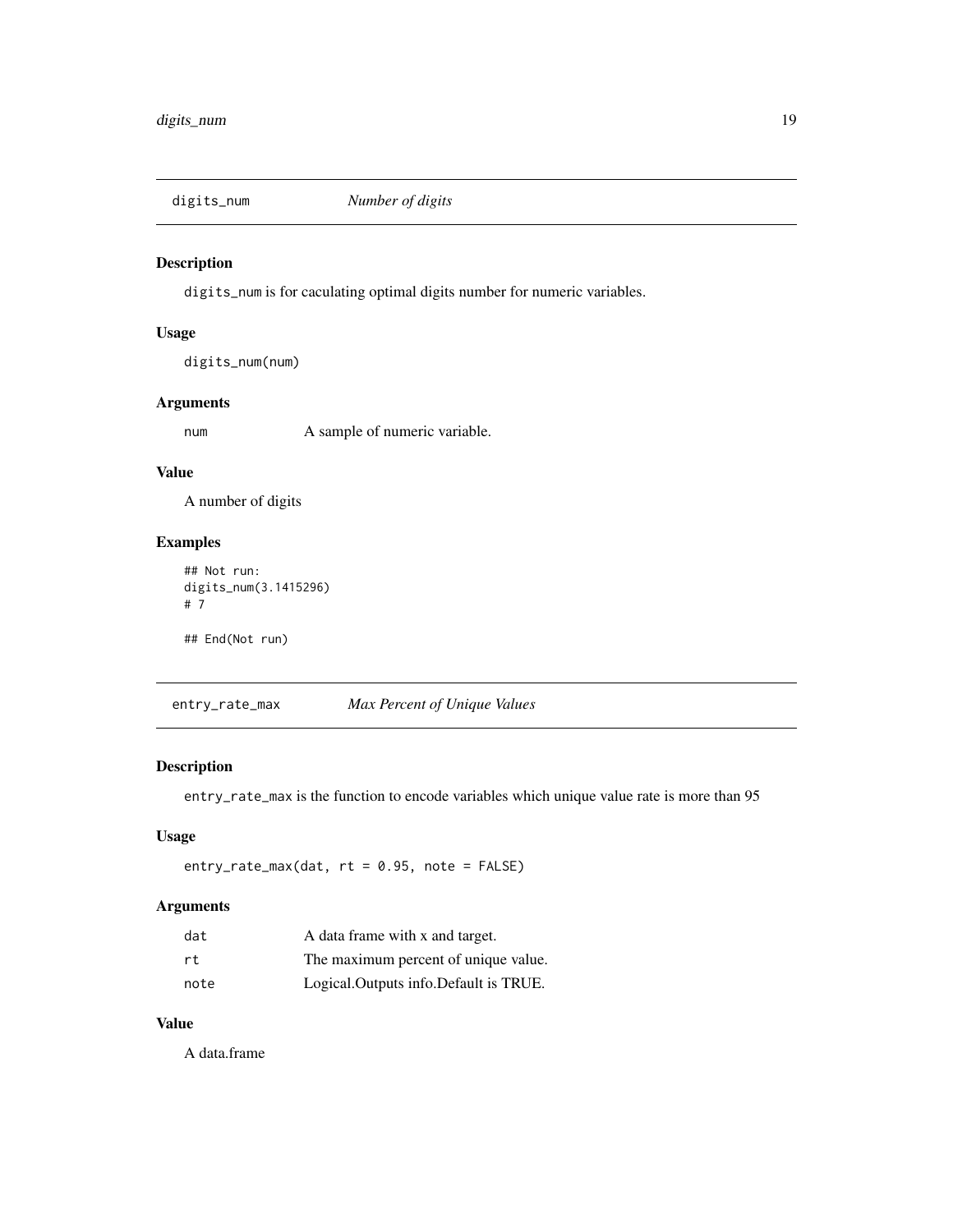## digits_num    *Number of digits*

### Description

`digits_num` is for caculating optimal digits number for numeric variables.

### Usage

```
digits_num(num)
```

### Arguments

| | |
|---|---|
| num | A sample of numeric variable. |

### Value

A number of digits

### Examples

```
## Not run:
digits_num(3.1415296)
# 7

## End(Not run)
```

## entry_rate_max    *Max Percent of Unique Values*

### Description

`entry_rate_max` is the function to encode variables which unique value rate is more than 95

### Usage

```
entry_rate_max(dat, rt = 0.95, note = FALSE)
```

### Arguments

| | |
|---|---|
| dat | A data frame with x and target. |
| rt | The maximum percent of unique value. |
| note | Logical.Outputs info.Default is TRUE. |

### Value

A data.frame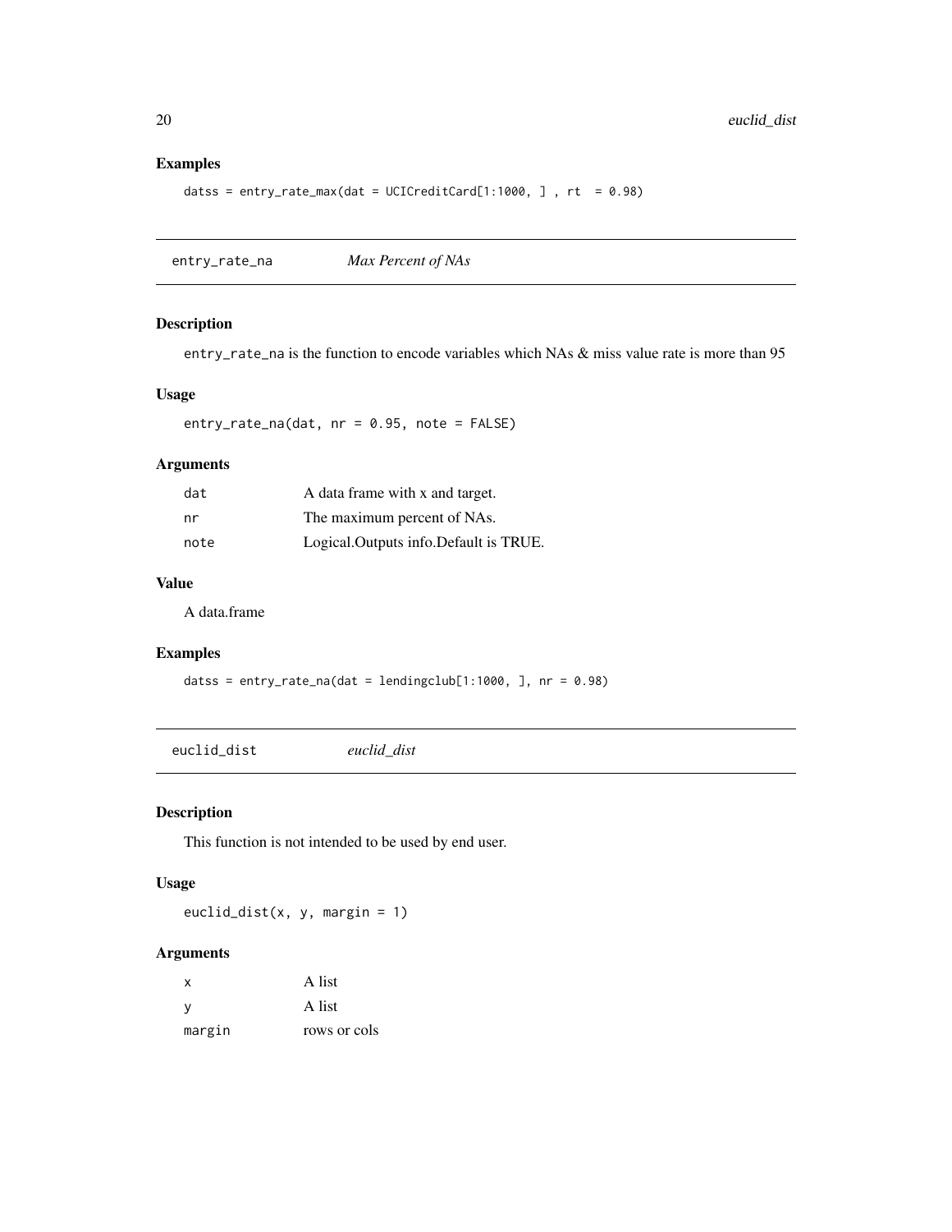### Examples

```
datss = entry_rate_max(dat = UCICreditCard[1:1000, ] , rt  = 0.98)
```

## entry_rate_na *Max Percent of NAs*

### Description

entry_rate_na is the function to encode variables which NAs & miss value rate is more than 95

### Usage

```
entry_rate_na(dat, nr = 0.95, note = FALSE)
```

### Arguments

| | |
|---|---|
| dat | A data frame with x and target. |
| nr | The maximum percent of NAs. |
| note | Logical.Outputs info.Default is TRUE. |

### Value

A data.frame

### Examples

```
datss = entry_rate_na(dat = lendingclub[1:1000, ], nr = 0.98)
```

## euclid_dist *euclid_dist*

### Description

This function is not intended to be used by end user.

### Usage

```
euclid_dist(x, y, margin = 1)
```

### Arguments

| | |
|---|---|
| x | A list |
| y | A list |
| margin | rows or cols |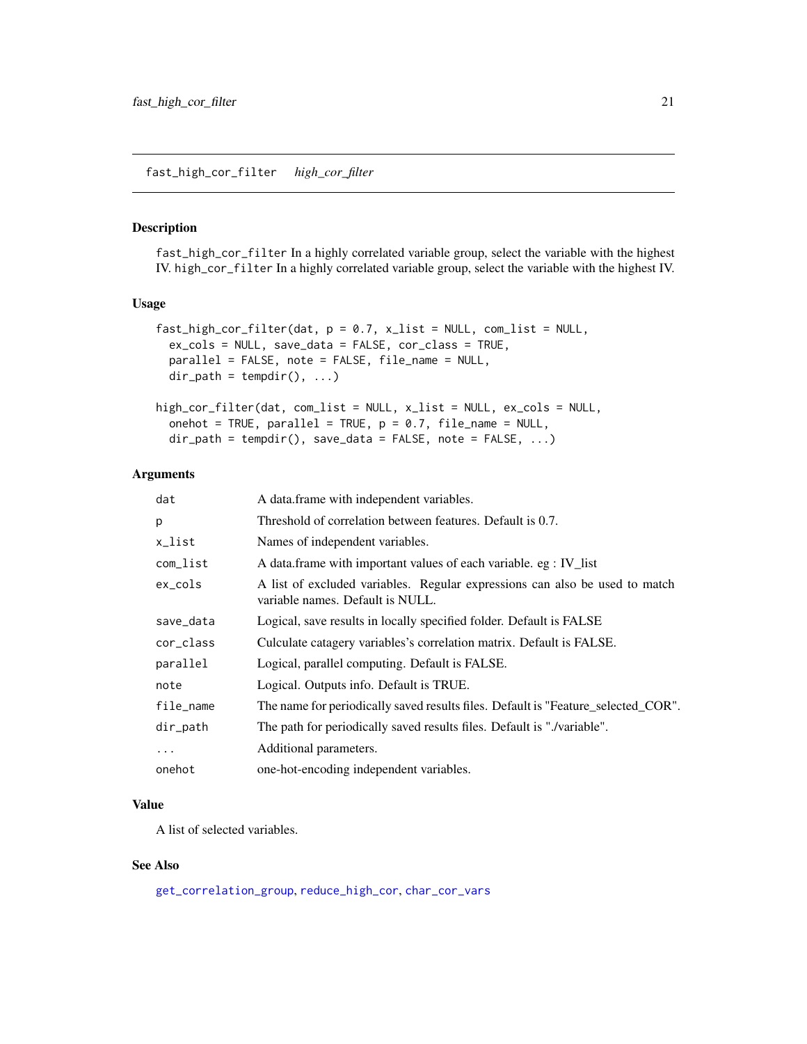## fast_high_cor_filter *high_cor_filter*

### Description

fast_high_cor_filter In a highly correlated variable group, select the variable with the highest IV. high_cor_filter In a highly correlated variable group, select the variable with the highest IV.

### Usage

```
fast_high_cor_filter(dat, p = 0.7, x_list = NULL, com_list = NULL,
  ex_cols = NULL, save_data = FALSE, cor_class = TRUE,
  parallel = FALSE, note = FALSE, file_name = NULL,
  dir_path = tempdir(), ...)

high_cor_filter(dat, com_list = NULL, x_list = NULL, ex_cols = NULL,
  onehot = TRUE, parallel = TRUE, p = 0.7, file_name = NULL,
  dir_path = tempdir(), save_data = FALSE, note = FALSE, ...)
```

### Arguments

| | |
|---|---|
| dat | A data.frame with independent variables. |
| p | Threshold of correlation between features. Default is 0.7. |
| x_list | Names of independent variables. |
| com_list | A data.frame with important values of each variable. eg : IV_list |
| ex_cols | A list of excluded variables. Regular expressions can also be used to match variable names. Default is NULL. |
| save_data | Logical, save results in locally specified folder. Default is FALSE |
| cor_class | Culculate catagery variables's correlation matrix. Default is FALSE. |
| parallel | Logical, parallel computing. Default is FALSE. |
| note | Logical. Outputs info. Default is TRUE. |
| file_name | The name for periodically saved results files. Default is "Feature_selected_COR". |
| dir_path | The path for periodically saved results files. Default is "./variable". |
| ... | Additional parameters. |
| onehot | one-hot-encoding independent variables. |

### Value

A list of selected variables.

### See Also

get_correlation_group, reduce_high_cor, char_cor_vars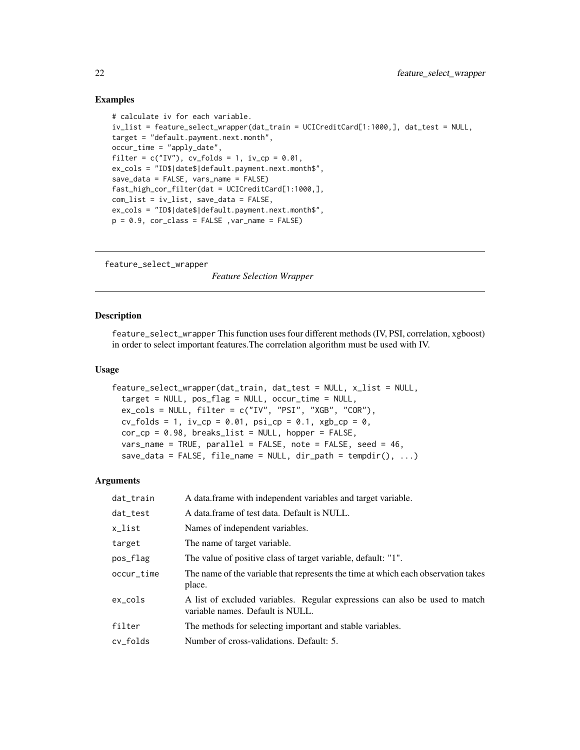## Examples

```
# calculate iv for each variable.
iv_list = feature_select_wrapper(dat_train = UCICreditCard[1:1000,], dat_test = NULL,
target = "default.payment.next.month",
occur_time = "apply_date",
filter = c("IV"), cv_folds = 1, iv_cp = 0.01,
ex_cols = "ID$|date$|default.payment.next.month$",
save_data = FALSE, vars_name = FALSE)
fast_high_cor_filter(dat = UCICreditCard[1:1000,],
com_list = iv_list, save_data = FALSE,
ex_cols = "ID$|date$|default.payment.next.month$",
p = 0.9, cor_class = FALSE ,var_name = FALSE)
```

---

# feature_select_wrapper — *Feature Selection Wrapper*

## Description

feature_select_wrapper This function uses four different methods (IV, PSI, correlation, xgboost) in order to select important features.The correlation algorithm must be used with IV.

## Usage

```
feature_select_wrapper(dat_train, dat_test = NULL, x_list = NULL,
  target = NULL, pos_flag = NULL, occur_time = NULL,
  ex_cols = NULL, filter = c("IV", "PSI", "XGB", "COR"),
  cv_folds = 1, iv_cp = 0.01, psi_cp = 0.1, xgb_cp = 0,
  cor_cp = 0.98, breaks_list = NULL, hopper = FALSE,
  vars_name = TRUE, parallel = FALSE, note = FALSE, seed = 46,
  save_data = FALSE, file_name = NULL, dir_path = tempdir(), ...)
```

## Arguments

| Argument | Description |
|---|---|
| dat_train | A data.frame with independent variables and target variable. |
| dat_test | A data.frame of test data. Default is NULL. |
| x_list | Names of independent variables. |
| target | The name of target variable. |
| pos_flag | The value of positive class of target variable, default: "1". |
| occur_time | The name of the variable that represents the time at which each observation takes place. |
| ex_cols | A list of excluded variables. Regular expressions can also be used to match variable names. Default is NULL. |
| filter | The methods for selecting important and stable variables. |
| cv_folds | Number of cross-validations. Default: 5. |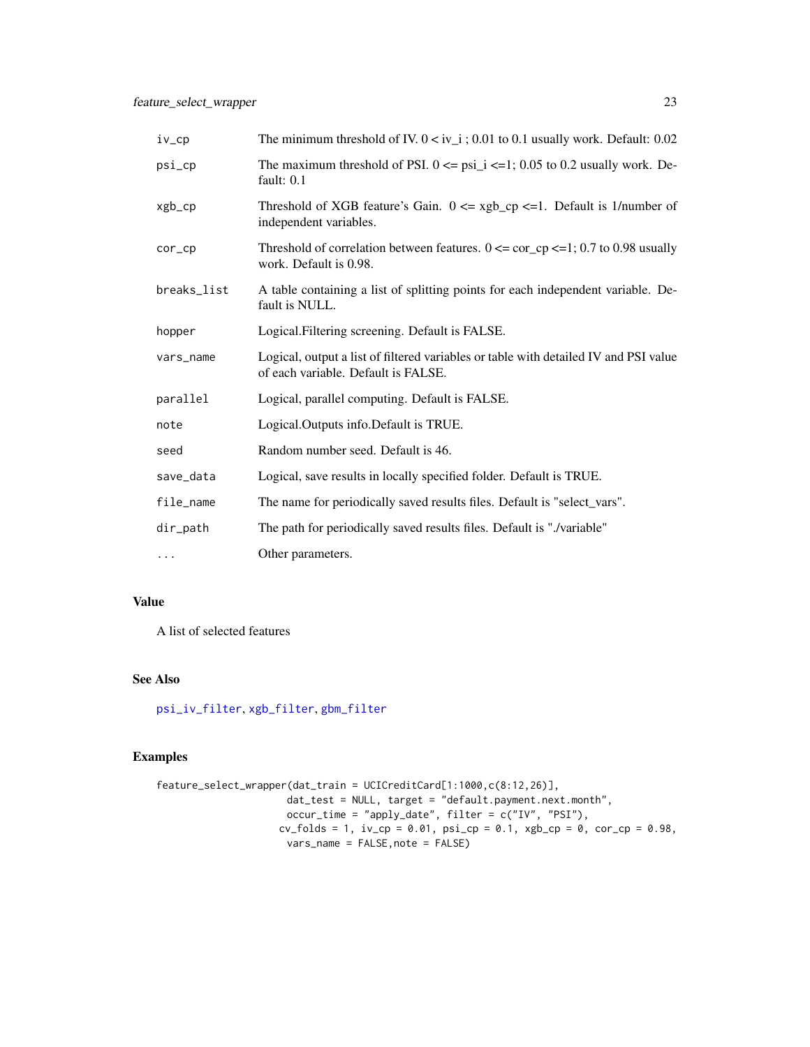| | |
|---|---|
| iv_cp | The minimum threshold of IV. 0 < iv_i ; 0.01 to 0.1 usually work. Default: 0.02 |
| psi_cp | The maximum threshold of PSI. 0 <= psi_i <=1; 0.05 to 0.2 usually work. Default: 0.1 |
| xgb_cp | Threshold of XGB feature's Gain. 0 <= xgb_cp <=1. Default is 1/number of independent variables. |
| cor_cp | Threshold of correlation between features. 0 <= cor_cp <=1; 0.7 to 0.98 usually work. Default is 0.98. |
| breaks_list | A table containing a list of splitting points for each independent variable. Default is NULL. |
| hopper | Logical.Filtering screening. Default is FALSE. |
| vars_name | Logical, output a list of filtered variables or table with detailed IV and PSI value of each variable. Default is FALSE. |
| parallel | Logical, parallel computing. Default is FALSE. |
| note | Logical.Outputs info.Default is TRUE. |
| seed | Random number seed. Default is 46. |
| save_data | Logical, save results in locally specified folder. Default is TRUE. |
| file_name | The name for periodically saved results files. Default is "select_vars". |
| dir_path | The path for periodically saved results files. Default is "./variable" |
| ... | Other parameters. |

## Value

A list of selected features

## See Also

psi_iv_filter, xgb_filter, gbm_filter

## Examples

```
feature_select_wrapper(dat_train = UCICreditCard[1:1000,c(8:12,26)],
                  dat_test = NULL, target = "default.payment.next.month",
                  occur_time = "apply_date", filter = c("IV", "PSI"),
                 cv_folds = 1, iv_cp = 0.01, psi_cp = 0.1, xgb_cp = 0, cor_cp = 0.98,
                  vars_name = FALSE,note = FALSE)
```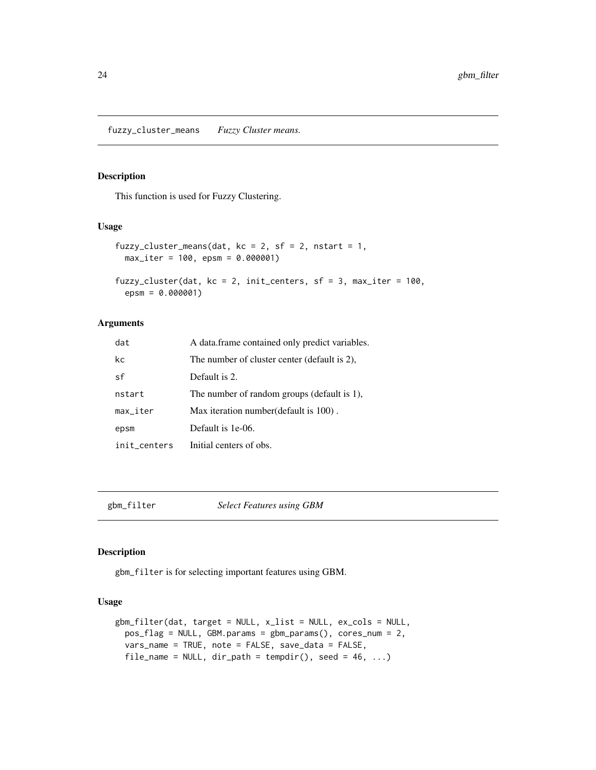## fuzzy_cluster_means *Fuzzy Cluster means.*

### Description

This function is used for Fuzzy Clustering.

### Usage

```
fuzzy_cluster_means(dat, kc = 2, sf = 2, nstart = 1,
  max_iter = 100, epsm = 0.000001)

fuzzy_cluster(dat, kc = 2, init_centers, sf = 3, max_iter = 100,
  epsm = 0.000001)
```

### Arguments

| | |
|---|---|
| dat | A data.frame contained only predict variables. |
| kc | The number of cluster center (default is 2), |
| sf | Default is 2. |
| nstart | The number of random groups (default is 1), |
| max_iter | Max iteration number(default is 100) . |
| epsm | Default is 1e-06. |
| init_centers | Initial centers of obs. |

## gbm_filter *Select Features using GBM*

### Description

gbm_filter is for selecting important features using GBM.

### Usage

```
gbm_filter(dat, target = NULL, x_list = NULL, ex_cols = NULL,
  pos_flag = NULL, GBM.params = gbm_params(), cores_num = 2,
  vars_name = TRUE, note = FALSE, save_data = FALSE,
  file_name = NULL, dir_path = tempdir(), seed = 46, ...)
```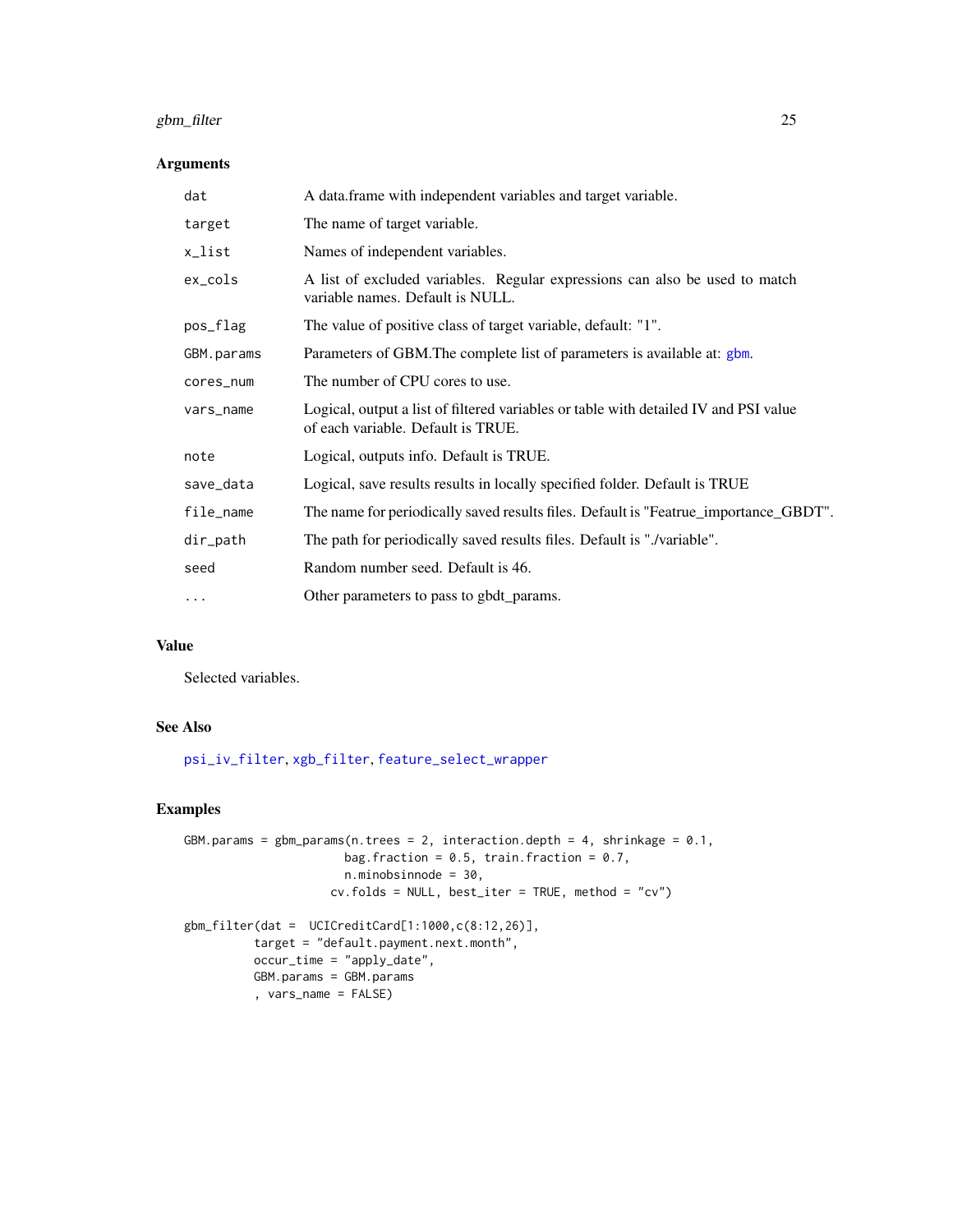## Arguments

| | |
|---|---|
| dat | A data.frame with independent variables and target variable. |
| target | The name of target variable. |
| x_list | Names of independent variables. |
| ex_cols | A list of excluded variables. Regular expressions can also be used to match variable names. Default is NULL. |
| pos_flag | The value of positive class of target variable, default: "1". |
| GBM.params | Parameters of GBM.The complete list of parameters is available at: gbm. |
| cores_num | The number of CPU cores to use. |
| vars_name | Logical, output a list of filtered variables or table with detailed IV and PSI value of each variable. Default is TRUE. |
| note | Logical, outputs info. Default is TRUE. |
| save_data | Logical, save results results in locally specified folder. Default is TRUE |
| file_name | The name for periodically saved results files. Default is "Featrue_importance_GBDT". |
| dir_path | The path for periodically saved results files. Default is "./variable". |
| seed | Random number seed. Default is 46. |
| ... | Other parameters to pass to gbdt_params. |

## Value

Selected variables.

## See Also

psi_iv_filter, xgb_filter, feature_select_wrapper

## Examples

```
GBM.params = gbm_params(n.trees = 2, interaction.depth = 4, shrinkage = 0.1,
                        bag.fraction = 0.5, train.fraction = 0.7,
                        n.minobsinnode = 30,
                      cv.folds = NULL, best_iter = TRUE, method = "cv")

gbm_filter(dat =  UCICreditCard[1:1000,c(8:12,26)],
          target = "default.payment.next.month",
          occur_time = "apply_date",
          GBM.params = GBM.params
          , vars_name = FALSE)
```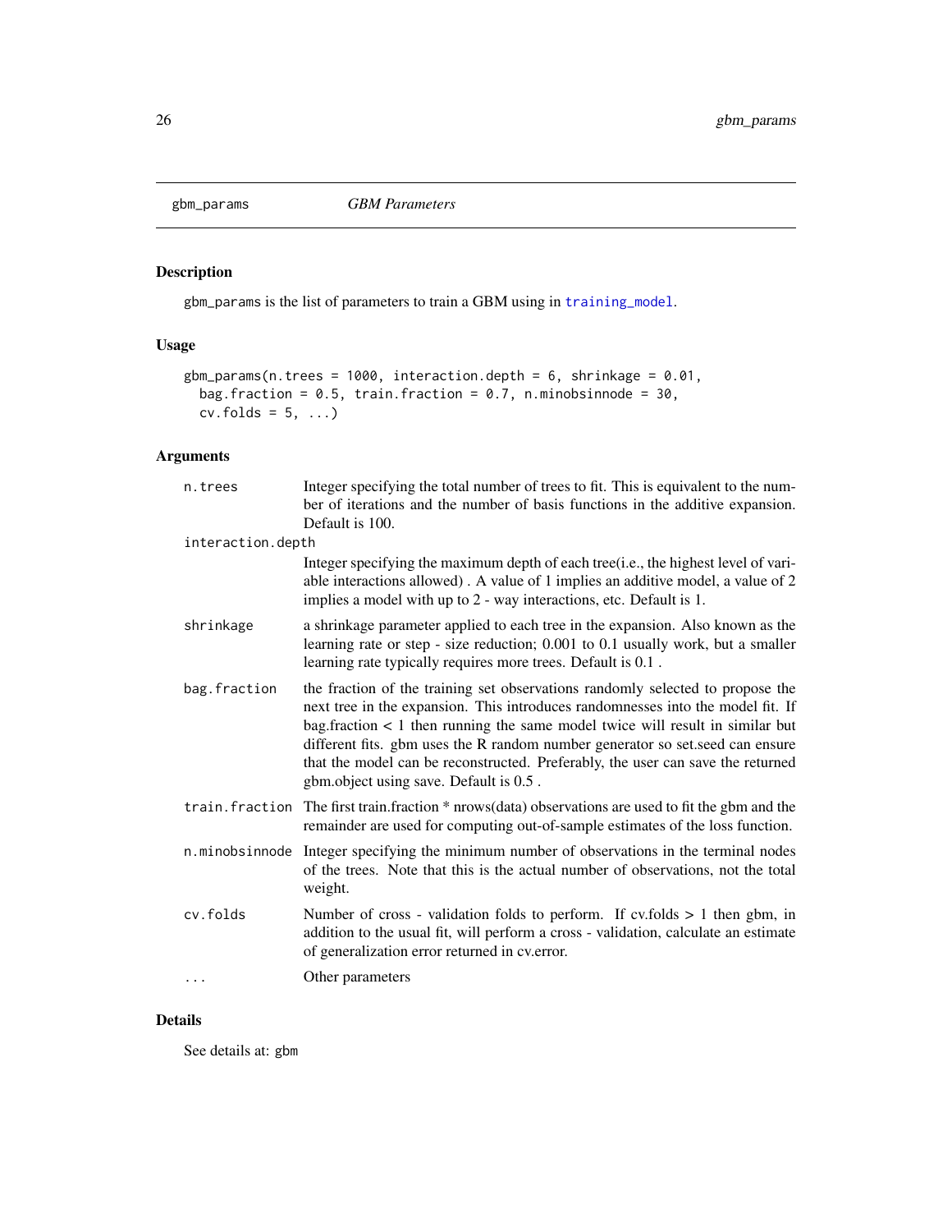# gbm_params *GBM Parameters*

## Description

gbm_params is the list of parameters to train a GBM using in training_model.

## Usage

```
gbm_params(n.trees = 1000, interaction.depth = 6, shrinkage = 0.01,
  bag.fraction = 0.5, train.fraction = 0.7, n.minobsinnode = 30,
  cv.folds = 5, ...)
```

## Arguments

| | |
|---|---|
| n.trees | Integer specifying the total number of trees to fit. This is equivalent to the number of iterations and the number of basis functions in the additive expansion. Default is 100. |
| interaction.depth | Integer specifying the maximum depth of each tree(i.e., the highest level of variable interactions allowed) . A value of 1 implies an additive model, a value of 2 implies a model with up to 2 - way interactions, etc. Default is 1. |
| shrinkage | a shrinkage parameter applied to each tree in the expansion. Also known as the learning rate or step - size reduction; 0.001 to 0.1 usually work, but a smaller learning rate typically requires more trees. Default is 0.1 . |
| bag.fraction | the fraction of the training set observations randomly selected to propose the next tree in the expansion. This introduces randomnesses into the model fit. If bag.fraction < 1 then running the same model twice will result in similar but different fits. gbm uses the R random number generator so set.seed can ensure that the model can be reconstructed. Preferably, the user can save the returned gbm.object using save. Default is 0.5 . |
| train.fraction | The first train.fraction * nrows(data) observations are used to fit the gbm and the remainder are used for computing out-of-sample estimates of the loss function. |
| n.minobsinnode | Integer specifying the minimum number of observations in the terminal nodes of the trees. Note that this is the actual number of observations, not the total weight. |
| cv.folds | Number of cross - validation folds to perform. If cv.folds > 1 then gbm, in addition to the usual fit, will perform a cross - validation, calculate an estimate of generalization error returned in cv.error. |
| ... | Other parameters |

## Details

See details at: gbm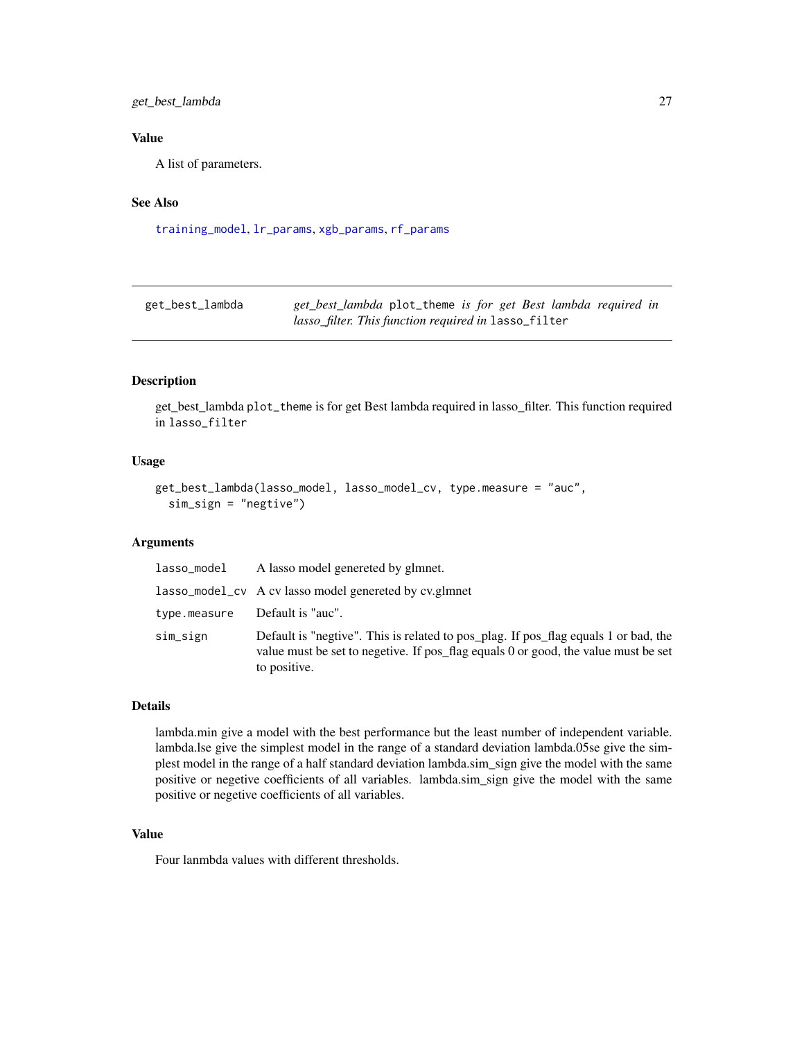## Value

A list of parameters.

## See Also

training_model, lr_params, xgb_params, rf_params

---

| get_best_lambda | *get_best_lambda* `plot_theme` *is for get Best lambda required in lasso_filter. This function required in* `lasso_filter` |
|---|---|

---

## Description

get_best_lambda `plot_theme` is for get Best lambda required in lasso_filter. This function required in `lasso_filter`

## Usage

```
get_best_lambda(lasso_model, lasso_model_cv, type.measure = "auc",
  sim_sign = "negtive")
```

## Arguments

| | |
|---|---|
| `lasso_model` | A lasso model genereted by glmnet. |
| `lasso_model_cv` | A cv lasso model genereted by cv.glmnet |
| `type.measure` | Default is "auc". |
| `sim_sign` | Default is "negtive". This is related to pos_plag. If pos_flag equals 1 or bad, the value must be set to negetive. If pos_flag equals 0 or good, the value must be set to positive. |

## Details

lambda.min give a model with the best performance but the least number of independent variable. lambda.lse give the simplest model in the range of a standard deviation lambda.05se give the simplest model in the range of a half standard deviation lambda.sim_sign give the model with the same positive or negetive coefficients of all variables. lambda.sim_sign give the model with the same positive or negetive coefficients of all variables.

## Value

Four lanmbda values with different thresholds.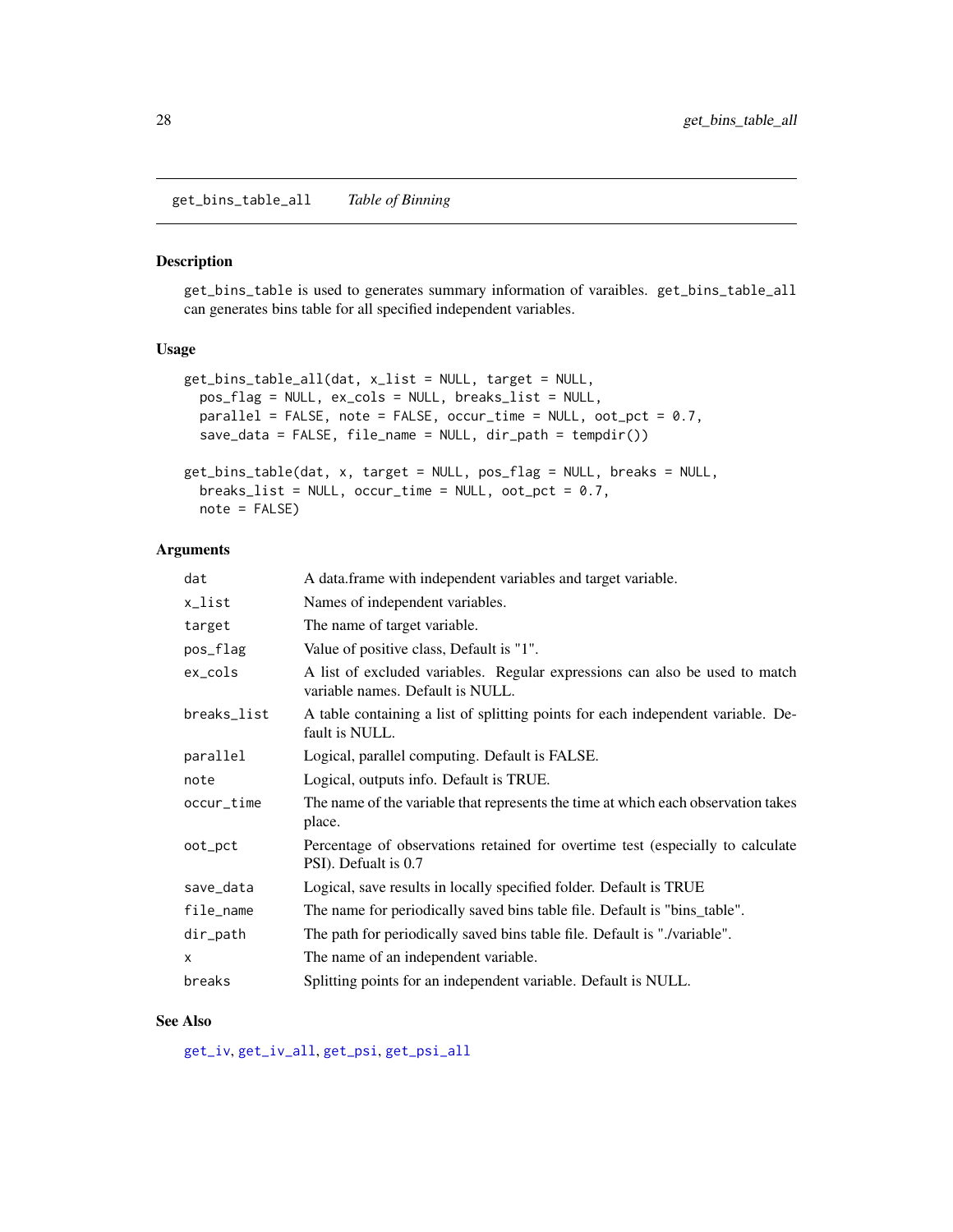## get_bins_table_all *Table of Binning*

### Description

get_bins_table is used to generates summary information of varaibles. get_bins_table_all can generates bins table for all specified independent variables.

### Usage

```
get_bins_table_all(dat, x_list = NULL, target = NULL,
  pos_flag = NULL, ex_cols = NULL, breaks_list = NULL,
  parallel = FALSE, note = FALSE, occur_time = NULL, oot_pct = 0.7,
  save_data = FALSE, file_name = NULL, dir_path = tempdir())

get_bins_table(dat, x, target = NULL, pos_flag = NULL, breaks = NULL,
  breaks_list = NULL, occur_time = NULL, oot_pct = 0.7,
  note = FALSE)
```

### Arguments

| | |
|---|---|
| dat | A data.frame with independent variables and target variable. |
| x_list | Names of independent variables. |
| target | The name of target variable. |
| pos_flag | Value of positive class, Default is "1". |
| ex_cols | A list of excluded variables. Regular expressions can also be used to match variable names. Default is NULL. |
| breaks_list | A table containing a list of splitting points for each independent variable. Default is NULL. |
| parallel | Logical, parallel computing. Default is FALSE. |
| note | Logical, outputs info. Default is TRUE. |
| occur_time | The name of the variable that represents the time at which each observation takes place. |
| oot_pct | Percentage of observations retained for overtime test (especially to calculate PSI). Defualt is 0.7 |
| save_data | Logical, save results in locally specified folder. Default is TRUE |
| file_name | The name for periodically saved bins table file. Default is "bins_table". |
| dir_path | The path for periodically saved bins table file. Default is "./variable". |
| x | The name of an independent variable. |
| breaks | Splitting points for an independent variable. Default is NULL. |

### See Also

get_iv, get_iv_all, get_psi, get_psi_all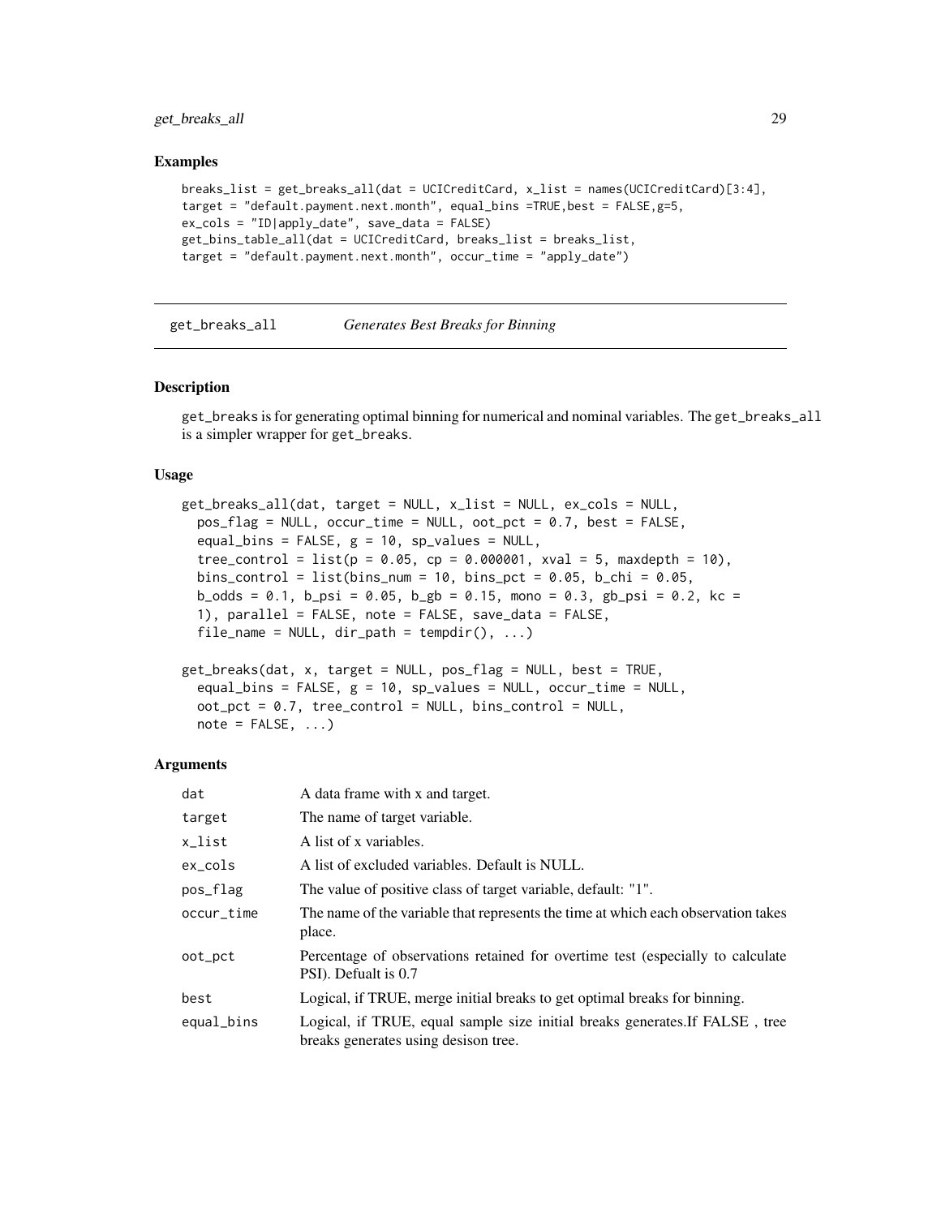## Examples

```
breaks_list = get_breaks_all(dat = UCICreditCard, x_list = names(UCICreditCard)[3:4],
target = "default.payment.next.month", equal_bins =TRUE,best = FALSE,g=5,
ex_cols = "ID|apply_date", save_data = FALSE)
get_bins_table_all(dat = UCICreditCard, breaks_list = breaks_list,
target = "default.payment.next.month", occur_time = "apply_date")
```

---

# get_breaks_all *Generates Best Breaks for Binning*

---

## Description

get_breaks is for generating optimal binning for numerical and nominal variables. The get_breaks_all is a simpler wrapper for get_breaks.

## Usage

```
get_breaks_all(dat, target = NULL, x_list = NULL, ex_cols = NULL,
  pos_flag = NULL, occur_time = NULL, oot_pct = 0.7, best = FALSE,
  equal_bins = FALSE, g = 10, sp_values = NULL,
  tree_control = list(p = 0.05, cp = 0.000001, xval = 5, maxdepth = 10),
  bins_control = list(bins_num = 10, bins_pct = 0.05, b_chi = 0.05,
  b_odds = 0.1, b_psi = 0.05, b_gb = 0.15, mono = 0.3, gb_psi = 0.2, kc =
  1), parallel = FALSE, note = FALSE, save_data = FALSE,
  file_name = NULL, dir_path = tempdir(), ...)

get_breaks(dat, x, target = NULL, pos_flag = NULL, best = TRUE,
  equal_bins = FALSE, g = 10, sp_values = NULL, occur_time = NULL,
  oot_pct = 0.7, tree_control = NULL, bins_control = NULL,
  note = FALSE, ...)
```

## Arguments

| | |
|---|---|
| dat | A data frame with x and target. |
| target | The name of target variable. |
| x_list | A list of x variables. |
| ex_cols | A list of excluded variables. Default is NULL. |
| pos_flag | The value of positive class of target variable, default: "1". |
| occur_time | The name of the variable that represents the time at which each observation takes place. |
| oot_pct | Percentage of observations retained for overtime test (especially to calculate PSI). Defualt is 0.7 |
| best | Logical, if TRUE, merge initial breaks to get optimal breaks for binning. |
| equal_bins | Logical, if TRUE, equal sample size initial breaks generates.If FALSE , tree breaks generates using desison tree. |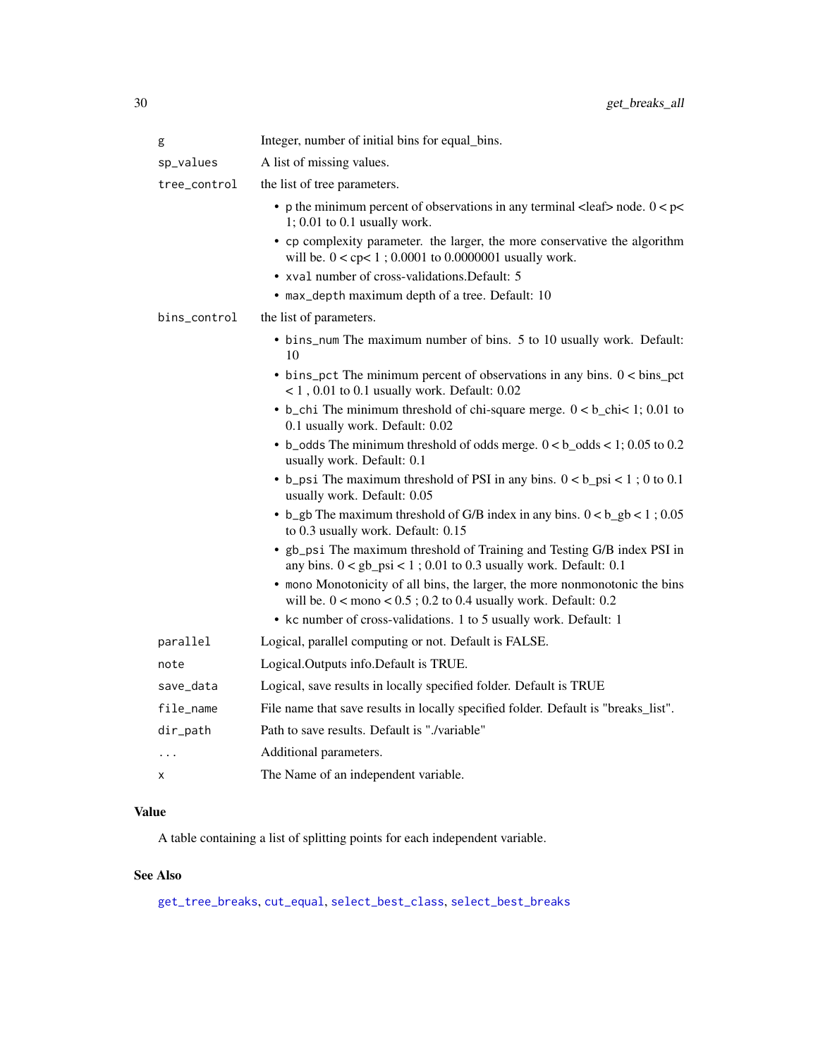| | |
|---|---|
| `g` | Integer, number of initial bins for equal_bins. |
| `sp_values` | A list of missing values. |
| `tree_control` | the list of tree parameters.<br>• `p` the minimum percent of observations in any terminal <leaf> node. 0 < p< 1; 0.01 to 0.1 usually work.<br>• `cp` complexity parameter. the larger, the more conservative the algorithm will be. 0 < cp< 1 ; 0.0001 to 0.0000001 usually work.<br>• `xval` number of cross-validations.Default: 5<br>• `max_depth` maximum depth of a tree. Default: 10 |
| `bins_control` | the list of parameters.<br>• `bins_num` The maximum number of bins. 5 to 10 usually work. Default: 10<br>• `bins_pct` The minimum percent of observations in any bins. 0 < bins_pct < 1 , 0.01 to 0.1 usually work. Default: 0.02<br>• `b_chi` The minimum threshold of chi-square merge. 0 < b_chi< 1; 0.01 to 0.1 usually work. Default: 0.02<br>• `b_odds` The minimum threshold of odds merge. 0 < b_odds < 1; 0.05 to 0.2 usually work. Default: 0.1<br>• `b_psi` The maximum threshold of PSI in any bins. 0 < b_psi < 1 ; 0 to 0.1 usually work. Default: 0.05<br>• `b_gb` The maximum threshold of G/B index in any bins. 0 < b_gb < 1 ; 0.05 to 0.3 usually work. Default: 0.15<br>• `gb_psi` The maximum threshold of Training and Testing G/B index PSI in any bins. 0 < gb_psi < 1 ; 0.01 to 0.3 usually work. Default: 0.1<br>• `mono` Monotonicity of all bins, the larger, the more nonmonotonic the bins will be. 0 < mono < 0.5 ; 0.2 to 0.4 usually work. Default: 0.2<br>• `kc` number of cross-validations. 1 to 5 usually work. Default: 1 |
| `parallel` | Logical, parallel computing or not. Default is FALSE. |
| `note` | Logical.Outputs info.Default is TRUE. |
| `save_data` | Logical, save results in locally specified folder. Default is TRUE |
| `file_name` | File name that save results in locally specified folder. Default is "breaks_list". |
| `dir_path` | Path to save results. Default is "./variable" |
| `...` | Additional parameters. |
| `x` | The Name of an independent variable. |

## Value

A table containing a list of splitting points for each independent variable.

## See Also

get_tree_breaks, cut_equal, select_best_class, select_best_breaks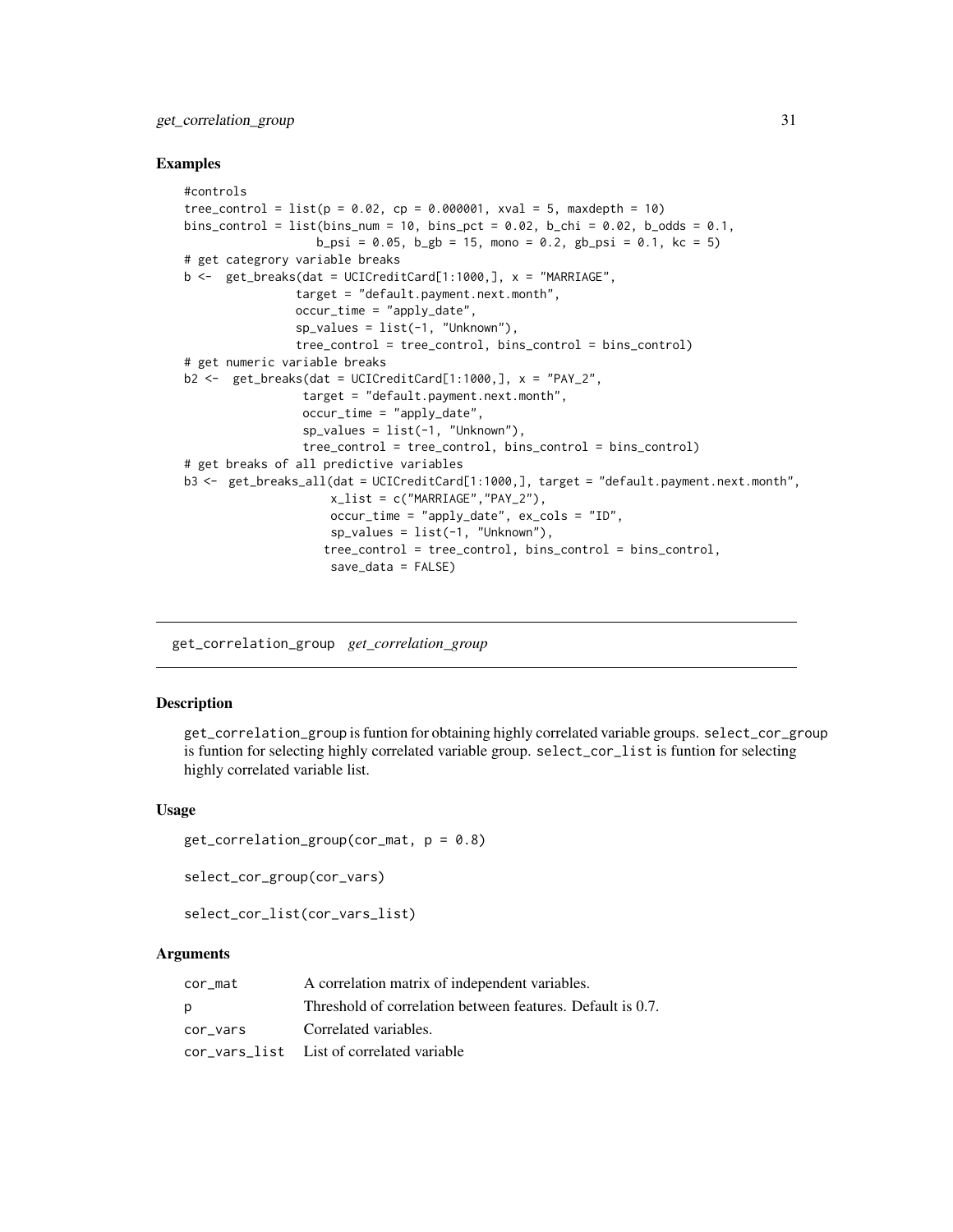## Examples

```
#controls
tree_control = list(p = 0.02, cp = 0.000001, xval = 5, maxdepth = 10)
bins_control = list(bins_num = 10, bins_pct = 0.02, b_chi = 0.02, b_odds = 0.1,
                   b_psi = 0.05, b_gb = 15, mono = 0.2, gb_psi = 0.1, kc = 5)
# get categrory variable breaks
b <-  get_breaks(dat = UCICreditCard[1:1000,], x = "MARRIAGE",
                target = "default.payment.next.month",
                occur_time = "apply_date",
                sp_values = list(-1, "Unknown"),
                tree_control = tree_control, bins_control = bins_control)
# get numeric variable breaks
b2 <-  get_breaks(dat = UCICreditCard[1:1000,], x = "PAY_2",
                 target = "default.payment.next.month",
                 occur_time = "apply_date",
                 sp_values = list(-1, "Unknown"),
                 tree_control = tree_control, bins_control = bins_control)
# get breaks of all predictive variables
b3 <-  get_breaks_all(dat = UCICreditCard[1:1000,], target = "default.payment.next.month",
                     x_list = c("MARRIAGE","PAY_2"),
                     occur_time = "apply_date", ex_cols = "ID",
                     sp_values = list(-1, "Unknown"),
                    tree_control = tree_control, bins_control = bins_control,
                     save_data = FALSE)
```

---

# get_correlation_group *get_correlation_group*

---

## Description

get_correlation_group is funtion for obtaining highly correlated variable groups. select_cor_group is funtion for selecting highly correlated variable group. select_cor_list is funtion for selecting highly correlated variable list.

## Usage

```
get_correlation_group(cor_mat, p = 0.8)

select_cor_group(cor_vars)

select_cor_list(cor_vars_list)
```

## Arguments

| | |
|---|---|
| cor_mat | A correlation matrix of independent variables. |
| p | Threshold of correlation between features. Default is 0.7. |
| cor_vars | Correlated variables. |
| cor_vars_list | List of correlated variable |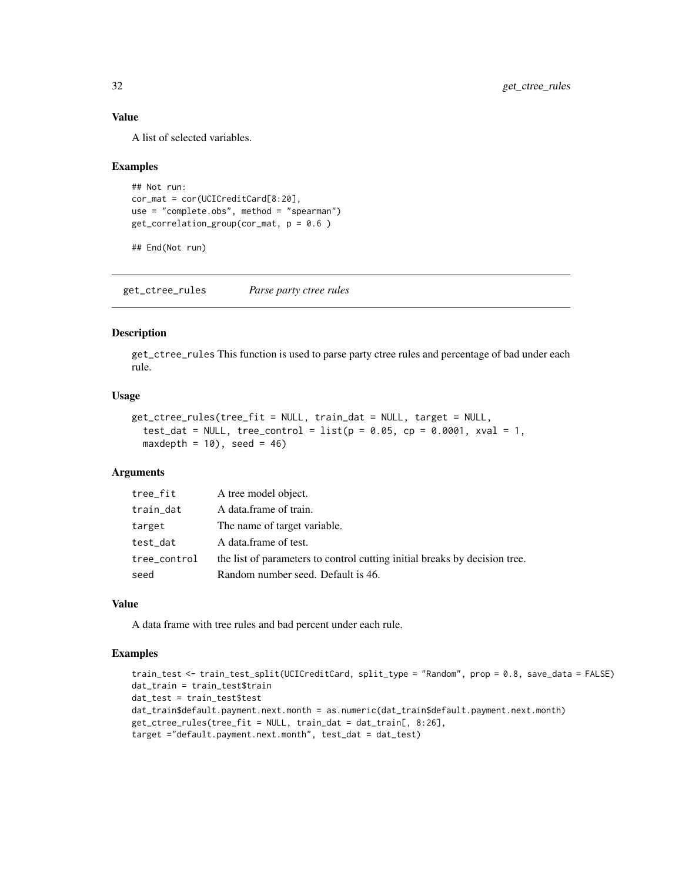### Value

A list of selected variables.

### Examples

```
## Not run:
cor_mat = cor(UCICreditCard[8:20],
use = "complete.obs", method = "spearman")
get_correlation_group(cor_mat, p = 0.6 )

## End(Not run)
```

---

## get_ctree_rules *Parse party ctree rules*

---

### Description

get_ctree_rules This function is used to parse party ctree rules and percentage of bad under each rule.

### Usage

```
get_ctree_rules(tree_fit = NULL, train_dat = NULL, target = NULL,
  test_dat = NULL, tree_control = list(p = 0.05, cp = 0.0001, xval = 1,
  maxdepth = 10), seed = 46)
```

### Arguments

| | |
|---|---|
| tree_fit | A tree model object. |
| train_dat | A data.frame of train. |
| target | The name of target variable. |
| test_dat | A data.frame of test. |
| tree_control | the list of parameters to control cutting initial breaks by decision tree. |
| seed | Random number seed. Default is 46. |

### Value

A data frame with tree rules and bad percent under each rule.

### Examples

```
train_test <- train_test_split(UCICreditCard, split_type = "Random", prop = 0.8, save_data = FALSE)
dat_train = train_test$train
dat_test = train_test$test
dat_train$default.payment.next.month = as.numeric(dat_train$default.payment.next.month)
get_ctree_rules(tree_fit = NULL, train_dat = dat_train[, 8:26],
target ="default.payment.next.month", test_dat = dat_test)
```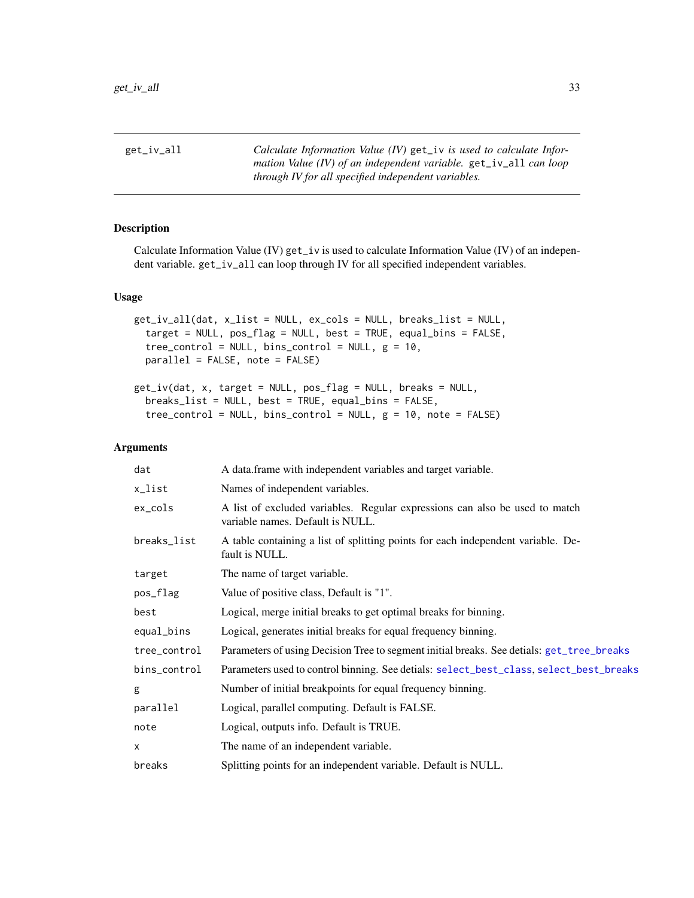| get_iv_all | *Calculate Information Value (IV)* `get_iv` *is used to calculate Information Value (IV) of an independent variable.* `get_iv_all` *can loop through IV for all specified independent variables.* |
|---|---|

## Description

Calculate Information Value (IV) `get_iv` is used to calculate Information Value (IV) of an independent variable. `get_iv_all` can loop through IV for all specified independent variables.

## Usage

```
get_iv_all(dat, x_list = NULL, ex_cols = NULL, breaks_list = NULL,
  target = NULL, pos_flag = NULL, best = TRUE, equal_bins = FALSE,
  tree_control = NULL, bins_control = NULL, g = 10,
  parallel = FALSE, note = FALSE)

get_iv(dat, x, target = NULL, pos_flag = NULL, breaks = NULL,
  breaks_list = NULL, best = TRUE, equal_bins = FALSE,
  tree_control = NULL, bins_control = NULL, g = 10, note = FALSE)
```

## Arguments

| | |
|---|---|
| `dat` | A data.frame with independent variables and target variable. |
| `x_list` | Names of independent variables. |
| `ex_cols` | A list of excluded variables. Regular expressions can also be used to match variable names. Default is NULL. |
| `breaks_list` | A table containing a list of splitting points for each independent variable. Default is NULL. |
| `target` | The name of target variable. |
| `pos_flag` | Value of positive class, Default is "1". |
| `best` | Logical, merge initial breaks to get optimal breaks for binning. |
| `equal_bins` | Logical, generates initial breaks for equal frequency binning. |
| `tree_control` | Parameters of using Decision Tree to segment initial breaks. See detials: `get_tree_breaks` |
| `bins_control` | Parameters used to control binning. See detials: `select_best_class`, `select_best_breaks` |
| `g` | Number of initial breakpoints for equal frequency binning. |
| `parallel` | Logical, parallel computing. Default is FALSE. |
| `note` | Logical, outputs info. Default is TRUE. |
| `x` | The name of an independent variable. |
| `breaks` | Splitting points for an independent variable. Default is NULL. |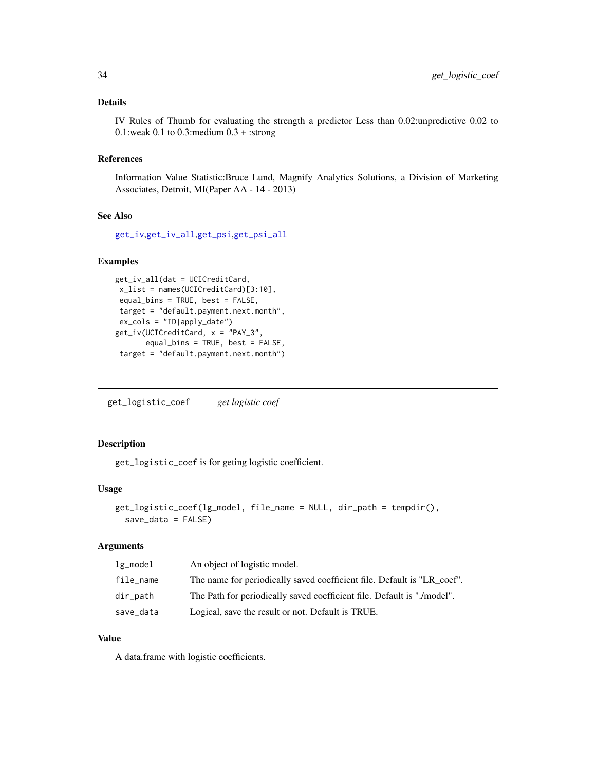### Details

IV Rules of Thumb for evaluating the strength a predictor Less than 0.02:unpredictive 0.02 to 0.1:weak 0.1 to 0.3:medium 0.3 + :strong

### References

Information Value Statistic:Bruce Lund, Magnify Analytics Solutions, a Division of Marketing Associates, Detroit, MI(Paper AA - 14 - 2013)

### See Also

get_iv,get_iv_all,get_psi,get_psi_all

### Examples

```
get_iv_all(dat = UCICreditCard,
 x_list = names(UCICreditCard)[3:10],
 equal_bins = TRUE, best = FALSE,
 target = "default.payment.next.month",
 ex_cols = "ID|apply_date")
get_iv(UCICreditCard, x = "PAY_3",
       equal_bins = TRUE, best = FALSE,
 target = "default.payment.next.month")
```

---

## get_logistic_coef    *get logistic coef*

---

### Description

get_logistic_coef is for geting logistic coefficient.

### Usage

```
get_logistic_coef(lg_model, file_name = NULL, dir_path = tempdir(),
  save_data = FALSE)
```

### Arguments

| | |
|---|---|
| lg_model | An object of logistic model. |
| file_name | The name for periodically saved coefficient file. Default is "LR_coef". |
| dir_path | The Path for periodically saved coefficient file. Default is "./model". |
| save_data | Logical, save the result or not. Default is TRUE. |

### Value

A data.frame with logistic coefficients.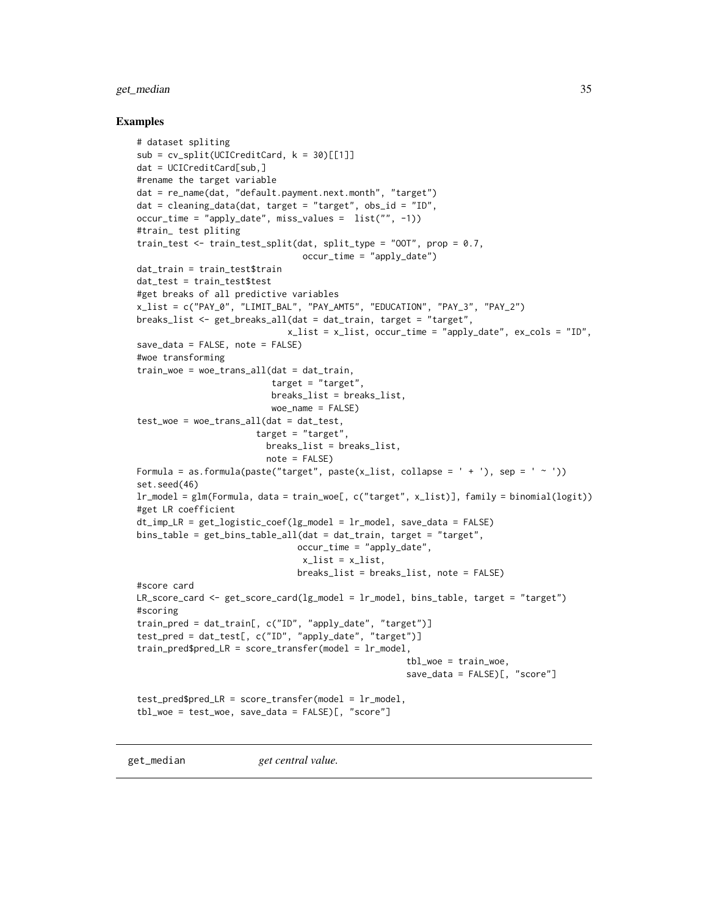## Examples

```
# dataset spliting
sub = cv_split(UCICreditCard, k = 30)[[1]]
dat = UCICreditCard[sub,]
#rename the target variable
dat = re_name(dat, "default.payment.next.month", "target")
dat = cleaning_data(dat, target = "target", obs_id = "ID",
occur_time = "apply_date", miss_values =  list("", -1))
#train_ test pliting
train_test <- train_test_split(dat, split_type = "OOT", prop = 0.7,
                                occur_time = "apply_date")
dat_train = train_test$train
dat_test = train_test$test
#get breaks of all predictive variables
x_list = c("PAY_0", "LIMIT_BAL", "PAY_AMT5", "EDUCATION", "PAY_3", "PAY_2")
breaks_list <- get_breaks_all(dat = dat_train, target = "target",
                              x_list = x_list, occur_time = "apply_date", ex_cols = "ID",
save_data = FALSE, note = FALSE)
#woe transforming
train_woe = woe_trans_all(dat = dat_train,
                          target = "target",
                          breaks_list = breaks_list,
                          woe_name = FALSE)
test_woe = woe_trans_all(dat = dat_test,
                       target = "target",
                         breaks_list = breaks_list,
                         note = FALSE)
Formula = as.formula(paste("target", paste(x_list, collapse = ' + '), sep = ' ~ '))
set.seed(46)
lr_model = glm(Formula, data = train_woe[, c("target", x_list)], family = binomial(logit))
#get LR coefficient
dt_imp_LR = get_logistic_coef(lg_model = lr_model, save_data = FALSE)
bins_table = get_bins_table_all(dat = dat_train, target = "target",
                                occur_time = "apply_date",
                                 x_list = x_list,
                                breaks_list = breaks_list, note = FALSE)
#score card
LR_score_card <- get_score_card(lg_model = lr_model, bins_table, target = "target")
#scoring
train_pred = dat_train[, c("ID", "apply_date", "target")]
test_pred = dat_test[, c("ID", "apply_date", "target")]
train_pred$pred_LR = score_transfer(model = lr_model,
                                                    tbl_woe = train_woe,
                                                    save_data = FALSE)[, "score"]

test_pred$pred_LR = score_transfer(model = lr_model,
tbl_woe = test_woe, save_data = FALSE)[, "score"]
```

---

get_median        *get central value.*

---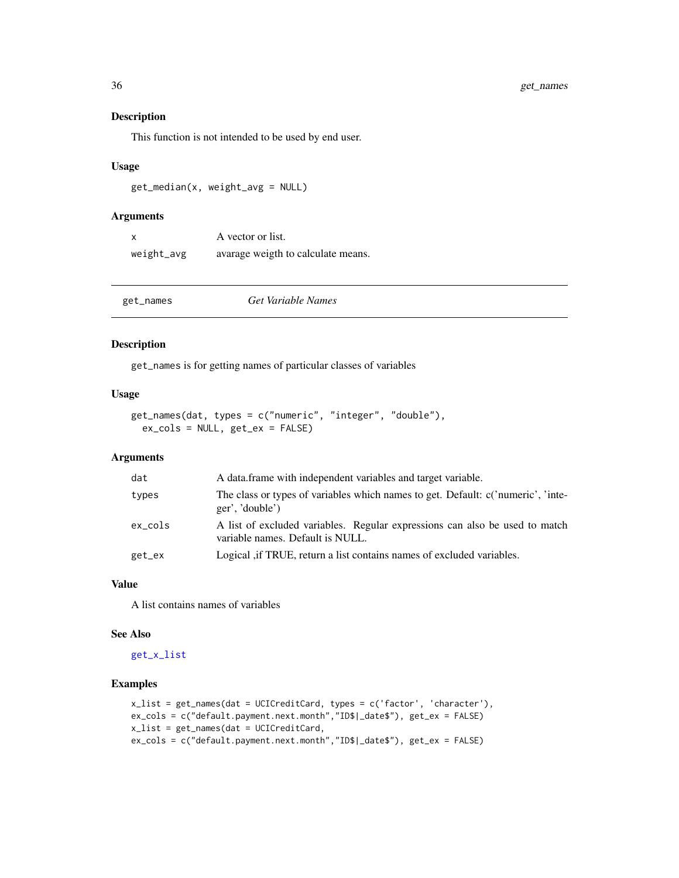### Description

This function is not intended to be used by end user.

### Usage

```
get_median(x, weight_avg = NULL)
```

### Arguments

| | |
|---|---|
| x | A vector or list. |
| weight_avg | avarage weigth to calculate means. |

---

## get_names — *Get Variable Names*

---

### Description

`get_names` is for getting names of particular classes of variables

### Usage

```
get_names(dat, types = c("numeric", "integer", "double"),
  ex_cols = NULL, get_ex = FALSE)
```

### Arguments

| | |
|---|---|
| dat | A data.frame with independent variables and target variable. |
| types | The class or types of variables which names to get. Default: c('numeric', 'integer', 'double') |
| ex_cols | A list of excluded variables. Regular expressions can also be used to match variable names. Default is NULL. |
| get_ex | Logical ,if TRUE, return a list contains names of excluded variables. |

### Value

A list contains names of variables

### See Also

`get_x_list`

### Examples

```
x_list = get_names(dat = UCICreditCard, types = c('factor', 'character'),
ex_cols = c("default.payment.next.month","ID$|_date$"), get_ex = FALSE)
x_list = get_names(dat = UCICreditCard,
ex_cols = c("default.payment.next.month","ID$|_date$"), get_ex = FALSE)
```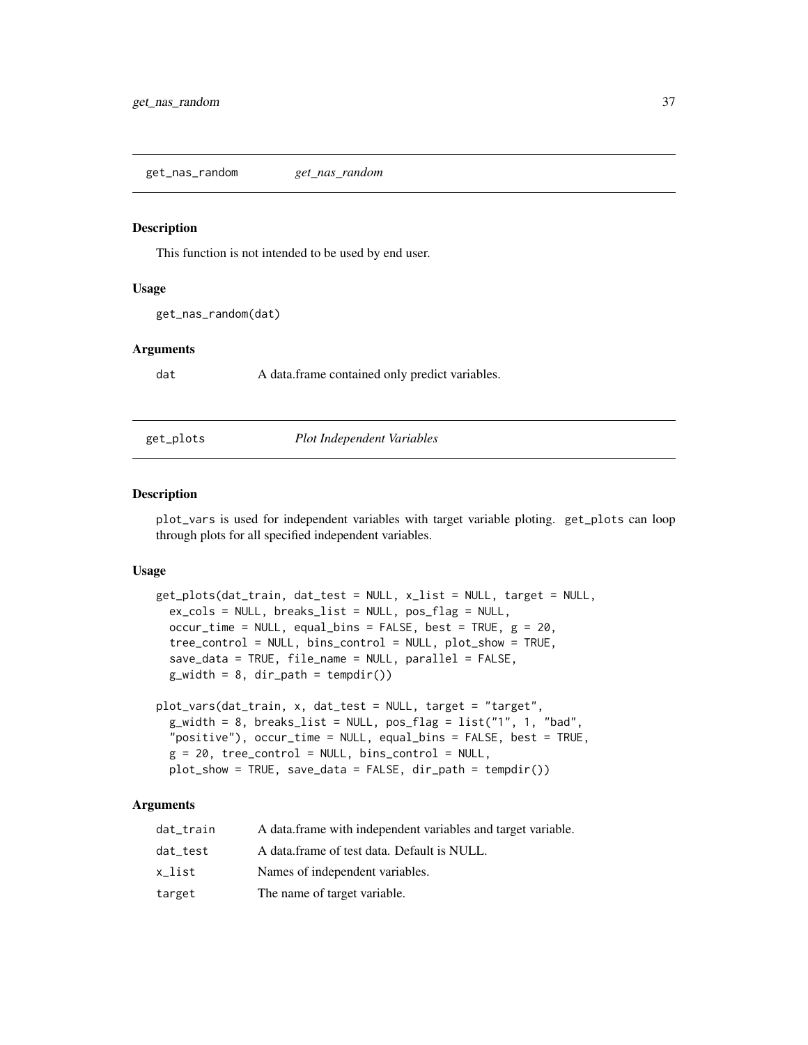## get_nas_random — *get_nas_random*

### Description

This function is not intended to be used by end user.

### Usage

```
get_nas_random(dat)
```

### Arguments

| | |
|---|---|
| dat | A data.frame contained only predict variables. |

## get_plots — *Plot Independent Variables*

### Description

`plot_vars` is used for independent variables with target variable ploting. `get_plots` can loop through plots for all specified independent variables.

### Usage

```
get_plots(dat_train, dat_test = NULL, x_list = NULL, target = NULL,
  ex_cols = NULL, breaks_list = NULL, pos_flag = NULL,
  occur_time = NULL, equal_bins = FALSE, best = TRUE, g = 20,
  tree_control = NULL, bins_control = NULL, plot_show = TRUE,
  save_data = TRUE, file_name = NULL, parallel = FALSE,
  g_width = 8, dir_path = tempdir())

plot_vars(dat_train, x, dat_test = NULL, target = "target",
  g_width = 8, breaks_list = NULL, pos_flag = list("1", 1, "bad",
  "positive"), occur_time = NULL, equal_bins = FALSE, best = TRUE,
  g = 20, tree_control = NULL, bins_control = NULL,
  plot_show = TRUE, save_data = FALSE, dir_path = tempdir())
```

### Arguments

| | |
|---|---|
| dat_train | A data.frame with independent variables and target variable. |
| dat_test | A data.frame of test data. Default is NULL. |
| x_list | Names of independent variables. |
| target | The name of target variable. |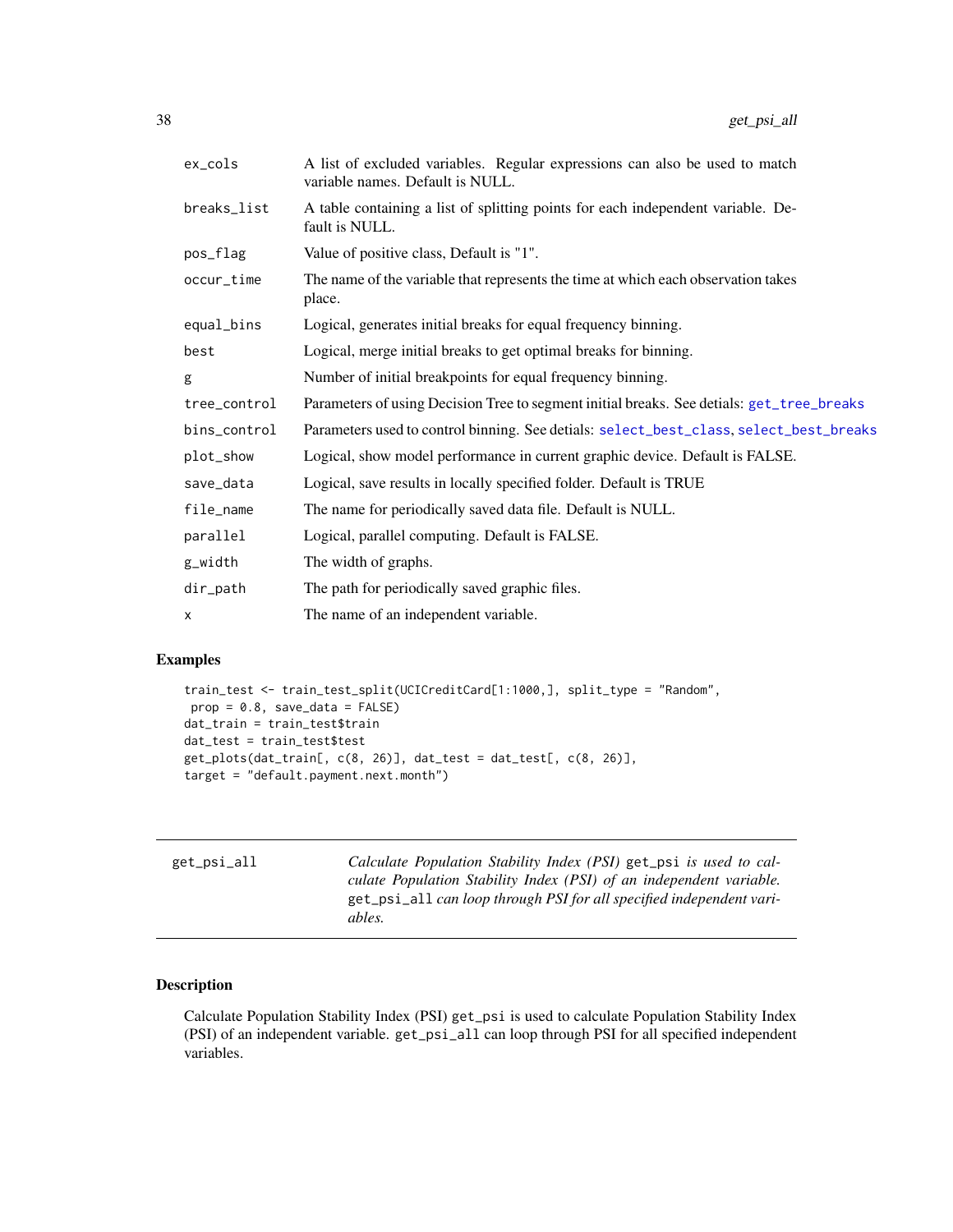| | |
|---|---|
| ex_cols | A list of excluded variables. Regular expressions can also be used to match variable names. Default is NULL. |
| breaks_list | A table containing a list of splitting points for each independent variable. Default is NULL. |
| pos_flag | Value of positive class, Default is "1". |
| occur_time | The name of the variable that represents the time at which each observation takes place. |
| equal_bins | Logical, generates initial breaks for equal frequency binning. |
| best | Logical, merge initial breaks to get optimal breaks for binning. |
| g | Number of initial breakpoints for equal frequency binning. |
| tree_control | Parameters of using Decision Tree to segment initial breaks. See detials: get_tree_breaks |
| bins_control | Parameters used to control binning. See detials: select_best_class, select_best_breaks |
| plot_show | Logical, show model performance in current graphic device. Default is FALSE. |
| save_data | Logical, save results in locally specified folder. Default is TRUE |
| file_name | The name for periodically saved data file. Default is NULL. |
| parallel | Logical, parallel computing. Default is FALSE. |
| g_width | The width of graphs. |
| dir_path | The path for periodically saved graphic files. |
| x | The name of an independent variable. |

## Examples

```
train_test <- train_test_split(UCICreditCard[1:1000,], split_type = "Random",
 prop = 0.8, save_data = FALSE)
dat_train = train_test$train
dat_test = train_test$test
get_plots(dat_train[, c(8, 26)], dat_test = dat_test[, c(8, 26)],
target = "default.payment.next.month")
```

---

get_psi_all — *Calculate Population Stability Index (PSI)* get_psi *is used to calculate Population Stability Index (PSI) of an independent variable.* get_psi_all *can loop through PSI for all specified independent variables.*

---

## Description

Calculate Population Stability Index (PSI) get_psi is used to calculate Population Stability Index (PSI) of an independent variable. get_psi_all can loop through PSI for all specified independent variables.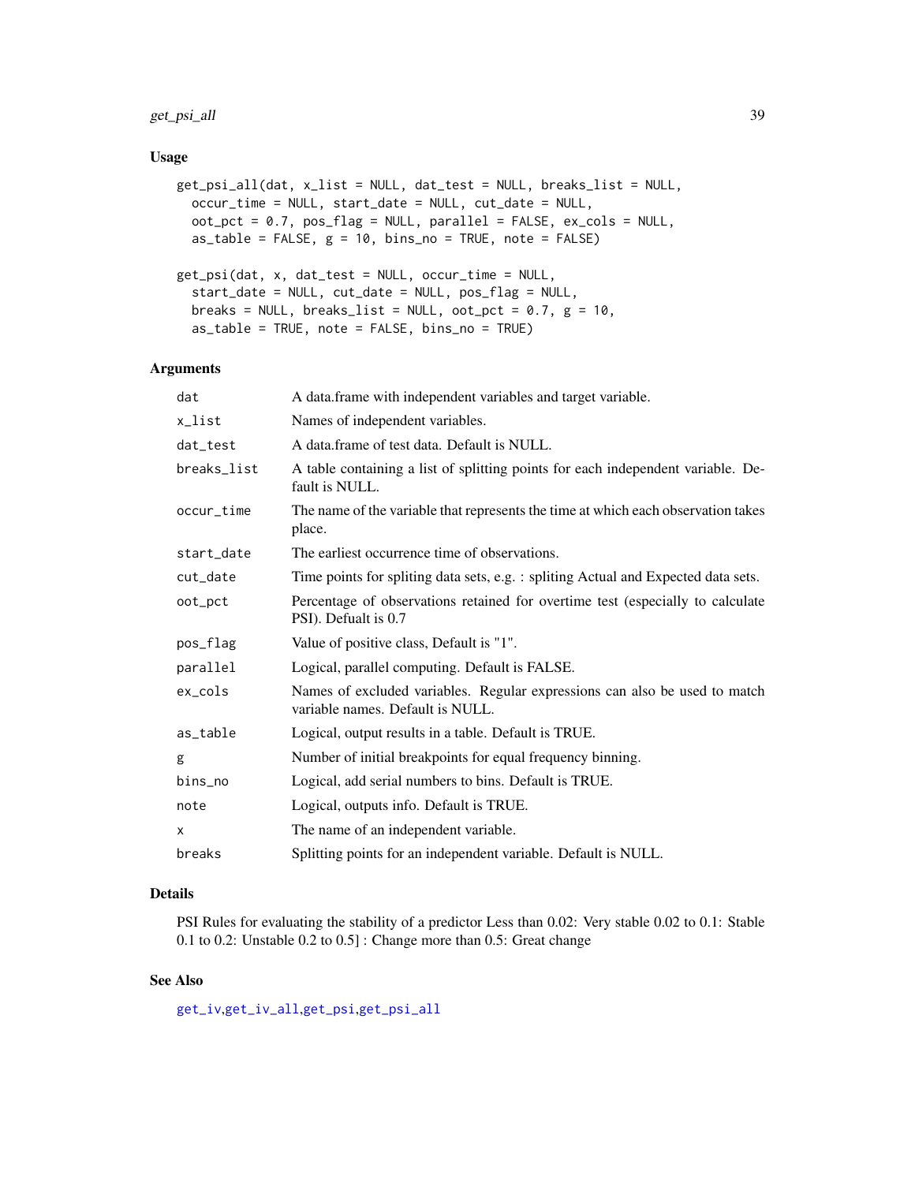## Usage

```
get_psi_all(dat, x_list = NULL, dat_test = NULL, breaks_list = NULL,
  occur_time = NULL, start_date = NULL, cut_date = NULL,
  oot_pct = 0.7, pos_flag = NULL, parallel = FALSE, ex_cols = NULL,
  as_table = FALSE, g = 10, bins_no = TRUE, note = FALSE)

get_psi(dat, x, dat_test = NULL, occur_time = NULL,
  start_date = NULL, cut_date = NULL, pos_flag = NULL,
  breaks = NULL, breaks_list = NULL, oot_pct = 0.7, g = 10,
  as_table = TRUE, note = FALSE, bins_no = TRUE)
```

## Arguments

| | |
|---|---|
| dat | A data.frame with independent variables and target variable. |
| x_list | Names of independent variables. |
| dat_test | A data.frame of test data. Default is NULL. |
| breaks_list | A table containing a list of splitting points for each independent variable. Default is NULL. |
| occur_time | The name of the variable that represents the time at which each observation takes place. |
| start_date | The earliest occurrence time of observations. |
| cut_date | Time points for spliting data sets, e.g. : spliting Actual and Expected data sets. |
| oot_pct | Percentage of observations retained for overtime test (especially to calculate PSI). Defualt is 0.7 |
| pos_flag | Value of positive class, Default is "1". |
| parallel | Logical, parallel computing. Default is FALSE. |
| ex_cols | Names of excluded variables. Regular expressions can also be used to match variable names. Default is NULL. |
| as_table | Logical, output results in a table. Default is TRUE. |
| g | Number of initial breakpoints for equal frequency binning. |
| bins_no | Logical, add serial numbers to bins. Default is TRUE. |
| note | Logical, outputs info. Default is TRUE. |
| x | The name of an independent variable. |
| breaks | Splitting points for an independent variable. Default is NULL. |

## Details

PSI Rules for evaluating the stability of a predictor Less than 0.02: Very stable 0.02 to 0.1: Stable 0.1 to 0.2: Unstable 0.2 to 0.5] : Change more than 0.5: Great change

## See Also

get_iv,get_iv_all,get_psi,get_psi_all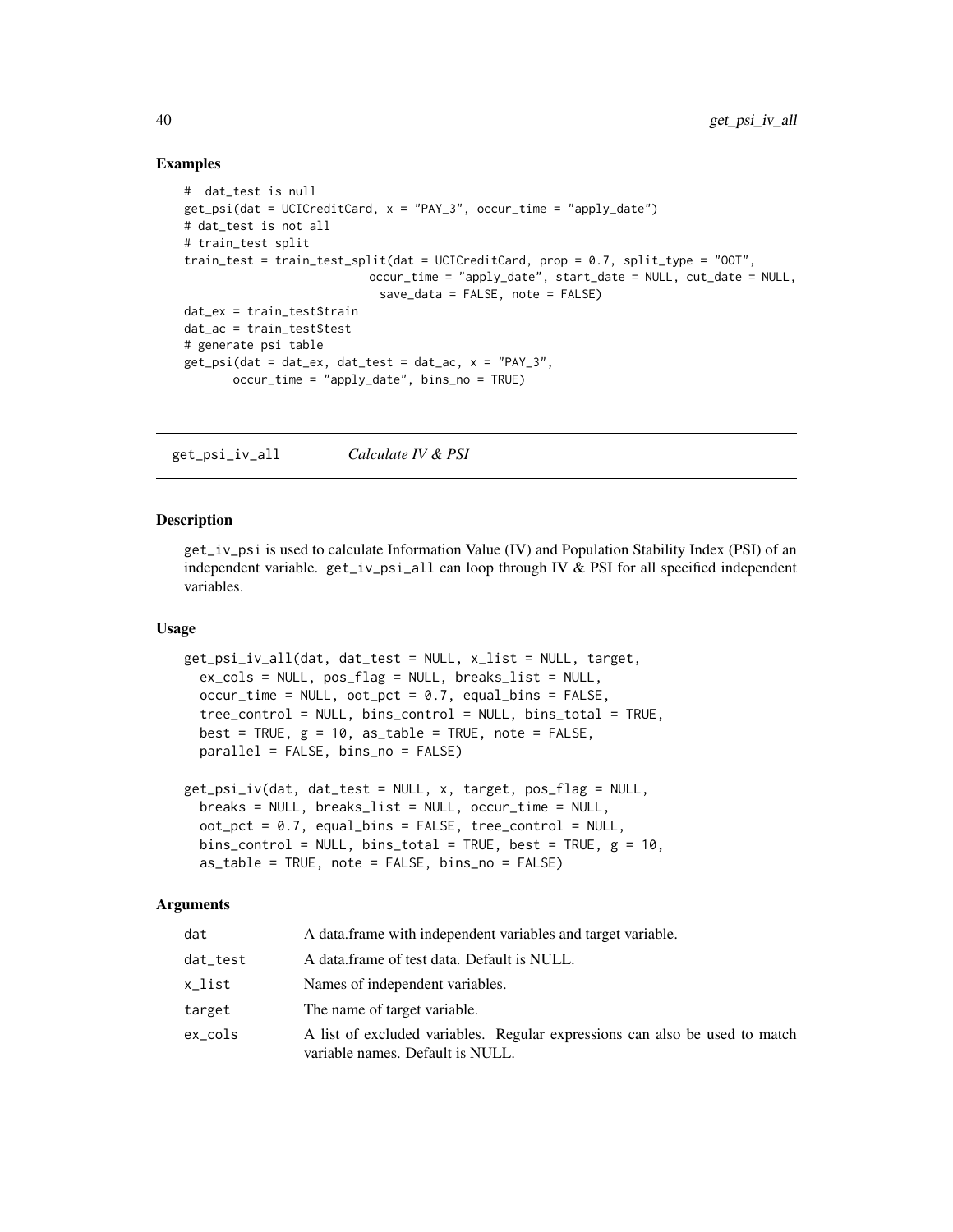## Examples

```
#  dat_test is null
get_psi(dat = UCICreditCard, x = "PAY_3", occur_time = "apply_date")
# dat_test is not all
# train_test split
train_test = train_test_split(dat = UCICreditCard, prop = 0.7, split_type = "OOT",
                           occur_time = "apply_date", start_date = NULL, cut_date = NULL,
                            save_data = FALSE, note = FALSE)
dat_ex = train_test$train
dat_ac = train_test$test
# generate psi table
get_psi(dat = dat_ex, dat_test = dat_ac, x = "PAY_3",
       occur_time = "apply_date", bins_no = TRUE)
```

---

# get_psi_iv_all    *Calculate IV & PSI*

## Description

get_iv_psi is used to calculate Information Value (IV) and Population Stability Index (PSI) of an independent variable. get_iv_psi_all can loop through IV & PSI for all specified independent variables.

## Usage

```
get_psi_iv_all(dat, dat_test = NULL, x_list = NULL, target,
  ex_cols = NULL, pos_flag = NULL, breaks_list = NULL,
  occur_time = NULL, oot_pct = 0.7, equal_bins = FALSE,
  tree_control = NULL, bins_control = NULL, bins_total = TRUE,
  best = TRUE, g = 10, as_table = TRUE, note = FALSE,
  parallel = FALSE, bins_no = FALSE)

get_psi_iv(dat, dat_test = NULL, x, target, pos_flag = NULL,
  breaks = NULL, breaks_list = NULL, occur_time = NULL,
  oot_pct = 0.7, equal_bins = FALSE, tree_control = NULL,
  bins_control = NULL, bins_total = TRUE, best = TRUE, g = 10,
  as_table = TRUE, note = FALSE, bins_no = FALSE)
```

## Arguments

| | |
|---|---|
| dat | A data.frame with independent variables and target variable. |
| dat_test | A data.frame of test data. Default is NULL. |
| x_list | Names of independent variables. |
| target | The name of target variable. |
| ex_cols | A list of excluded variables. Regular expressions can also be used to match variable names. Default is NULL. |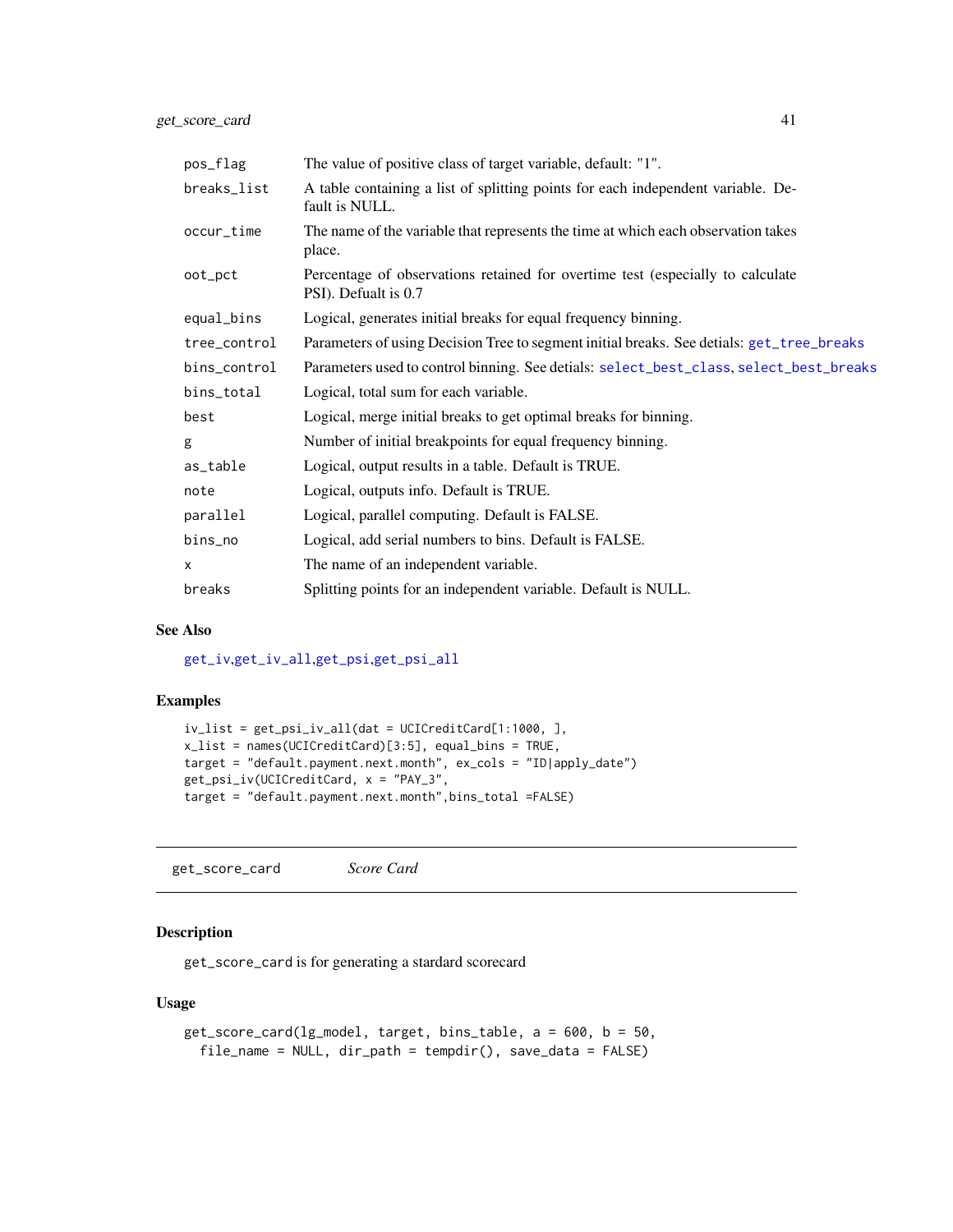| | |
|---|---|
| pos_flag | The value of positive class of target variable, default: "1". |
| breaks_list | A table containing a list of splitting points for each independent variable. Default is NULL. |
| occur_time | The name of the variable that represents the time at which each observation takes place. |
| oot_pct | Percentage of observations retained for overtime test (especially to calculate PSI). Defualt is 0.7 |
| equal_bins | Logical, generates initial breaks for equal frequency binning. |
| tree_control | Parameters of using Decision Tree to segment initial breaks. See detials: get_tree_breaks |
| bins_control | Parameters used to control binning. See detials: select_best_class, select_best_breaks |
| bins_total | Logical, total sum for each variable. |
| best | Logical, merge initial breaks to get optimal breaks for binning. |
| g | Number of initial breakpoints for equal frequency binning. |
| as_table | Logical, output results in a table. Default is TRUE. |
| note | Logical, outputs info. Default is TRUE. |
| parallel | Logical, parallel computing. Default is FALSE. |
| bins_no | Logical, add serial numbers to bins. Default is FALSE. |
| x | The name of an independent variable. |
| breaks | Splitting points for an independent variable. Default is NULL. |

### See Also

get_iv,get_iv_all,get_psi,get_psi_all

### Examples

```
iv_list = get_psi_iv_all(dat = UCICreditCard[1:1000, ],
x_list = names(UCICreditCard)[3:5], equal_bins = TRUE,
target = "default.payment.next.month", ex_cols = "ID|apply_date")
get_psi_iv(UCICreditCard, x = "PAY_3",
target = "default.payment.next.month",bins_total =FALSE)
```

---

## get_score_card *Score Card*

### Description

get_score_card is for generating a stardard scorecard

### Usage

```
get_score_card(lg_model, target, bins_table, a = 600, b = 50,
  file_name = NULL, dir_path = tempdir(), save_data = FALSE)
```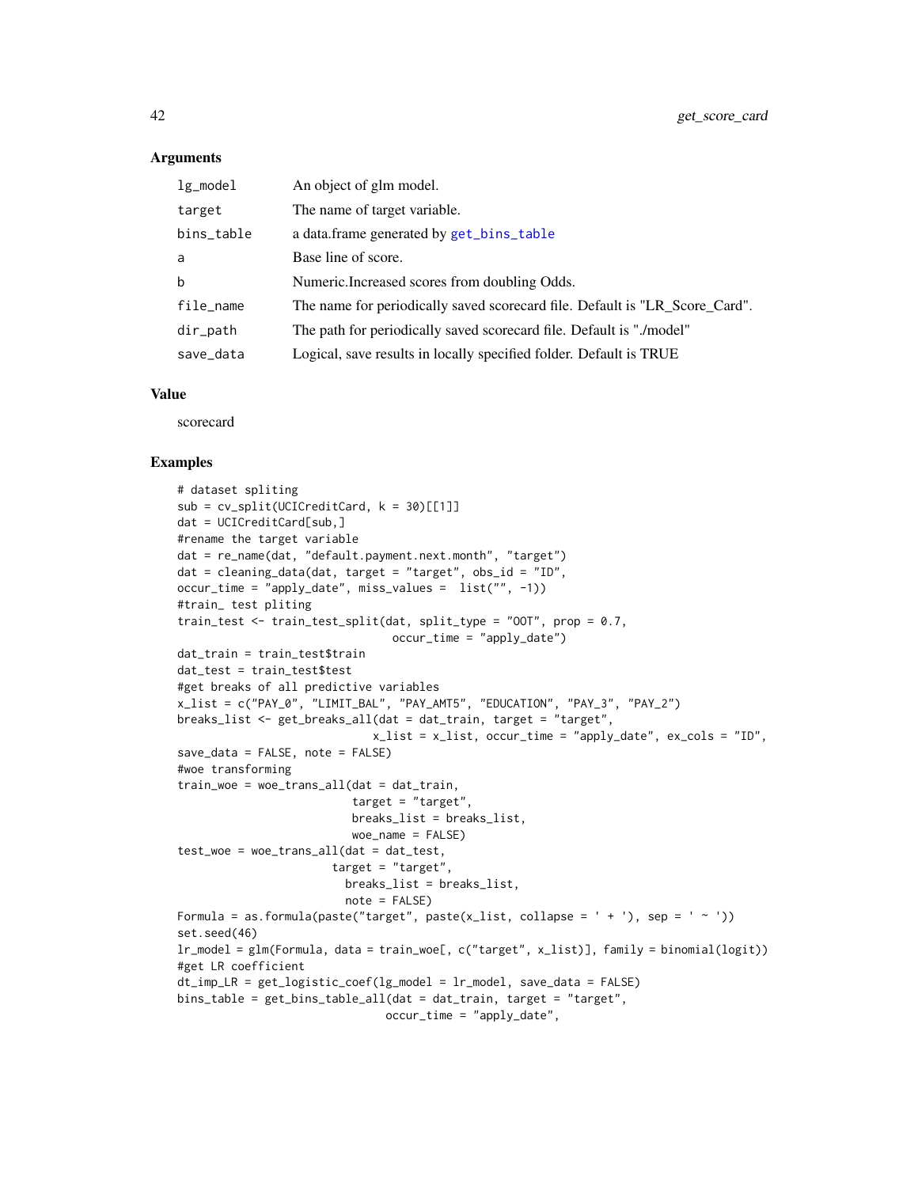### Arguments

| | |
|---|---|
| lg_model | An object of glm model. |
| target | The name of target variable. |
| bins_table | a data.frame generated by get_bins_table |
| a | Base line of score. |
| b | Numeric.Increased scores from doubling Odds. |
| file_name | The name for periodically saved scorecard file. Default is "LR_Score_Card". |
| dir_path | The path for periodically saved scorecard file. Default is "./model" |
| save_data | Logical, save results in locally specified folder. Default is TRUE |

### Value

scorecard

### Examples

```
# dataset spliting
sub = cv_split(UCICreditCard, k = 30)[[1]]
dat = UCICreditCard[sub,]
#rename the target variable
dat = re_name(dat, "default.payment.next.month", "target")
dat = cleaning_data(dat, target = "target", obs_id = "ID",
occur_time = "apply_date", miss_values =  list("", -1))
#train_ test pliting
train_test <- train_test_split(dat, split_type = "OOT", prop = 0.7,
                                occur_time = "apply_date")
dat_train = train_test$train
dat_test = train_test$test
#get breaks of all predictive variables
x_list = c("PAY_0", "LIMIT_BAL", "PAY_AMT5", "EDUCATION", "PAY_3", "PAY_2")
breaks_list <- get_breaks_all(dat = dat_train, target = "target",
                             x_list = x_list, occur_time = "apply_date", ex_cols = "ID",
save_data = FALSE, note = FALSE)
#woe transforming
train_woe = woe_trans_all(dat = dat_train,
                          target = "target",
                          breaks_list = breaks_list,
                          woe_name = FALSE)
test_woe = woe_trans_all(dat = dat_test,
                       target = "target",
                         breaks_list = breaks_list,
                         note = FALSE)
Formula = as.formula(paste("target", paste(x_list, collapse = ' + '), sep = ' ~ '))
set.seed(46)
lr_model = glm(Formula, data = train_woe[, c("target", x_list)], family = binomial(logit))
#get LR coefficient
dt_imp_LR = get_logistic_coef(lg_model = lr_model, save_data = FALSE)
bins_table = get_bins_table_all(dat = dat_train, target = "target",
                               occur_time = "apply_date",
```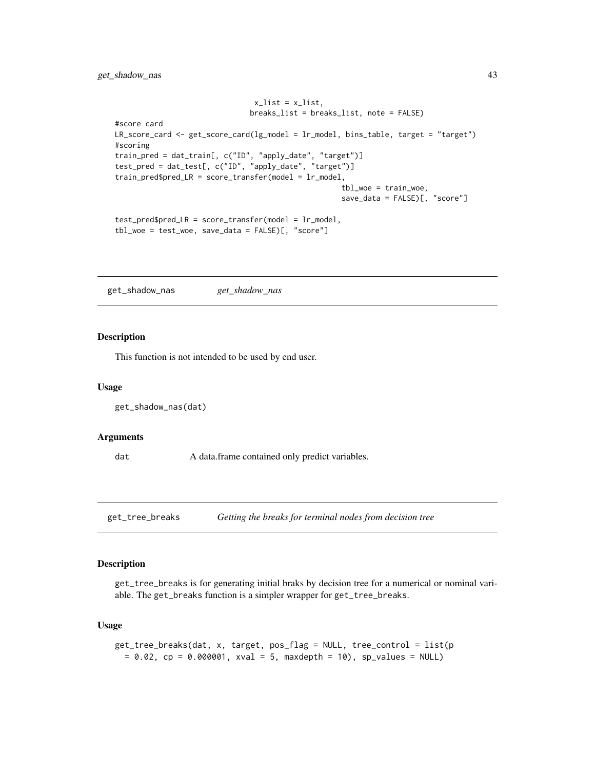```
                                x_list = x_list,
                               breaks_list = breaks_list, note = FALSE)
#score card
LR_score_card <- get_score_card(lg_model = lr_model, bins_table, target = "target")
#scoring
train_pred = dat_train[, c("ID", "apply_date", "target")]
test_pred = dat_test[, c("ID", "apply_date", "target")]
train_pred$pred_LR = score_transfer(model = lr_model,
                                                    tbl_woe = train_woe,
                                                    save_data = FALSE)[, "score"]

test_pred$pred_LR = score_transfer(model = lr_model,
tbl_woe = test_woe, save_data = FALSE)[, "score"]
```

## get_shadow_nas    *get_shadow_nas*

### Description

This function is not intended to be used by end user.

### Usage

```
get_shadow_nas(dat)
```

### Arguments

| | |
|---|---|
| dat | A data.frame contained only predict variables. |

## get_tree_breaks    *Getting the breaks for terminal nodes from decision tree*

### Description

`get_tree_breaks` is for generating initial braks by decision tree for a numerical or nominal variable. The `get_breaks` function is a simpler wrapper for `get_tree_breaks`.

### Usage

```
get_tree_breaks(dat, x, target, pos_flag = NULL, tree_control = list(p
  = 0.02, cp = 0.000001, xval = 5, maxdepth = 10), sp_values = NULL)
```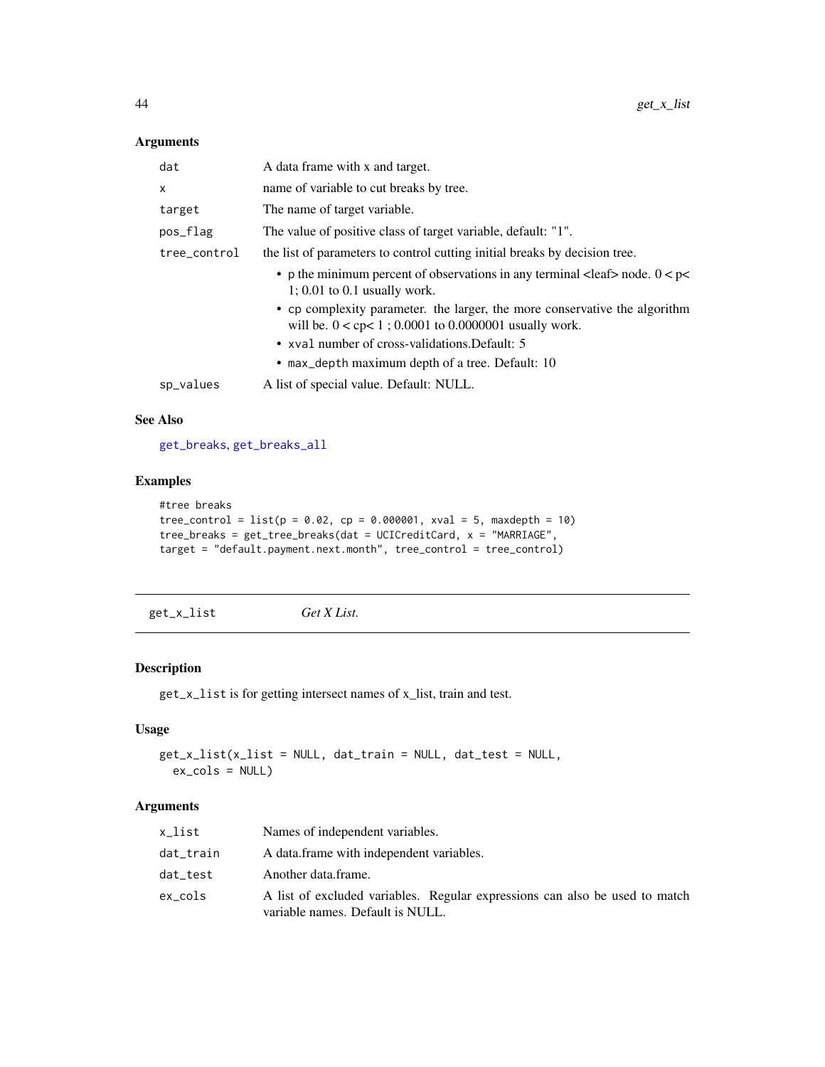## Arguments

| | |
|---|---|
| `dat` | A data frame with x and target. |
| `x` | name of variable to cut breaks by tree. |
| `target` | The name of target variable. |
| `pos_flag` | The value of positive class of target variable, default: "1". |
| `tree_control` | the list of parameters to control cutting initial breaks by decision tree. <br> • `p` the minimum percent of observations in any terminal <leaf> node. 0 < p< 1; 0.01 to 0.1 usually work. <br> • `cp` complexity parameter. the larger, the more conservative the algorithm will be. 0 < cp< 1 ; 0.0001 to 0.0000001 usually work. <br> • `xval` number of cross-validations.Default: 5 <br> • `max_depth` maximum depth of a tree. Default: 10 |
| `sp_values` | A list of special value. Default: NULL. |

## See Also

`get_breaks`, `get_breaks_all`

## Examples

```
#tree breaks
tree_control = list(p = 0.02, cp = 0.000001, xval = 5, maxdepth = 10)
tree_breaks = get_tree_breaks(dat = UCICreditCard, x = "MARRIAGE",
target = "default.payment.next.month", tree_control = tree_control)
```

---

# get_x_list *Get X List.*

## Description

`get_x_list` is for getting intersect names of x_list, train and test.

## Usage

```
get_x_list(x_list = NULL, dat_train = NULL, dat_test = NULL,
  ex_cols = NULL)
```

## Arguments

| | |
|---|---|
| `x_list` | Names of independent variables. |
| `dat_train` | A data.frame with independent variables. |
| `dat_test` | Another data.frame. |
| `ex_cols` | A list of excluded variables. Regular expressions can also be used to match variable names. Default is NULL. |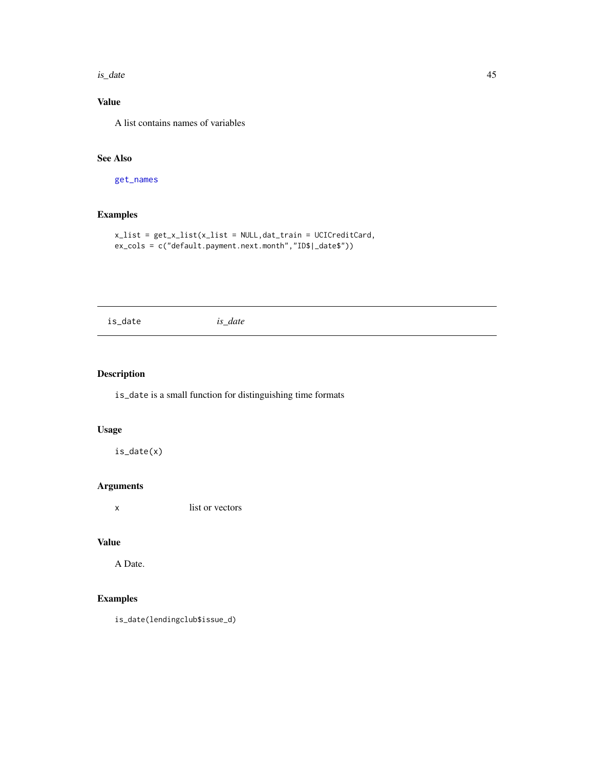## Value

A list contains names of variables

## See Also

get_names

## Examples

```
x_list = get_x_list(x_list = NULL,dat_train = UCICreditCard,
ex_cols = c("default.payment.next.month","ID$|_date$"))
```

---

# is_date

*is_date*

## Description

`is_date` is a small function for distinguishing time formats

## Usage

```
is_date(x)
```

## Arguments

| | |
|---|---|
| x | list or vectors |

## Value

A Date.

## Examples

```
is_date(lendingclub$issue_d)
```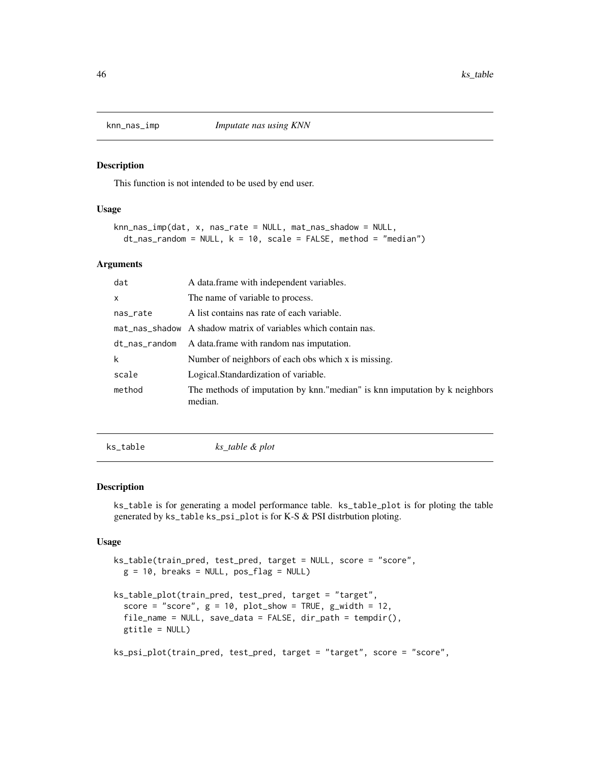## knn_nas_imp *Imputate nas using KNN*

### Description

This function is not intended to be used by end user.

### Usage

```
knn_nas_imp(dat, x, nas_rate = NULL, mat_nas_shadow = NULL,
  dt_nas_random = NULL, k = 10, scale = FALSE, method = "median")
```

### Arguments

| | |
|---|---|
| dat | A data.frame with independent variables. |
| x | The name of variable to process. |
| nas_rate | A list contains nas rate of each variable. |
| mat_nas_shadow | A shadow matrix of variables which contain nas. |
| dt_nas_random | A data.frame with random nas imputation. |
| k | Number of neighbors of each obs which x is missing. |
| scale | Logical.Standardization of variable. |
| method | The methods of imputation by knn."median" is knn imputation by k neighbors median. |

## ks_table *ks_table & plot*

### Description

`ks_table` is for generating a model performance table. `ks_table_plot` is for ploting the table generated by `ks_table` `ks_psi_plot` is for K-S & PSI distrbution ploting.

### Usage

```
ks_table(train_pred, test_pred, target = NULL, score = "score",
  g = 10, breaks = NULL, pos_flag = NULL)

ks_table_plot(train_pred, test_pred, target = "target",
  score = "score", g = 10, plot_show = TRUE, g_width = 12,
  file_name = NULL, save_data = FALSE, dir_path = tempdir(),
  gtitle = NULL)

ks_psi_plot(train_pred, test_pred, target = "target", score = "score",
```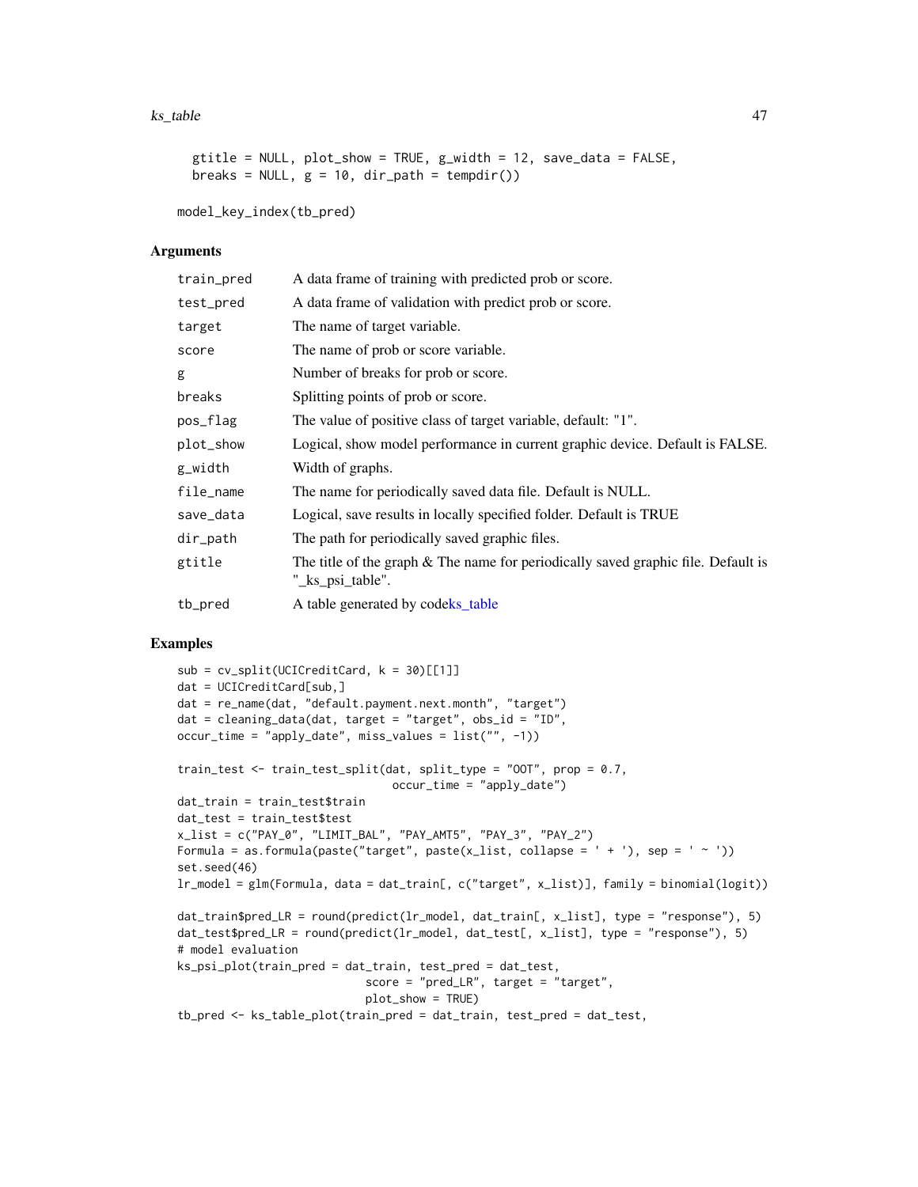```
  gtitle = NULL, plot_show = TRUE, g_width = 12, save_data = FALSE,
  breaks = NULL, g = 10, dir_path = tempdir())

model_key_index(tb_pred)
```

### Arguments

| | |
|---|---|
| train_pred | A data frame of training with predicted prob or score. |
| test_pred | A data frame of validation with predict prob or score. |
| target | The name of target variable. |
| score | The name of prob or score variable. |
| g | Number of breaks for prob or score. |
| breaks | Splitting points of prob or score. |
| pos_flag | The value of positive class of target variable, default: "1". |
| plot_show | Logical, show model performance in current graphic device. Default is FALSE. |
| g_width | Width of graphs. |
| file_name | The name for periodically saved data file. Default is NULL. |
| save_data | Logical, save results in locally specified folder. Default is TRUE |
| dir_path | The path for periodically saved graphic files. |
| gtitle | The title of the graph & The name for periodically saved graphic file. Default is "_ks_psi_table". |
| tb_pred | A table generated by codeks_table |

### Examples

```
sub = cv_split(UCICreditCard, k = 30)[[1]]
dat = UCICreditCard[sub,]
dat = re_name(dat, "default.payment.next.month", "target")
dat = cleaning_data(dat, target = "target", obs_id = "ID",
occur_time = "apply_date", miss_values = list("", -1))

train_test <- train_test_split(dat, split_type = "OOT", prop = 0.7,
                                occur_time = "apply_date")
dat_train = train_test$train
dat_test = train_test$test
x_list = c("PAY_0", "LIMIT_BAL", "PAY_AMT5", "PAY_3", "PAY_2")
Formula = as.formula(paste("target", paste(x_list, collapse = ' + '), sep = ' ~ '))
set.seed(46)
lr_model = glm(Formula, data = dat_train[, c("target", x_list)], family = binomial(logit))

dat_train$pred_LR = round(predict(lr_model, dat_train[, x_list], type = "response"), 5)
dat_test$pred_LR = round(predict(lr_model, dat_test[, x_list], type = "response"), 5)
# model evaluation
ks_psi_plot(train_pred = dat_train, test_pred = dat_test,
                            score = "pred_LR", target = "target",
                            plot_show = TRUE)
tb_pred <- ks_table_plot(train_pred = dat_train, test_pred = dat_test,
```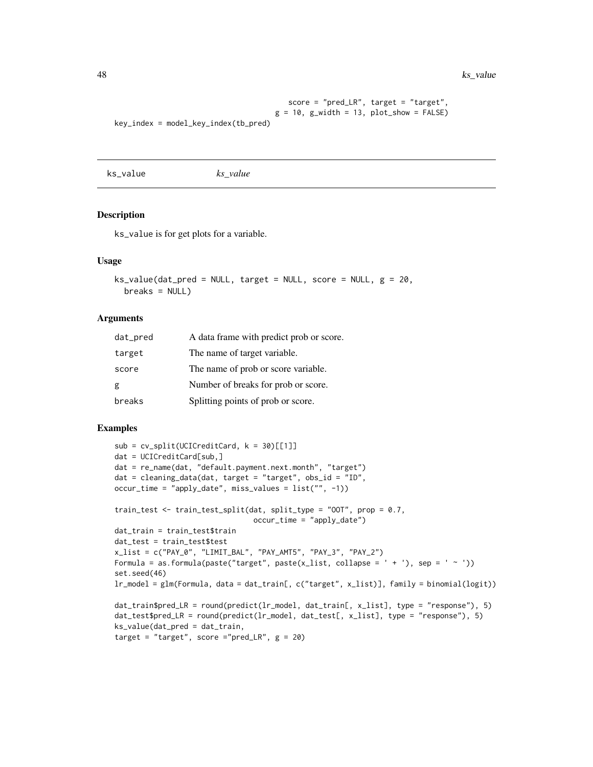```
                                     score = "pred_LR", target = "target",
                                   g = 10, g_width = 13, plot_show = FALSE)
key_index = model_key_index(tb_pred)
```

## ks_value    *ks_value*

### Description

ks_value is for get plots for a variable.

### Usage

```
ks_value(dat_pred = NULL, target = NULL, score = NULL, g = 20,
  breaks = NULL)
```

### Arguments

| | |
|---|---|
| dat_pred | A data frame with predict prob or score. |
| target | The name of target variable. |
| score | The name of prob or score variable. |
| g | Number of breaks for prob or score. |
| breaks | Splitting points of prob or score. |

### Examples

```
sub = cv_split(UCICreditCard, k = 30)[[1]]
dat = UCICreditCard[sub,]
dat = re_name(dat, "default.payment.next.month", "target")
dat = cleaning_data(dat, target = "target", obs_id = "ID",
occur_time = "apply_date", miss_values = list("", -1))

train_test <- train_test_split(dat, split_type = "OOT", prop = 0.7,
                                occur_time = "apply_date")
dat_train = train_test$train
dat_test = train_test$test
x_list = c("PAY_0", "LIMIT_BAL", "PAY_AMT5", "PAY_3", "PAY_2")
Formula = as.formula(paste("target", paste(x_list, collapse = ' + '), sep = ' ~ '))
set.seed(46)
lr_model = glm(Formula, data = dat_train[, c("target", x_list)], family = binomial(logit))

dat_train$pred_LR = round(predict(lr_model, dat_train[, x_list], type = "response"), 5)
dat_test$pred_LR = round(predict(lr_model, dat_test[, x_list], type = "response"), 5)
ks_value(dat_pred = dat_train,
target = "target", score ="pred_LR", g = 20)
```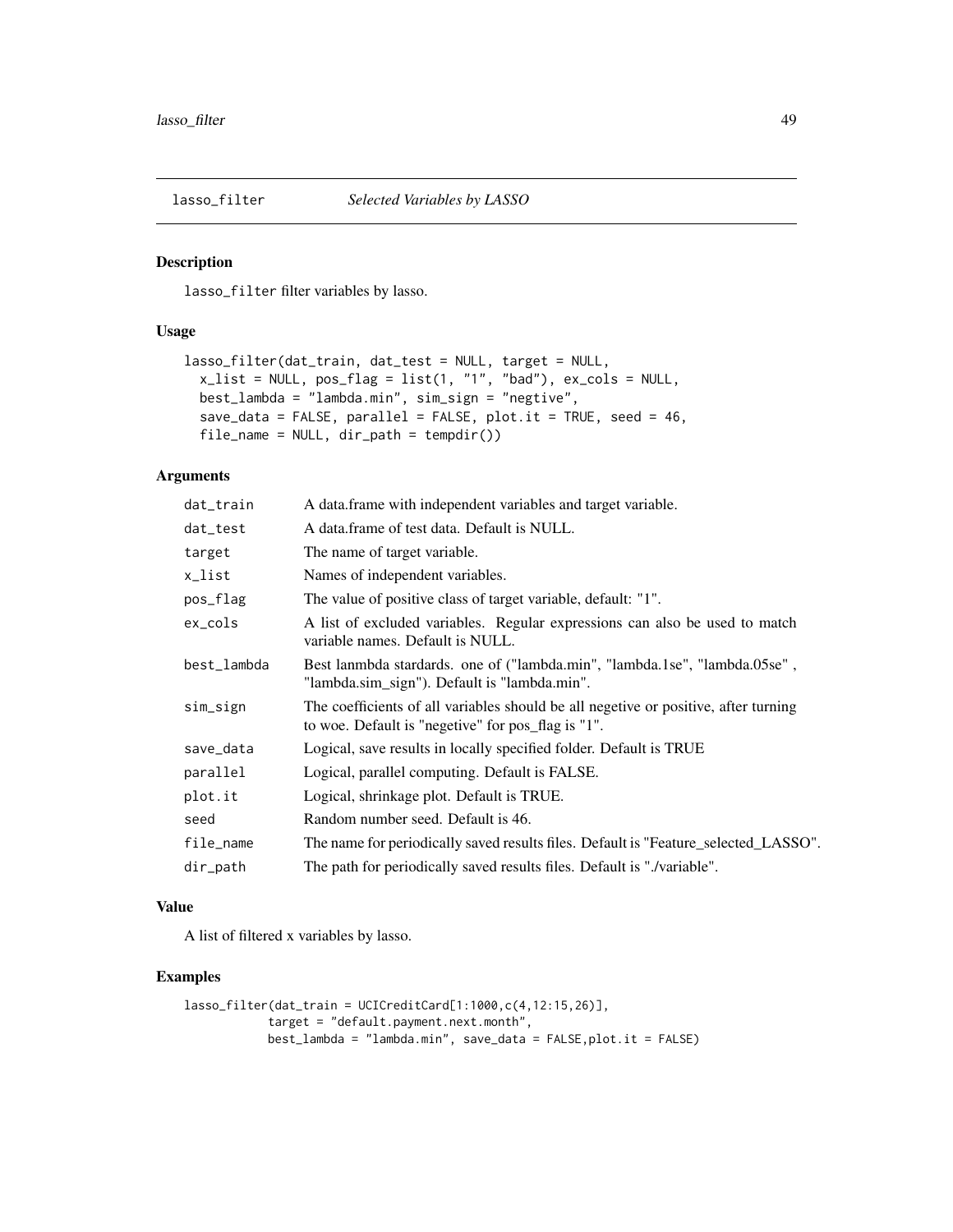## lasso_filter *Selected Variables by LASSO*

### Description

lasso_filter filter variables by lasso.

### Usage

```
lasso_filter(dat_train, dat_test = NULL, target = NULL,
  x_list = NULL, pos_flag = list(1, "1", "bad"), ex_cols = NULL,
  best_lambda = "lambda.min", sim_sign = "negtive",
  save_data = FALSE, parallel = FALSE, plot.it = TRUE, seed = 46,
  file_name = NULL, dir_path = tempdir())
```

### Arguments

| | |
|---|---|
| dat_train | A data.frame with independent variables and target variable. |
| dat_test | A data.frame of test data. Default is NULL. |
| target | The name of target variable. |
| x_list | Names of independent variables. |
| pos_flag | The value of positive class of target variable, default: "1". |
| ex_cols | A list of excluded variables. Regular expressions can also be used to match variable names. Default is NULL. |
| best_lambda | Best lanmbda stardards. one of ("lambda.min", "lambda.1se", "lambda.05se" , "lambda.sim_sign"). Default is "lambda.min". |
| sim_sign | The coefficients of all variables should be all negetive or positive, after turning to woe. Default is "negetive" for pos_flag is "1". |
| save_data | Logical, save results in locally specified folder. Default is TRUE |
| parallel | Logical, parallel computing. Default is FALSE. |
| plot.it | Logical, shrinkage plot. Default is TRUE. |
| seed | Random number seed. Default is 46. |
| file_name | The name for periodically saved results files. Default is "Feature_selected_LASSO". |
| dir_path | The path for periodically saved results files. Default is "./variable". |

### Value

A list of filtered x variables by lasso.

### Examples

```
lasso_filter(dat_train = UCICreditCard[1:1000,c(4,12:15,26)],
            target = "default.payment.next.month",
            best_lambda = "lambda.min", save_data = FALSE,plot.it = FALSE)
```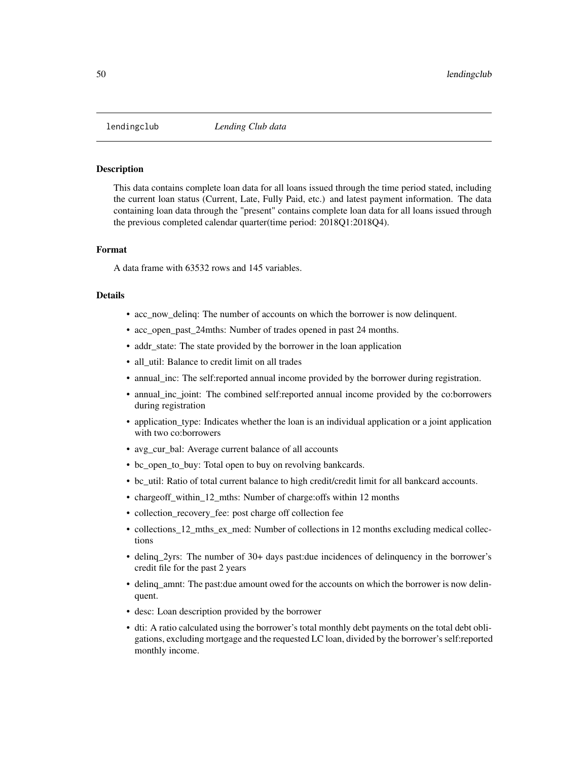lendingclub *Lending Club data*

### Description

This data contains complete loan data for all loans issued through the time period stated, including the current loan status (Current, Late, Fully Paid, etc.) and latest payment information. The data containing loan data through the "present" contains complete loan data for all loans issued through the previous completed calendar quarter(time period: 2018Q1:2018Q4).

### Format

A data frame with 63532 rows and 145 variables.

### Details

- acc_now_delinq: The number of accounts on which the borrower is now delinquent.
- acc_open_past_24mths: Number of trades opened in past 24 months.
- addr_state: The state provided by the borrower in the loan application
- all_util: Balance to credit limit on all trades
- annual_inc: The self:reported annual income provided by the borrower during registration.
- annual_inc_joint: The combined self:reported annual income provided by the co:borrowers during registration
- application_type: Indicates whether the loan is an individual application or a joint application with two co:borrowers
- avg_cur_bal: Average current balance of all accounts
- bc_open_to_buy: Total open to buy on revolving bankcards.
- bc_util: Ratio of total current balance to high credit/credit limit for all bankcard accounts.
- chargeoff_within_12_mths: Number of charge:offs within 12 months
- collection_recovery_fee: post charge off collection fee
- collections_12_mths_ex_med: Number of collections in 12 months excluding medical collections
- delinq_2yrs: The number of 30+ days past:due incidences of delinquency in the borrower's credit file for the past 2 years
- delinq_amnt: The past:due amount owed for the accounts on which the borrower is now delinquent.
- desc: Loan description provided by the borrower
- dti: A ratio calculated using the borrower's total monthly debt payments on the total debt obligations, excluding mortgage and the requested LC loan, divided by the borrower's self:reported monthly income.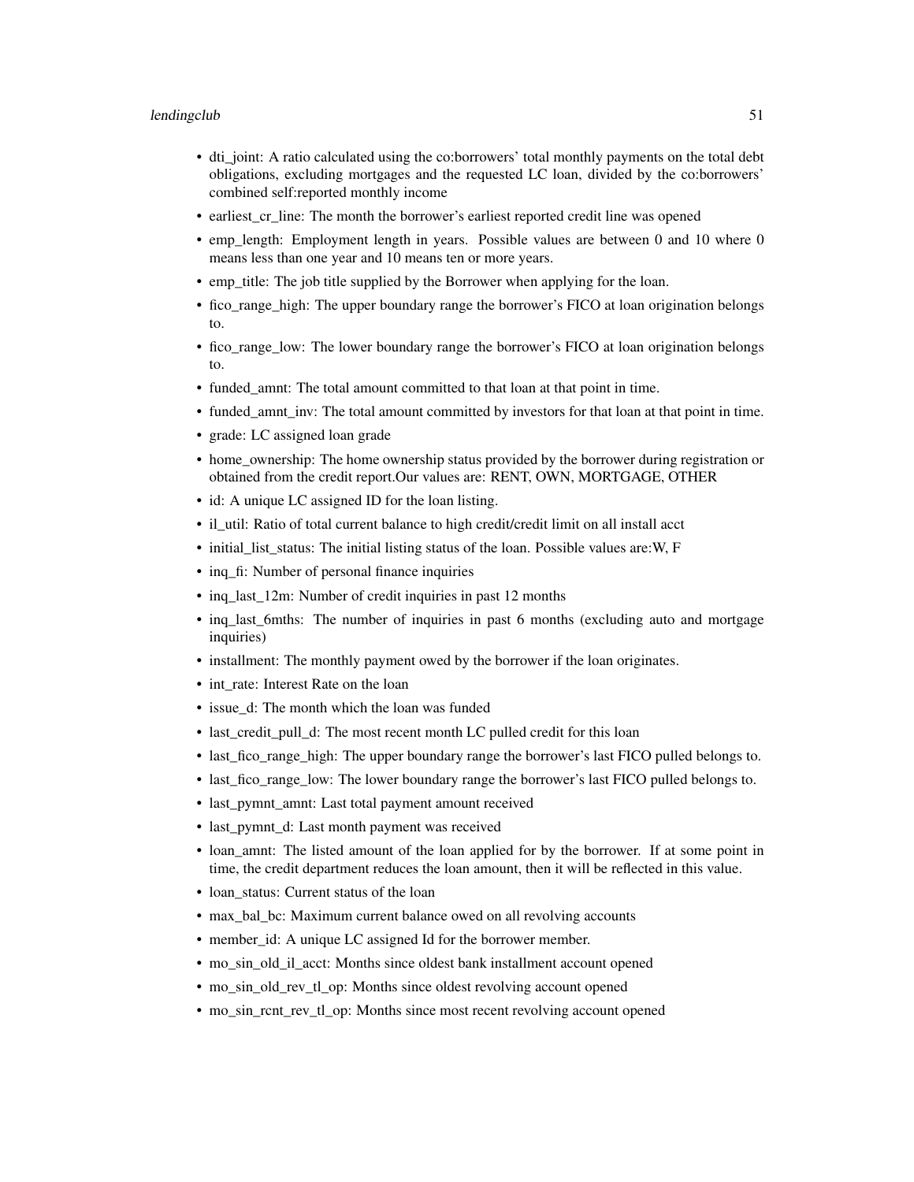- dti_joint: A ratio calculated using the co:borrowers' total monthly payments on the total debt obligations, excluding mortgages and the requested LC loan, divided by the co:borrowers' combined self:reported monthly income
- earliest_cr_line: The month the borrower's earliest reported credit line was opened
- emp_length: Employment length in years. Possible values are between 0 and 10 where 0 means less than one year and 10 means ten or more years.
- emp_title: The job title supplied by the Borrower when applying for the loan.
- fico_range_high: The upper boundary range the borrower's FICO at loan origination belongs to.
- fico_range_low: The lower boundary range the borrower's FICO at loan origination belongs to.
- funded_amnt: The total amount committed to that loan at that point in time.
- funded_amnt_inv: The total amount committed by investors for that loan at that point in time.
- grade: LC assigned loan grade
- home_ownership: The home ownership status provided by the borrower during registration or obtained from the credit report.Our values are: RENT, OWN, MORTGAGE, OTHER
- id: A unique LC assigned ID for the loan listing.
- il_util: Ratio of total current balance to high credit/credit limit on all install acct
- initial_list_status: The initial listing status of the loan. Possible values are:W, F
- inq_fi: Number of personal finance inquiries
- inq_last_12m: Number of credit inquiries in past 12 months
- inq_last_6mths: The number of inquiries in past 6 months (excluding auto and mortgage inquiries)
- installment: The monthly payment owed by the borrower if the loan originates.
- int_rate: Interest Rate on the loan
- issue_d: The month which the loan was funded
- last_credit_pull_d: The most recent month LC pulled credit for this loan
- last_fico_range_high: The upper boundary range the borrower's last FICO pulled belongs to.
- last_fico_range_low: The lower boundary range the borrower's last FICO pulled belongs to.
- last_pymnt_amnt: Last total payment amount received
- last_pymnt_d: Last month payment was received
- loan_amnt: The listed amount of the loan applied for by the borrower. If at some point in time, the credit department reduces the loan amount, then it will be reflected in this value.
- loan_status: Current status of the loan
- max_bal_bc: Maximum current balance owed on all revolving accounts
- member_id: A unique LC assigned Id for the borrower member.
- mo_sin_old_il_acct: Months since oldest bank installment account opened
- mo_sin_old_rev_tl_op: Months since oldest revolving account opened
- mo_sin_rcnt_rev_tl_op: Months since most recent revolving account opened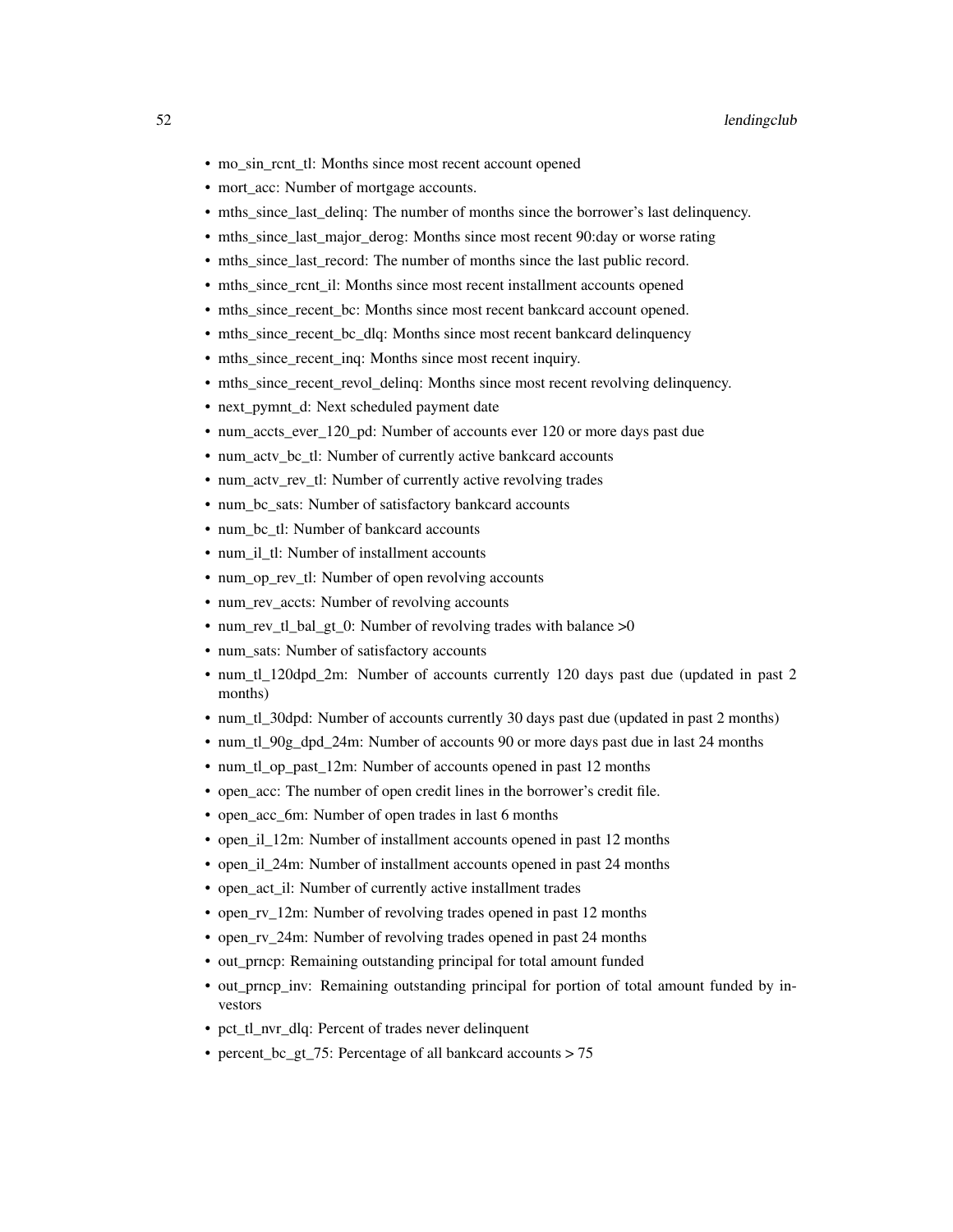- mo_sin_rcnt_tl: Months since most recent account opened
- mort_acc: Number of mortgage accounts.
- mths_since_last_delinq: The number of months since the borrower's last delinquency.
- mths_since_last_major_derog: Months since most recent 90:day or worse rating
- mths_since_last_record: The number of months since the last public record.
- mths_since_rcnt_il: Months since most recent installment accounts opened
- mths_since_recent_bc: Months since most recent bankcard account opened.
- mths_since_recent_bc_dlq: Months since most recent bankcard delinquency
- mths_since_recent_inq: Months since most recent inquiry.
- mths_since_recent_revol_delinq: Months since most recent revolving delinquency.
- next_pymnt_d: Next scheduled payment date
- num_accts_ever_120_pd: Number of accounts ever 120 or more days past due
- num_actv_bc_tl: Number of currently active bankcard accounts
- num_actv_rev_tl: Number of currently active revolving trades
- num_bc_sats: Number of satisfactory bankcard accounts
- num_bc_tl: Number of bankcard accounts
- num_il_tl: Number of installment accounts
- num_op_rev_tl: Number of open revolving accounts
- num_rev_accts: Number of revolving accounts
- num_rev_tl_bal_gt_0: Number of revolving trades with balance >0
- num_sats: Number of satisfactory accounts
- num_tl_120dpd_2m: Number of accounts currently 120 days past due (updated in past 2 months)
- num_tl_30dpd: Number of accounts currently 30 days past due (updated in past 2 months)
- num_tl_90g_dpd_24m: Number of accounts 90 or more days past due in last 24 months
- num_tl_op_past_12m: Number of accounts opened in past 12 months
- open_acc: The number of open credit lines in the borrower's credit file.
- open_acc_6m: Number of open trades in last 6 months
- open_il_12m: Number of installment accounts opened in past 12 months
- open_il_24m: Number of installment accounts opened in past 24 months
- open_act_il: Number of currently active installment trades
- open_rv_12m: Number of revolving trades opened in past 12 months
- open_rv_24m: Number of revolving trades opened in past 24 months
- out_prncp: Remaining outstanding principal for total amount funded
- out_prncp_inv: Remaining outstanding principal for portion of total amount funded by investors
- pct_tl_nvr_dlq: Percent of trades never delinquent
- percent_bc_gt_75: Percentage of all bankcard accounts > 75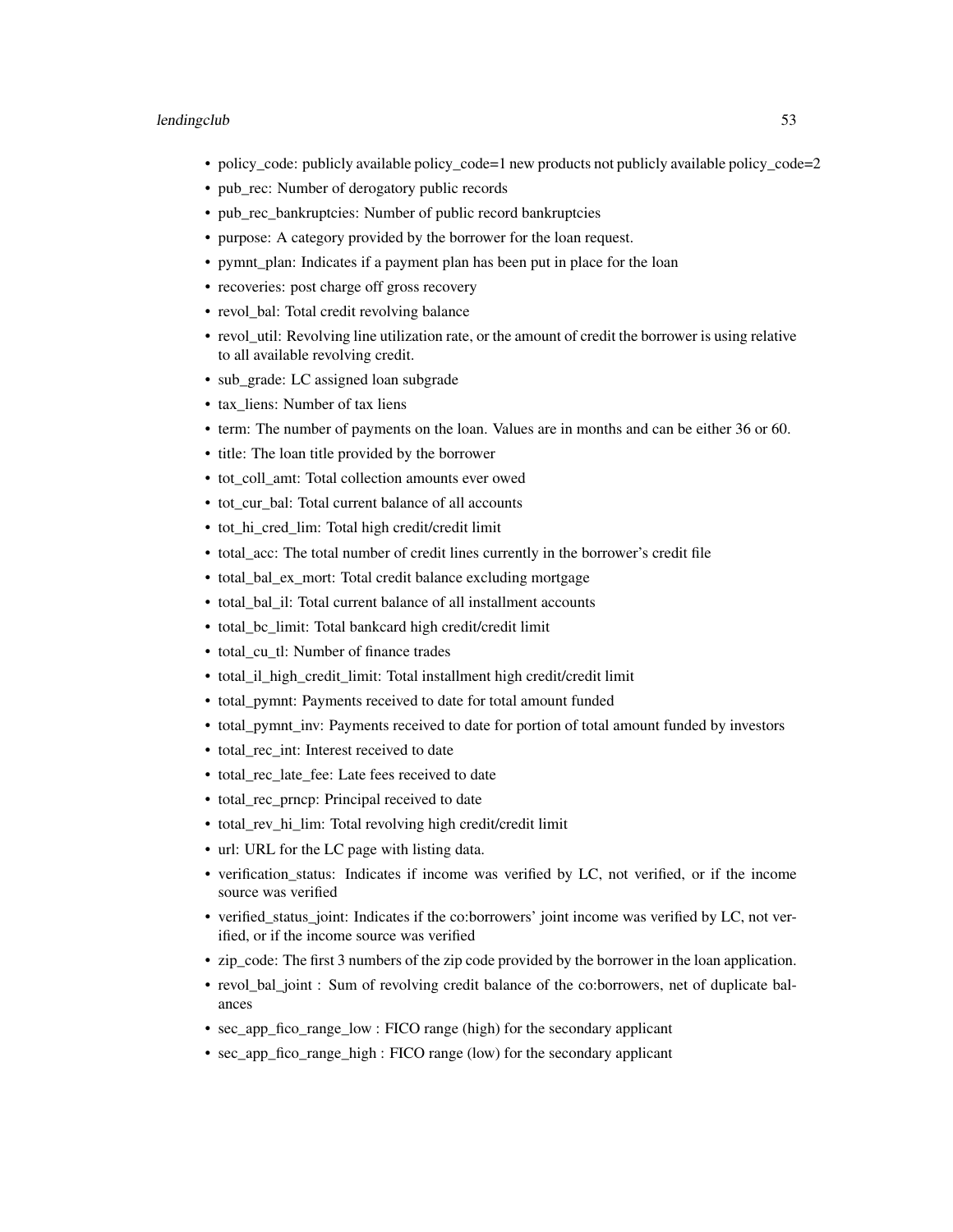- policy_code: publicly available policy_code=1 new products not publicly available policy_code=2
- pub_rec: Number of derogatory public records
- pub_rec_bankruptcies: Number of public record bankruptcies
- purpose: A category provided by the borrower for the loan request.
- pymnt_plan: Indicates if a payment plan has been put in place for the loan
- recoveries: post charge off gross recovery
- revol_bal: Total credit revolving balance
- revol_util: Revolving line utilization rate, or the amount of credit the borrower is using relative to all available revolving credit.
- sub_grade: LC assigned loan subgrade
- tax_liens: Number of tax liens
- term: The number of payments on the loan. Values are in months and can be either 36 or 60.
- title: The loan title provided by the borrower
- tot_coll_amt: Total collection amounts ever owed
- tot_cur_bal: Total current balance of all accounts
- tot_hi_cred_lim: Total high credit/credit limit
- total_acc: The total number of credit lines currently in the borrower's credit file
- total_bal_ex_mort: Total credit balance excluding mortgage
- total_bal_il: Total current balance of all installment accounts
- total_bc_limit: Total bankcard high credit/credit limit
- total_cu_tl: Number of finance trades
- total_il_high_credit_limit: Total installment high credit/credit limit
- total_pymnt: Payments received to date for total amount funded
- total_pymnt_inv: Payments received to date for portion of total amount funded by investors
- total_rec_int: Interest received to date
- total_rec_late_fee: Late fees received to date
- total_rec_prncp: Principal received to date
- total_rev_hi_lim: Total revolving high credit/credit limit
- url: URL for the LC page with listing data.
- verification_status: Indicates if income was verified by LC, not verified, or if the income source was verified
- verified_status_joint: Indicates if the co:borrowers' joint income was verified by LC, not verified, or if the income source was verified
- zip_code: The first 3 numbers of the zip code provided by the borrower in the loan application.
- revol_bal_joint : Sum of revolving credit balance of the co:borrowers, net of duplicate balances
- sec_app_fico_range_low : FICO range (high) for the secondary applicant
- sec_app_fico_range_high : FICO range (low) for the secondary applicant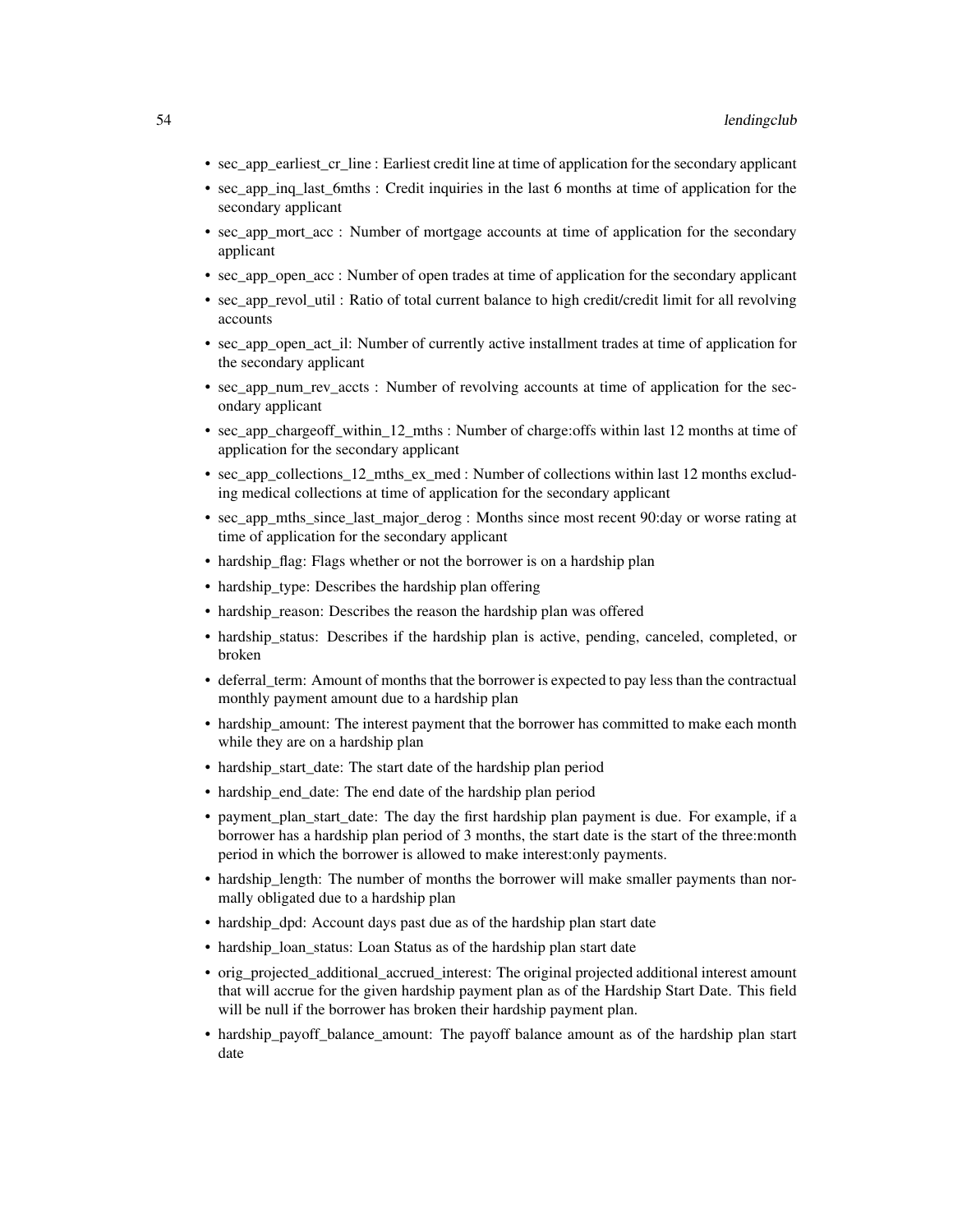- sec_app_earliest_cr_line : Earliest credit line at time of application for the secondary applicant
- sec_app_inq_last_6mths : Credit inquiries in the last 6 months at time of application for the secondary applicant
- sec_app_mort_acc : Number of mortgage accounts at time of application for the secondary applicant
- sec_app_open_acc : Number of open trades at time of application for the secondary applicant
- sec_app_revol_util : Ratio of total current balance to high credit/credit limit for all revolving accounts
- sec_app_open_act_il: Number of currently active installment trades at time of application for the secondary applicant
- sec_app_num_rev_accts : Number of revolving accounts at time of application for the secondary applicant
- sec_app_chargeoff_within_12_mths : Number of charge:offs within last 12 months at time of application for the secondary applicant
- sec_app_collections_12_mths_ex_med : Number of collections within last 12 months excluding medical collections at time of application for the secondary applicant
- sec_app_mths_since_last_major_derog : Months since most recent 90:day or worse rating at time of application for the secondary applicant
- hardship_flag: Flags whether or not the borrower is on a hardship plan
- hardship_type: Describes the hardship plan offering
- hardship_reason: Describes the reason the hardship plan was offered
- hardship_status: Describes if the hardship plan is active, pending, canceled, completed, or broken
- deferral_term: Amount of months that the borrower is expected to pay less than the contractual monthly payment amount due to a hardship plan
- hardship_amount: The interest payment that the borrower has committed to make each month while they are on a hardship plan
- hardship_start_date: The start date of the hardship plan period
- hardship_end_date: The end date of the hardship plan period
- payment_plan_start_date: The day the first hardship plan payment is due. For example, if a borrower has a hardship plan period of 3 months, the start date is the start of the three:month period in which the borrower is allowed to make interest:only payments.
- hardship_length: The number of months the borrower will make smaller payments than normally obligated due to a hardship plan
- hardship_dpd: Account days past due as of the hardship plan start date
- hardship_loan_status: Loan Status as of the hardship plan start date
- orig_projected_additional_accrued_interest: The original projected additional interest amount that will accrue for the given hardship payment plan as of the Hardship Start Date. This field will be null if the borrower has broken their hardship payment plan.
- hardship_payoff_balance_amount: The payoff balance amount as of the hardship plan start date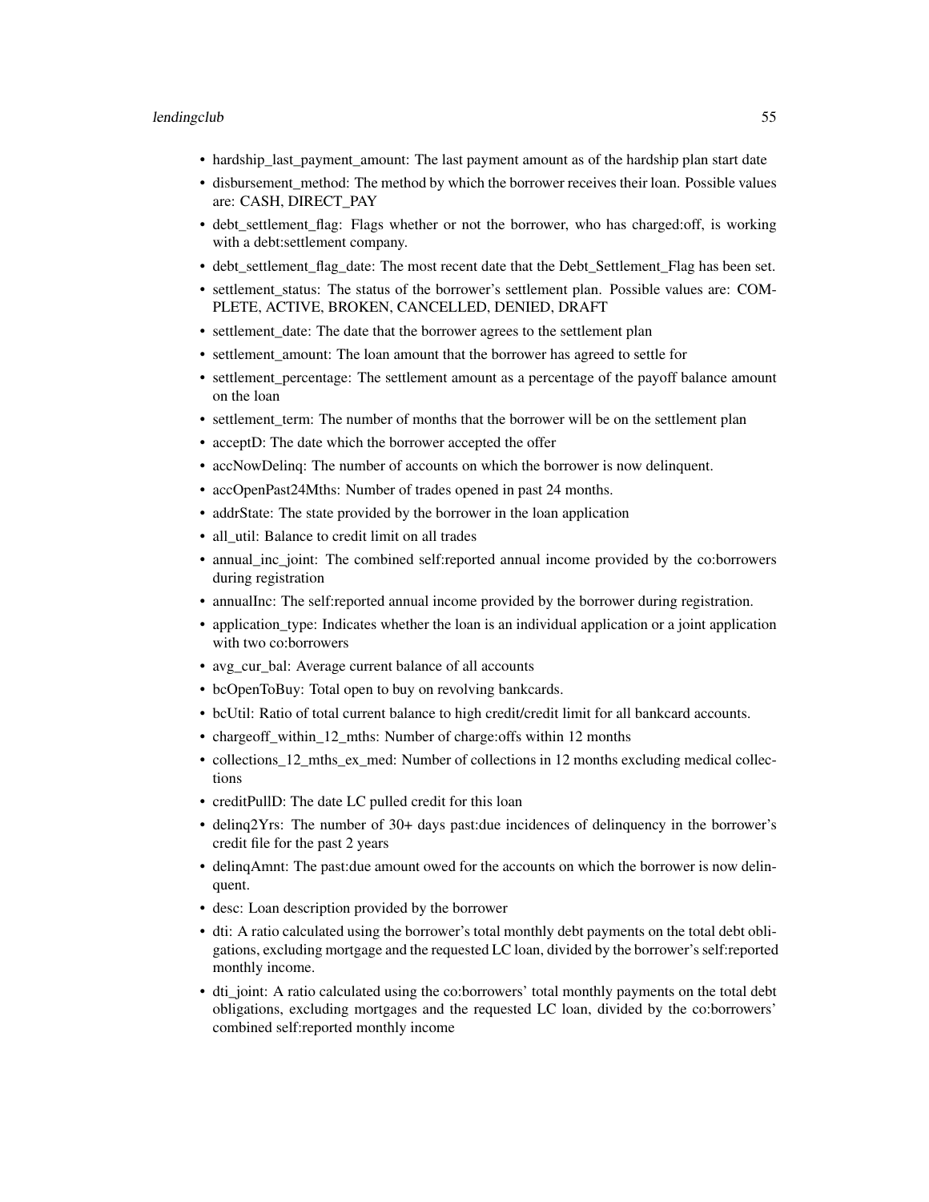- hardship_last_payment_amount: The last payment amount as of the hardship plan start date
- disbursement_method: The method by which the borrower receives their loan. Possible values are: CASH, DIRECT_PAY
- debt_settlement_flag: Flags whether or not the borrower, who has charged:off, is working with a debt:settlement company.
- debt_settlement_flag_date: The most recent date that the Debt_Settlement_Flag has been set.
- settlement_status: The status of the borrower's settlement plan. Possible values are: COMPLETE, ACTIVE, BROKEN, CANCELLED, DENIED, DRAFT
- settlement_date: The date that the borrower agrees to the settlement plan
- settlement_amount: The loan amount that the borrower has agreed to settle for
- settlement_percentage: The settlement amount as a percentage of the payoff balance amount on the loan
- settlement_term: The number of months that the borrower will be on the settlement plan
- acceptD: The date which the borrower accepted the offer
- accNowDelinq: The number of accounts on which the borrower is now delinquent.
- accOpenPast24Mths: Number of trades opened in past 24 months.
- addrState: The state provided by the borrower in the loan application
- all_util: Balance to credit limit on all trades
- annual_inc_joint: The combined self:reported annual income provided by the co:borrowers during registration
- annualInc: The self:reported annual income provided by the borrower during registration.
- application_type: Indicates whether the loan is an individual application or a joint application with two co:borrowers
- avg_cur_bal: Average current balance of all accounts
- bcOpenToBuy: Total open to buy on revolving bankcards.
- bcUtil: Ratio of total current balance to high credit/credit limit for all bankcard accounts.
- chargeoff_within_12_mths: Number of charge:offs within 12 months
- collections_12_mths_ex_med: Number of collections in 12 months excluding medical collections
- creditPullD: The date LC pulled credit for this loan
- delinq2Yrs: The number of 30+ days past:due incidences of delinquency in the borrower's credit file for the past 2 years
- delinqAmnt: The past:due amount owed for the accounts on which the borrower is now delinquent.
- desc: Loan description provided by the borrower
- dti: A ratio calculated using the borrower's total monthly debt payments on the total debt obligations, excluding mortgage and the requested LC loan, divided by the borrower's self:reported monthly income.
- dti_joint: A ratio calculated using the co:borrowers' total monthly payments on the total debt obligations, excluding mortgages and the requested LC loan, divided by the co:borrowers' combined self:reported monthly income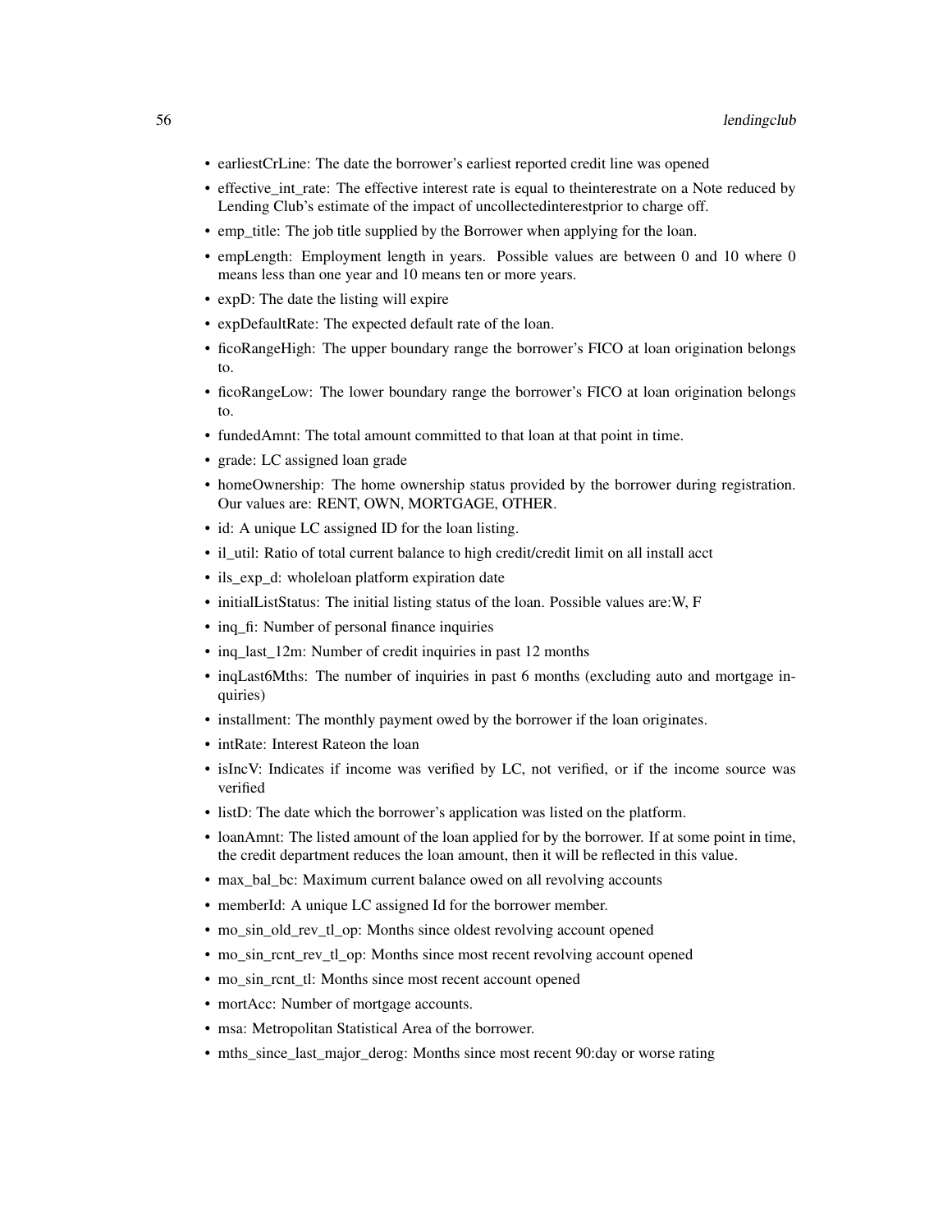- earliestCrLine: The date the borrower's earliest reported credit line was opened
- effective_int_rate: The effective interest rate is equal to theinterestrate on a Note reduced by Lending Club's estimate of the impact of uncollectedinterestprior to charge off.
- emp_title: The job title supplied by the Borrower when applying for the loan.
- empLength: Employment length in years. Possible values are between 0 and 10 where 0 means less than one year and 10 means ten or more years.
- expD: The date the listing will expire
- expDefaultRate: The expected default rate of the loan.
- ficoRangeHigh: The upper boundary range the borrower's FICO at loan origination belongs to.
- ficoRangeLow: The lower boundary range the borrower's FICO at loan origination belongs to.
- fundedAmnt: The total amount committed to that loan at that point in time.
- grade: LC assigned loan grade
- homeOwnership: The home ownership status provided by the borrower during registration. Our values are: RENT, OWN, MORTGAGE, OTHER.
- id: A unique LC assigned ID for the loan listing.
- il_util: Ratio of total current balance to high credit/credit limit on all install acct
- ils_exp_d: wholeloan platform expiration date
- initialListStatus: The initial listing status of the loan. Possible values are:W, F
- inq_fi: Number of personal finance inquiries
- inq_last_12m: Number of credit inquiries in past 12 months
- inqLast6Mths: The number of inquiries in past 6 months (excluding auto and mortgage inquiries)
- installment: The monthly payment owed by the borrower if the loan originates.
- intRate: Interest Rateon the loan
- isIncV: Indicates if income was verified by LC, not verified, or if the income source was verified
- listD: The date which the borrower's application was listed on the platform.
- loanAmnt: The listed amount of the loan applied for by the borrower. If at some point in time, the credit department reduces the loan amount, then it will be reflected in this value.
- max_bal_bc: Maximum current balance owed on all revolving accounts
- memberId: A unique LC assigned Id for the borrower member.
- mo_sin_old_rev_tl_op: Months since oldest revolving account opened
- mo_sin_rcnt_rev_tl_op: Months since most recent revolving account opened
- mo_sin_rcnt_tl: Months since most recent account opened
- mortAcc: Number of mortgage accounts.
- msa: Metropolitan Statistical Area of the borrower.
- mths_since_last_major_derog: Months since most recent 90:day or worse rating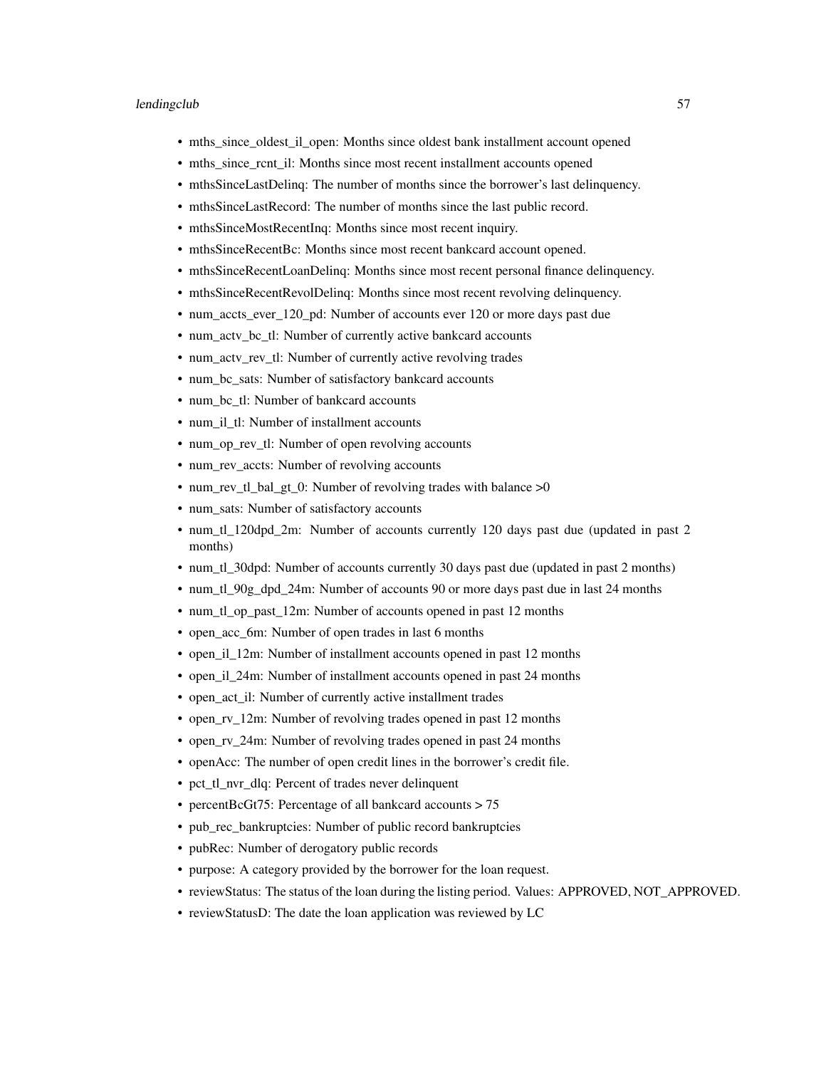- mths_since_oldest_il_open: Months since oldest bank installment account opened
- mths_since_rcnt_il: Months since most recent installment accounts opened
- mthsSinceLastDelinq: The number of months since the borrower's last delinquency.
- mthsSinceLastRecord: The number of months since the last public record.
- mthsSinceMostRecentInq: Months since most recent inquiry.
- mthsSinceRecentBc: Months since most recent bankcard account opened.
- mthsSinceRecentLoanDelinq: Months since most recent personal finance delinquency.
- mthsSinceRecentRevolDelinq: Months since most recent revolving delinquency.
- num_accts_ever_120_pd: Number of accounts ever 120 or more days past due
- num_actv_bc_tl: Number of currently active bankcard accounts
- num_actv_rev_tl: Number of currently active revolving trades
- num_bc_sats: Number of satisfactory bankcard accounts
- num_bc_tl: Number of bankcard accounts
- num_il_tl: Number of installment accounts
- num_op_rev_tl: Number of open revolving accounts
- num_rev_accts: Number of revolving accounts
- num_rev_tl_bal_gt_0: Number of revolving trades with balance >0
- num_sats: Number of satisfactory accounts
- num_tl_120dpd_2m: Number of accounts currently 120 days past due (updated in past 2 months)
- num_tl_30dpd: Number of accounts currently 30 days past due (updated in past 2 months)
- num_tl_90g_dpd_24m: Number of accounts 90 or more days past due in last 24 months
- num_tl_op_past_12m: Number of accounts opened in past 12 months
- open_acc_6m: Number of open trades in last 6 months
- open_il_12m: Number of installment accounts opened in past 12 months
- open_il_24m: Number of installment accounts opened in past 24 months
- open_act_il: Number of currently active installment trades
- open_rv_12m: Number of revolving trades opened in past 12 months
- open_rv_24m: Number of revolving trades opened in past 24 months
- openAcc: The number of open credit lines in the borrower's credit file.
- pct_tl_nvr_dlq: Percent of trades never delinquent
- percentBcGt75: Percentage of all bankcard accounts > 75
- pub_rec_bankruptcies: Number of public record bankruptcies
- pubRec: Number of derogatory public records
- purpose: A category provided by the borrower for the loan request.
- reviewStatus: The status of the loan during the listing period. Values: APPROVED, NOT_APPROVED.
- reviewStatusD: The date the loan application was reviewed by LC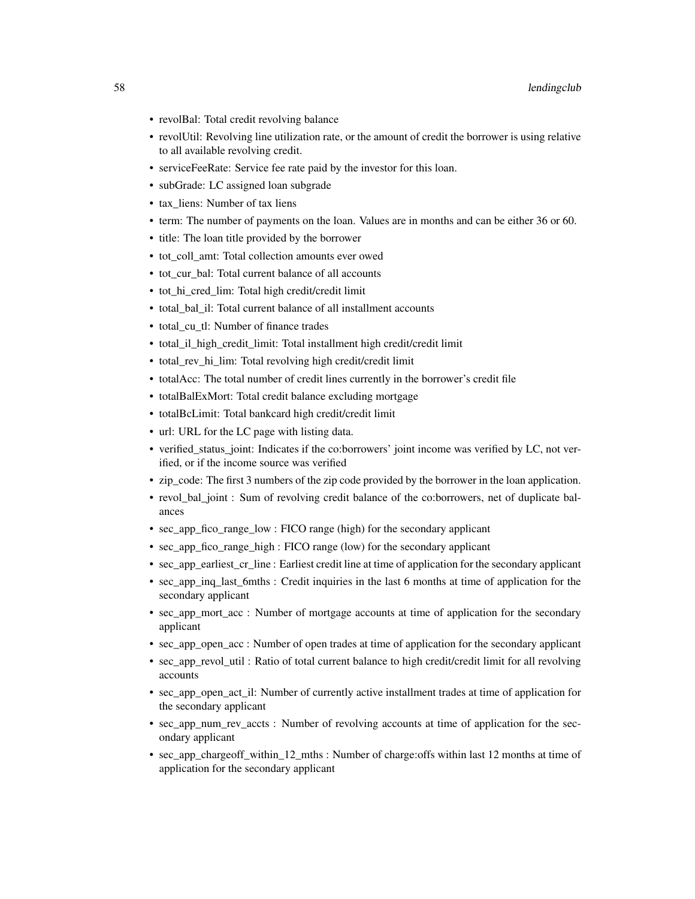- revolBal: Total credit revolving balance
- revolUtil: Revolving line utilization rate, or the amount of credit the borrower is using relative to all available revolving credit.
- serviceFeeRate: Service fee rate paid by the investor for this loan.
- subGrade: LC assigned loan subgrade
- tax_liens: Number of tax liens
- term: The number of payments on the loan. Values are in months and can be either 36 or 60.
- title: The loan title provided by the borrower
- tot_coll_amt: Total collection amounts ever owed
- tot_cur_bal: Total current balance of all accounts
- tot_hi_cred_lim: Total high credit/credit limit
- total_bal_il: Total current balance of all installment accounts
- total_cu_tl: Number of finance trades
- total_il_high_credit_limit: Total installment high credit/credit limit
- total_rev_hi_lim: Total revolving high credit/credit limit
- totalAcc: The total number of credit lines currently in the borrower's credit file
- totalBalExMort: Total credit balance excluding mortgage
- totalBcLimit: Total bankcard high credit/credit limit
- url: URL for the LC page with listing data.
- verified_status_joint: Indicates if the co:borrowers' joint income was verified by LC, not verified, or if the income source was verified
- zip_code: The first 3 numbers of the zip code provided by the borrower in the loan application.
- revol_bal_joint : Sum of revolving credit balance of the co:borrowers, net of duplicate balances
- sec_app_fico_range_low : FICO range (high) for the secondary applicant
- sec_app_fico_range_high : FICO range (low) for the secondary applicant
- sec_app_earliest_cr_line : Earliest credit line at time of application for the secondary applicant
- sec_app_inq_last_6mths : Credit inquiries in the last 6 months at time of application for the secondary applicant
- sec_app_mort_acc : Number of mortgage accounts at time of application for the secondary applicant
- sec_app_open_acc : Number of open trades at time of application for the secondary applicant
- sec_app_revol_util : Ratio of total current balance to high credit/credit limit for all revolving accounts
- sec_app_open_act_il: Number of currently active installment trades at time of application for the secondary applicant
- sec_app_num_rev_accts : Number of revolving accounts at time of application for the secondary applicant
- sec_app_chargeoff_within_12_mths : Number of charge:offs within last 12 months at time of application for the secondary applicant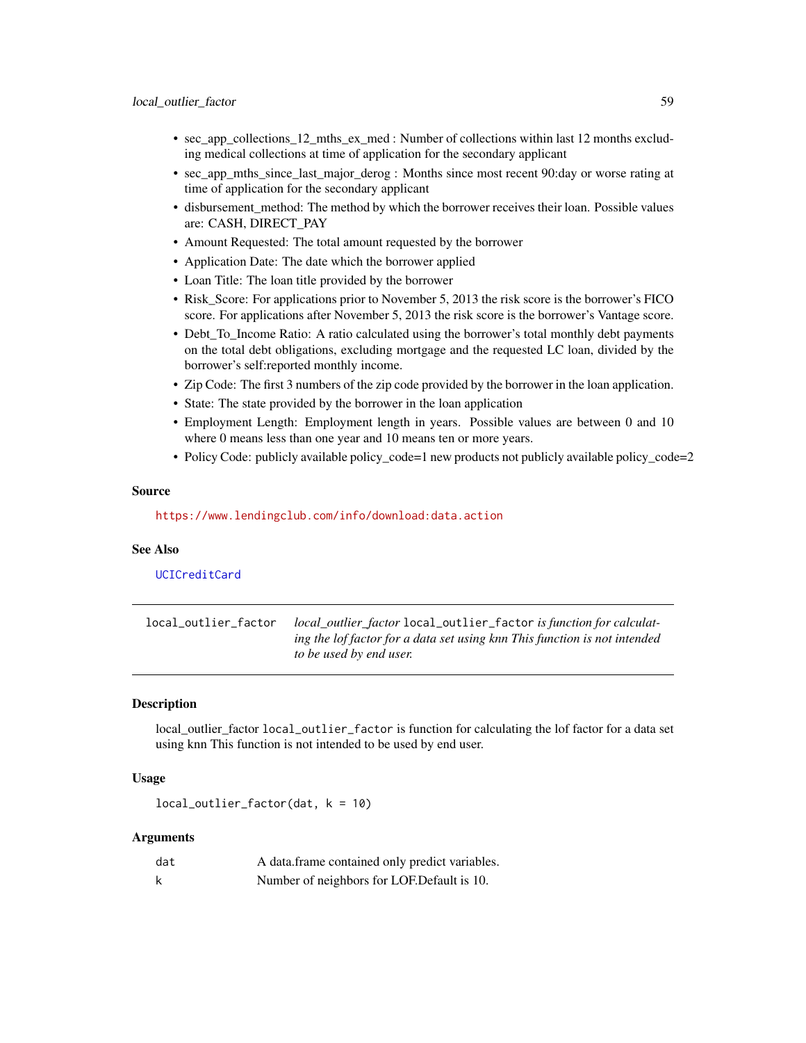- sec_app_collections_12_mths_ex_med : Number of collections within last 12 months excluding medical collections at time of application for the secondary applicant
- sec_app_mths_since_last_major_derog : Months since most recent 90:day or worse rating at time of application for the secondary applicant
- disbursement_method: The method by which the borrower receives their loan. Possible values are: CASH, DIRECT_PAY
- Amount Requested: The total amount requested by the borrower
- Application Date: The date which the borrower applied
- Loan Title: The loan title provided by the borrower
- Risk_Score: For applications prior to November 5, 2013 the risk score is the borrower's FICO score. For applications after November 5, 2013 the risk score is the borrower's Vantage score.
- Debt_To_Income Ratio: A ratio calculated using the borrower's total monthly debt payments on the total debt obligations, excluding mortgage and the requested LC loan, divided by the borrower's self:reported monthly income.
- Zip Code: The first 3 numbers of the zip code provided by the borrower in the loan application.
- State: The state provided by the borrower in the loan application
- Employment Length: Employment length in years. Possible values are between 0 and 10 where 0 means less than one year and 10 means ten or more years.
- Policy Code: publicly available policy_code=1 new products not publicly available policy_code=2

### Source

https://www.lendingclub.com/info/download:data.action

### See Also

UCICreditCard

---

## local_outlier_factor

*local_outlier_factor* `local_outlier_factor` *is function for calculating the lof factor for a data set using knn This function is not intended to be used by end user.*

---

### Description

local_outlier_factor `local_outlier_factor` is function for calculating the lof factor for a data set using knn This function is not intended to be used by end user.

### Usage

```
local_outlier_factor(dat, k = 10)
```

### Arguments

| | |
|---|---|
| dat | A data.frame contained only predict variables. |
| k | Number of neighbors for LOF.Default is 10. |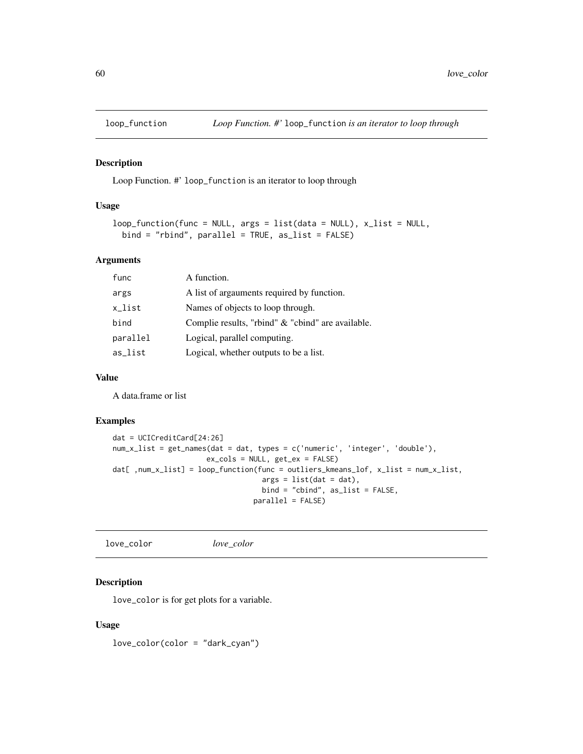## loop_function — *Loop Function. #' loop_function is an iterator to loop through*

### Description

Loop Function. #' `loop_function` is an iterator to loop through

### Usage

```
loop_function(func = NULL, args = list(data = NULL), x_list = NULL,
  bind = "rbind", parallel = TRUE, as_list = FALSE)
```

### Arguments

| | |
|---|---|
| func | A function. |
| args | A list of argauments required by function. |
| x_list | Names of objects to loop through. |
| bind | Complie results, "rbind" & "cbind" are available. |
| parallel | Logical, parallel computing. |
| as_list | Logical, whether outputs to be a list. |

### Value

A data.frame or list

### Examples

```
dat = UCICreditCard[24:26]
num_x_list = get_names(dat = dat, types = c('numeric', 'integer', 'double'),
                      ex_cols = NULL, get_ex = FALSE)
dat[ ,num_x_list] = loop_function(func = outliers_kmeans_lof, x_list = num_x_list,
                                   args = list(dat = dat),
                                   bind = "cbind", as_list = FALSE,
                                 parallel = FALSE)
```

## love_color — *love_color*

### Description

`love_color` is for get plots for a variable.

### Usage

```
love_color(color = "dark_cyan")
```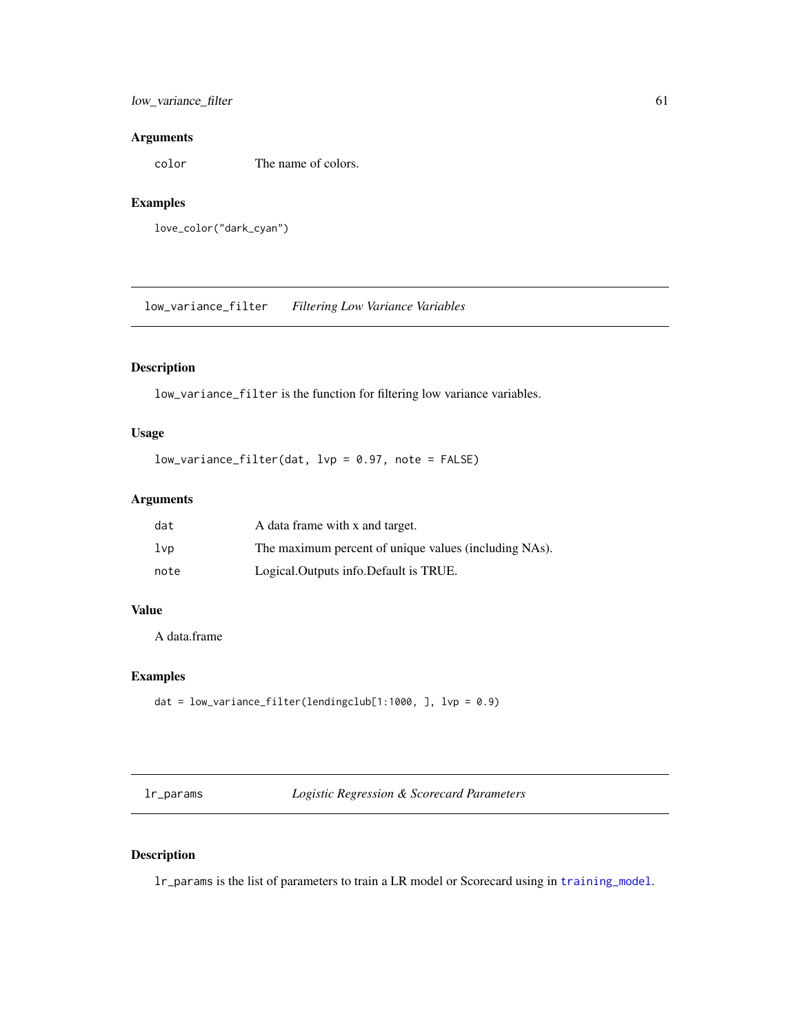### Arguments

| | |
|---|---|
| `color` | The name of colors. |

### Examples

```
love_color("dark_cyan")
```

---

## `low_variance_filter` *Filtering Low Variance Variables*

### Description

`low_variance_filter` is the function for filtering low variance variables.

### Usage

```
low_variance_filter(dat, lvp = 0.97, note = FALSE)
```

### Arguments

| | |
|---|---|
| `dat` | A data frame with x and target. |
| `lvp` | The maximum percent of unique values (including NAs). |
| `note` | Logical.Outputs info.Default is TRUE. |

### Value

A data.frame

### Examples

```
dat = low_variance_filter(lendingclub[1:1000, ], lvp = 0.9)
```

---

## `lr_params` *Logistic Regression & Scorecard Parameters*

### Description

`lr_params` is the list of parameters to train a LR model or Scorecard using in `training_model`.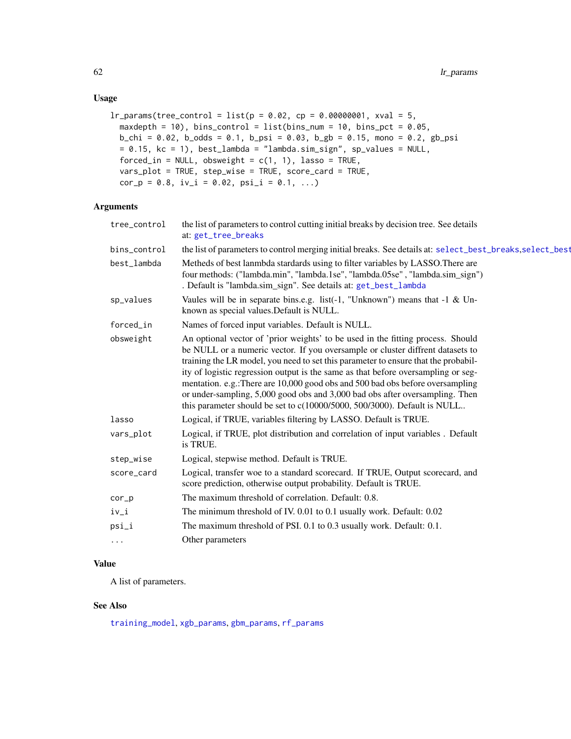## Usage

```
lr_params(tree_control = list(p = 0.02, cp = 0.00000001, xval = 5,
  maxdepth = 10), bins_control = list(bins_num = 10, bins_pct = 0.05,
  b_chi = 0.02, b_odds = 0.1, b_psi = 0.03, b_gb = 0.15, mono = 0.2, gb_psi
  = 0.15, kc = 1), best_lambda = "lambda.sim_sign", sp_values = NULL,
  forced_in = NULL, obsweight = c(1, 1), lasso = TRUE,
  vars_plot = TRUE, step_wise = TRUE, score_card = TRUE,
  cor_p = 0.8, iv_i = 0.02, psi_i = 0.1, ...)
```

## Arguments

| | |
|---|---|
| tree_control | the list of parameters to control cutting initial breaks by decision tree. See details at: get_tree_breaks |
| bins_control | the list of parameters to control merging initial breaks. See details at: select_best_breaks,select_best |
| best_lambda | Metheds of best lanmbda stardards using to filter variables by LASSO.There are four methods: ("lambda.min", "lambda.1se", "lambda.05se" , "lambda.sim_sign") . Default is "lambda.sim_sign". See details at: get_best_lambda |
| sp_values | Vaules will be in separate bins.e.g. list(-1, "Unknown") means that -1 & Unknown as special values.Default is NULL. |
| forced_in | Names of forced input variables. Default is NULL. |
| obsweight | An optional vector of 'prior weights' to be used in the fitting process. Should be NULL or a numeric vector. If you oversample or cluster diffrent datasets to training the LR model, you need to set this parameter to ensure that the probability of logistic regression output is the same as that before oversampling or segmentation. e.g.:There are 10,000 good obs and 500 bad obs before oversampling or under-sampling, 5,000 good obs and 3,000 bad obs after oversampling. Then this parameter should be set to c(10000/5000, 500/3000). Default is NULL.. |
| lasso | Logical, if TRUE, variables filtering by LASSO. Default is TRUE. |
| vars_plot | Logical, if TRUE, plot distribution and correlation of input variables . Default is TRUE. |
| step_wise | Logical, stepwise method. Default is TRUE. |
| score_card | Logical, transfer woe to a standard scorecard. If TRUE, Output scorecard, and score prediction, otherwise output probability. Default is TRUE. |
| cor_p | The maximum threshold of correlation. Default: 0.8. |
| iv_i | The minimum threshold of IV. 0.01 to 0.1 usually work. Default: 0.02 |
| psi_i | The maximum threshold of PSI. 0.1 to 0.3 usually work. Default: 0.1. |
| ... | Other parameters |

## Value

A list of parameters.

## See Also

training_model, xgb_params, gbm_params, rf_params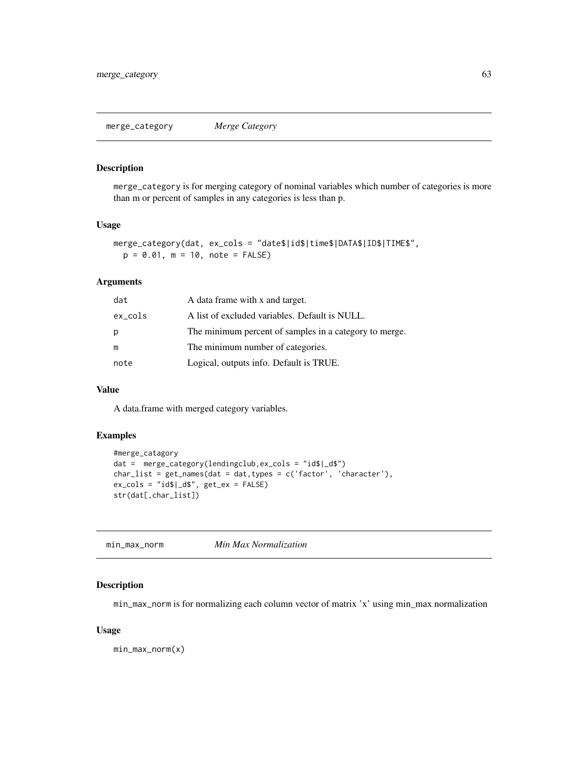## merge_category *Merge Category*

### Description

merge_category is for merging category of nominal variables which number of categories is more than m or percent of samples in any categories is less than p.

### Usage

```
merge_category(dat, ex_cols = "date$|id$|time$|DATA$|ID$|TIME$",
  p = 0.01, m = 10, note = FALSE)
```

### Arguments

| | |
|---|---|
| dat | A data frame with x and target. |
| ex_cols | A list of excluded variables. Default is NULL. |
| p | The minimum percent of samples in a category to merge. |
| m | The minimum number of categories. |
| note | Logical, outputs info. Default is TRUE. |

### Value

A data.frame with merged category variables.

### Examples

```
#merge_catagory
dat =  merge_category(lendingclub,ex_cols = "id$|_d$")
char_list = get_names(dat = dat,types = c('factor', 'character'),
ex_cols = "id$|_d$", get_ex = FALSE)
str(dat[,char_list])
```

## min_max_norm *Min Max Normalization*

### Description

min_max_norm is for normalizing each column vector of matrix 'x' using min_max normalization

### Usage

```
min_max_norm(x)
```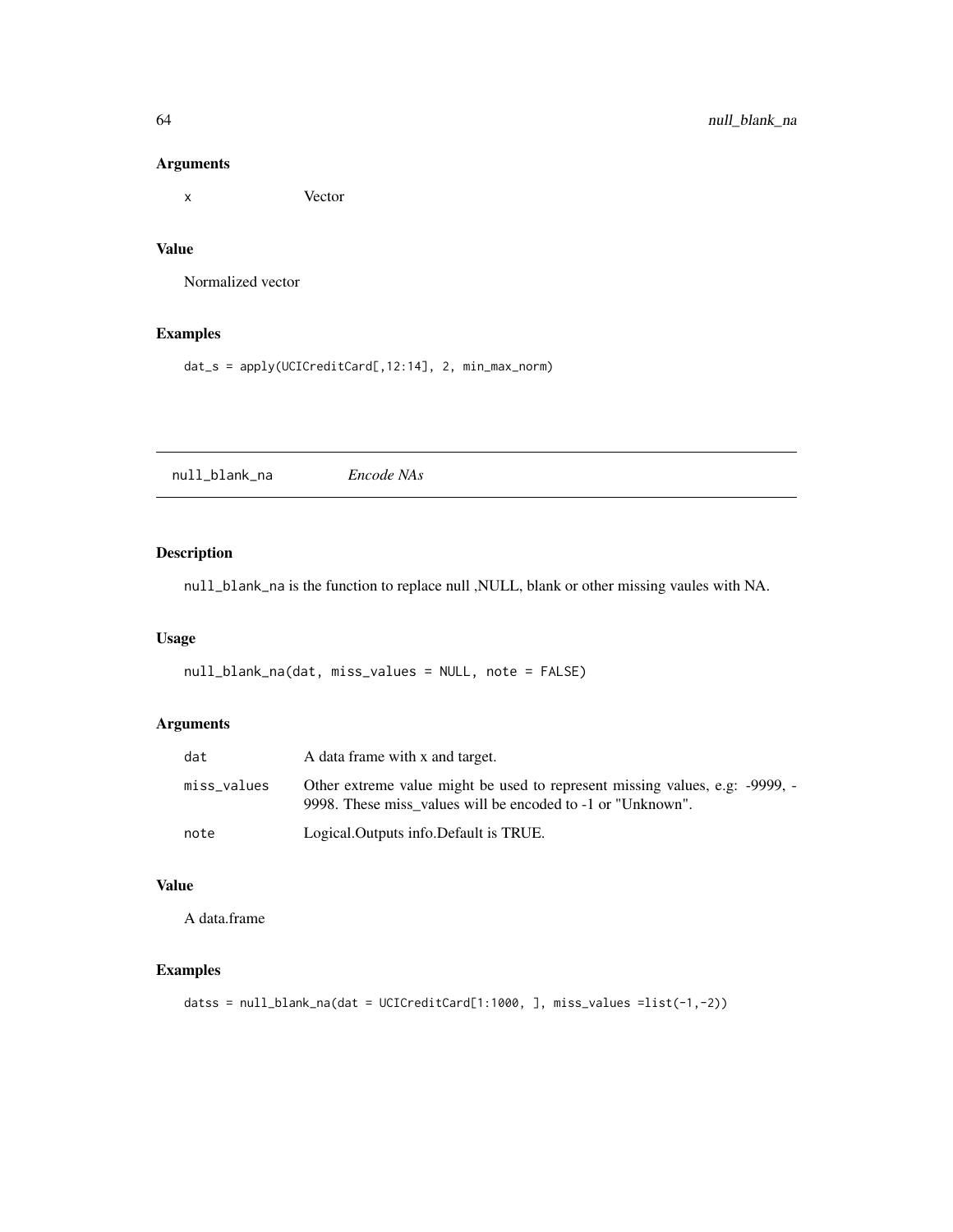## Arguments

| | |
|---|---|
| x | Vector |

## Value

Normalized vector

## Examples

```
dat_s = apply(UCICreditCard[,12:14], 2, min_max_norm)
```

---

# null_blank_na    *Encode NAs*

## Description

null_blank_na is the function to replace null ,NULL, blank or other missing vaules with NA.

## Usage

```
null_blank_na(dat, miss_values = NULL, note = FALSE)
```

## Arguments

| | |
|---|---|
| dat | A data frame with x and target. |
| miss_values | Other extreme value might be used to represent missing values, e.g: -9999, -9998. These miss_values will be encoded to -1 or "Unknown". |
| note | Logical.Outputs info.Default is TRUE. |

## Value

A data.frame

## Examples

```
datss = null_blank_na(dat = UCICreditCard[1:1000, ], miss_values =list(-1,-2))
```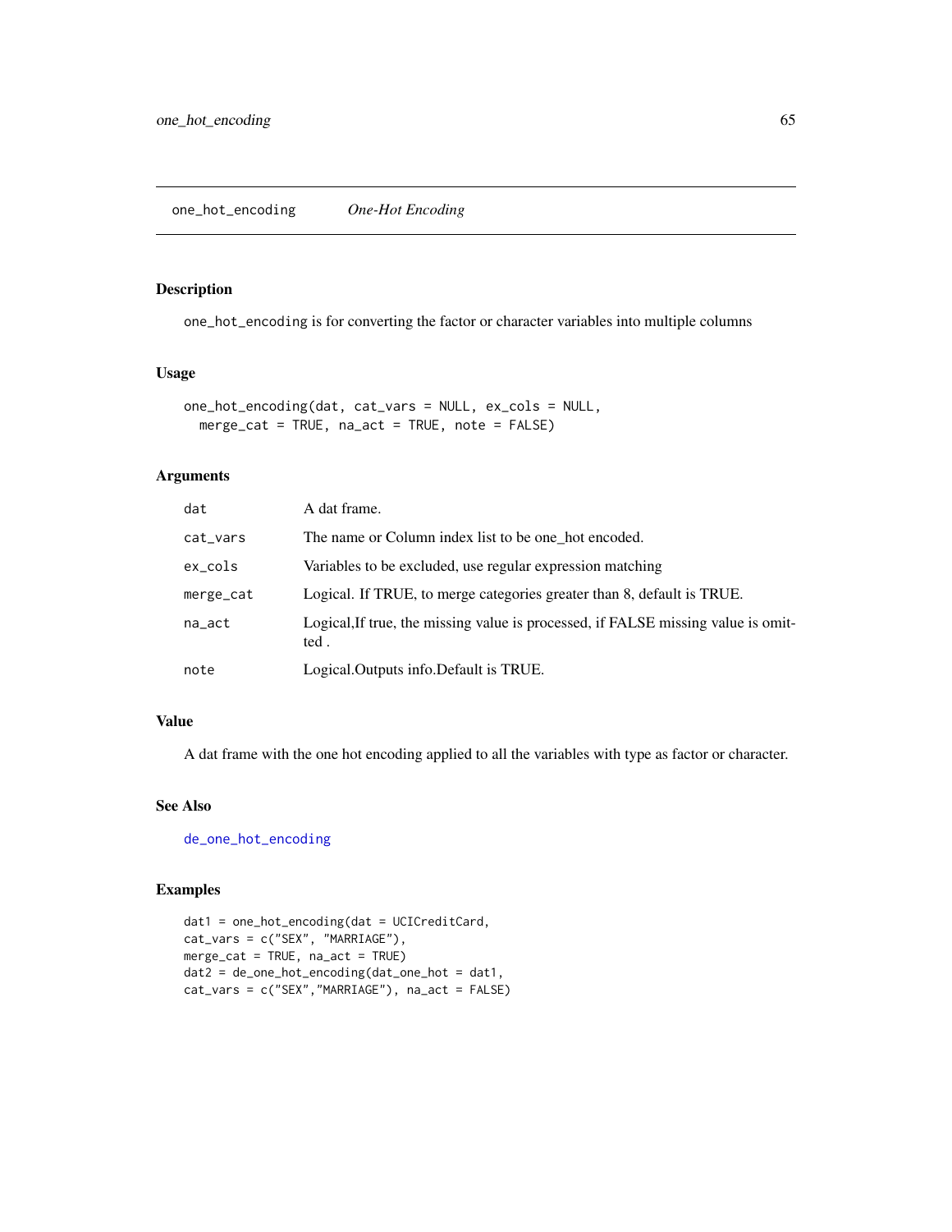## one_hot_encoding *One-Hot Encoding*

### Description

one_hot_encoding is for converting the factor or character variables into multiple columns

### Usage

```
one_hot_encoding(dat, cat_vars = NULL, ex_cols = NULL,
  merge_cat = TRUE, na_act = TRUE, note = FALSE)
```

### Arguments

| | |
|---|---|
| dat | A dat frame. |
| cat_vars | The name or Column index list to be one_hot encoded. |
| ex_cols | Variables to be excluded, use regular expression matching |
| merge_cat | Logical. If TRUE, to merge categories greater than 8, default is TRUE. |
| na_act | Logical,If true, the missing value is processed, if FALSE missing value is omitted . |
| note | Logical.Outputs info.Default is TRUE. |

### Value

A dat frame with the one hot encoding applied to all the variables with type as factor or character.

### See Also

de_one_hot_encoding

### Examples

```
dat1 = one_hot_encoding(dat = UCICreditCard,
cat_vars = c("SEX", "MARRIAGE"),
merge_cat = TRUE, na_act = TRUE)
dat2 = de_one_hot_encoding(dat_one_hot = dat1,
cat_vars = c("SEX","MARRIAGE"), na_act = FALSE)
```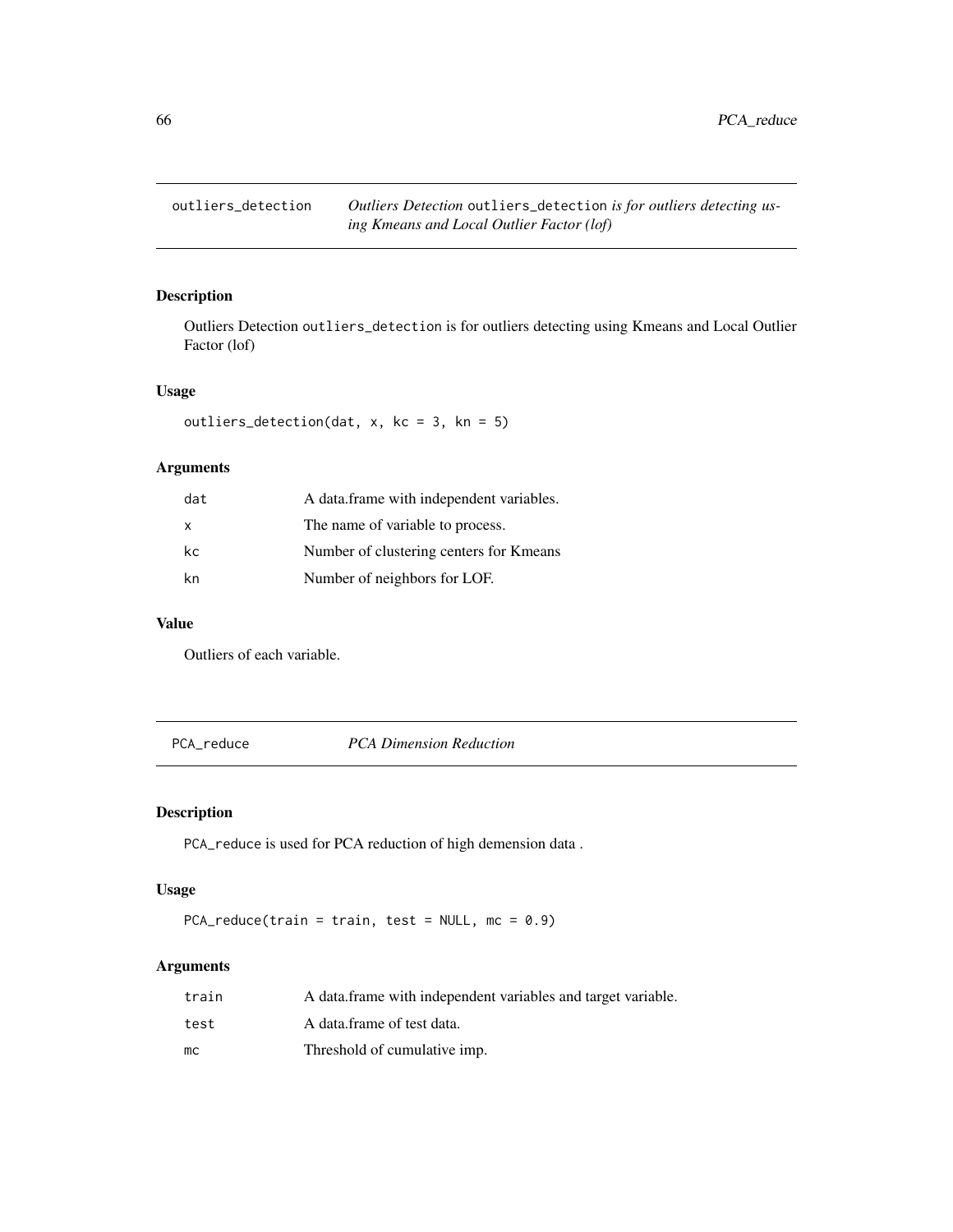## outliers_detection — *Outliers Detection* `outliers_detection` *is for outliers detecting using Kmeans and Local Outlier Factor (lof)*

### Description

Outliers Detection `outliers_detection` is for outliers detecting using Kmeans and Local Outlier Factor (lof)

### Usage

```
outliers_detection(dat, x, kc = 3, kn = 5)
```

### Arguments

| | |
|---|---|
| `dat` | A data.frame with independent variables. |
| `x` | The name of variable to process. |
| `kc` | Number of clustering centers for Kmeans |
| `kn` | Number of neighbors for LOF. |

### Value

Outliers of each variable.

## PCA_reduce — *PCA Dimension Reduction*

### Description

`PCA_reduce` is used for PCA reduction of high demension data .

### Usage

```
PCA_reduce(train = train, test = NULL, mc = 0.9)
```

### Arguments

| | |
|---|---|
| `train` | A data.frame with independent variables and target variable. |
| `test` | A data.frame of test data. |
| `mc` | Threshold of cumulative imp. |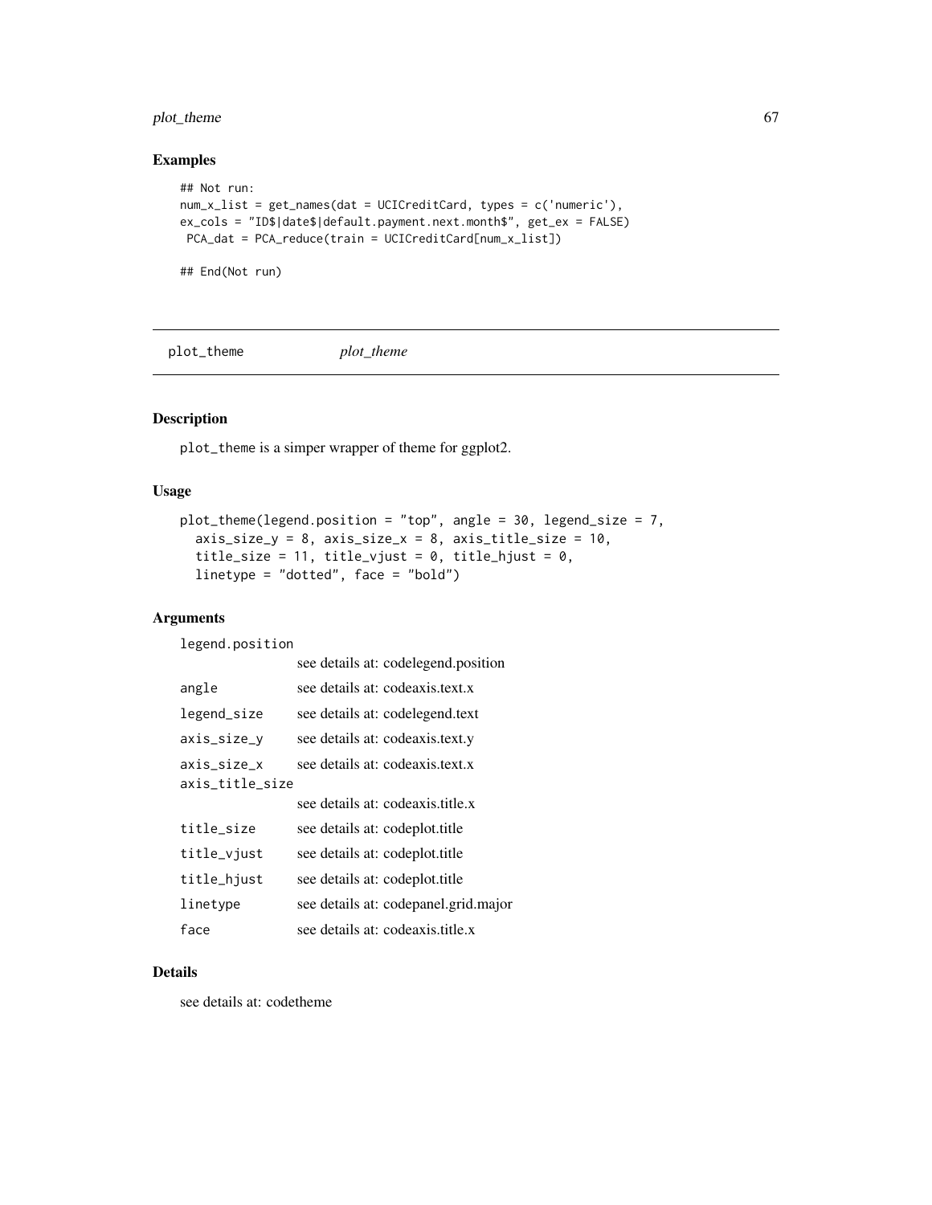## Examples

```
## Not run:
num_x_list = get_names(dat = UCICreditCard, types = c('numeric'),
ex_cols = "ID$|date$|default.payment.next.month$", get_ex = FALSE)
 PCA_dat = PCA_reduce(train = UCICreditCard[num_x_list])

## End(Not run)
```

# plot_theme    *plot_theme*

## Description

plot_theme is a simper wrapper of theme for ggplot2.

## Usage

```
plot_theme(legend.position = "top", angle = 30, legend_size = 7,
  axis_size_y = 8, axis_size_x = 8, axis_title_size = 10,
  title_size = 11, title_vjust = 0, title_hjust = 0,
  linetype = "dotted", face = "bold")
```

## Arguments

| | |
|---|---|
| legend.position | see details at: codelegend.position |
| angle | see details at: codeaxis.text.x |
| legend_size | see details at: codelegend.text |
| axis_size_y | see details at: codeaxis.text.y |
| axis_size_x | see details at: codeaxis.text.x |
| axis_title_size | see details at: codeaxis.title.x |
| title_size | see details at: codeplot.title |
| title_vjust | see details at: codeplot.title |
| title_hjust | see details at: codeplot.title |
| linetype | see details at: codepanel.grid.major |
| face | see details at: codeaxis.title.x |

## Details

see details at: codetheme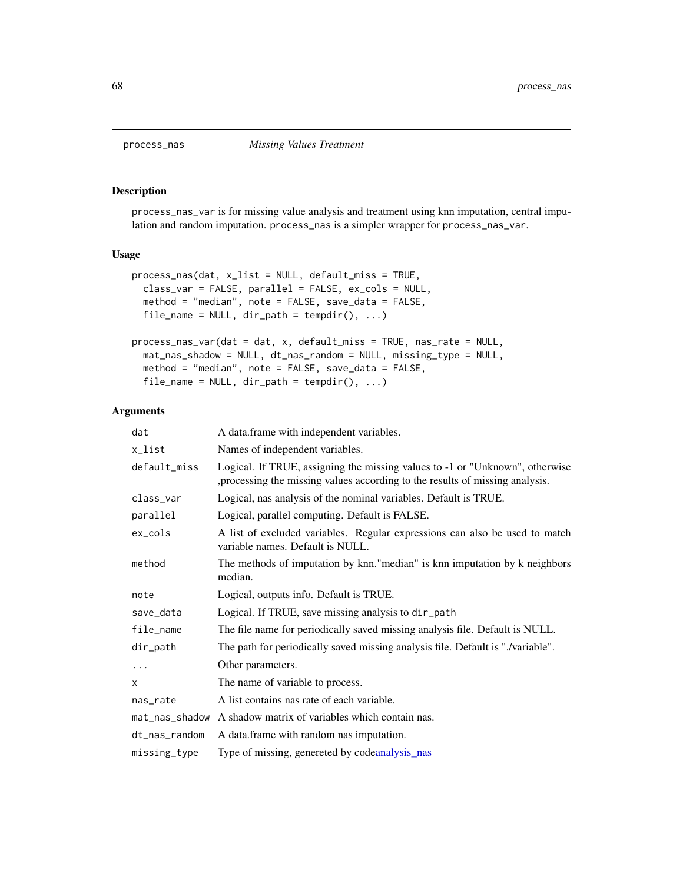## process_nas *Missing Values Treatment*

### Description

`process_nas_var` is for missing value analysis and treatment using knn imputation, central impulation and random imputation. `process_nas` is a simpler wrapper for `process_nas_var`.

### Usage

```
process_nas(dat, x_list = NULL, default_miss = TRUE,
  class_var = FALSE, parallel = FALSE, ex_cols = NULL,
  method = "median", note = FALSE, save_data = FALSE,
  file_name = NULL, dir_path = tempdir(), ...)

process_nas_var(dat = dat, x, default_miss = TRUE, nas_rate = NULL,
  mat_nas_shadow = NULL, dt_nas_random = NULL, missing_type = NULL,
  method = "median", note = FALSE, save_data = FALSE,
  file_name = NULL, dir_path = tempdir(), ...)
```

### Arguments

| | |
|---|---|
| `dat` | A data.frame with independent variables. |
| `x_list` | Names of independent variables. |
| `default_miss` | Logical. If TRUE, assigning the missing values to -1 or "Unknown", otherwise ,processing the missing values according to the results of missing analysis. |
| `class_var` | Logical, nas analysis of the nominal variables. Default is TRUE. |
| `parallel` | Logical, parallel computing. Default is FALSE. |
| `ex_cols` | A list of excluded variables. Regular expressions can also be used to match variable names. Default is NULL. |
| `method` | The methods of imputation by knn."median" is knn imputation by k neighbors median. |
| `note` | Logical, outputs info. Default is TRUE. |
| `save_data` | Logical. If TRUE, save missing analysis to `dir_path` |
| `file_name` | The file name for periodically saved missing analysis file. Default is NULL. |
| `dir_path` | The path for periodically saved missing analysis file. Default is "./variable". |
| `...` | Other parameters. |
| `x` | The name of variable to process. |
| `nas_rate` | A list contains nas rate of each variable. |
| `mat_nas_shadow` | A shadow matrix of variables which contain nas. |
| `dt_nas_random` | A data.frame with random nas imputation. |
| `missing_type` | Type of missing, genereted by codeanalysis_nas |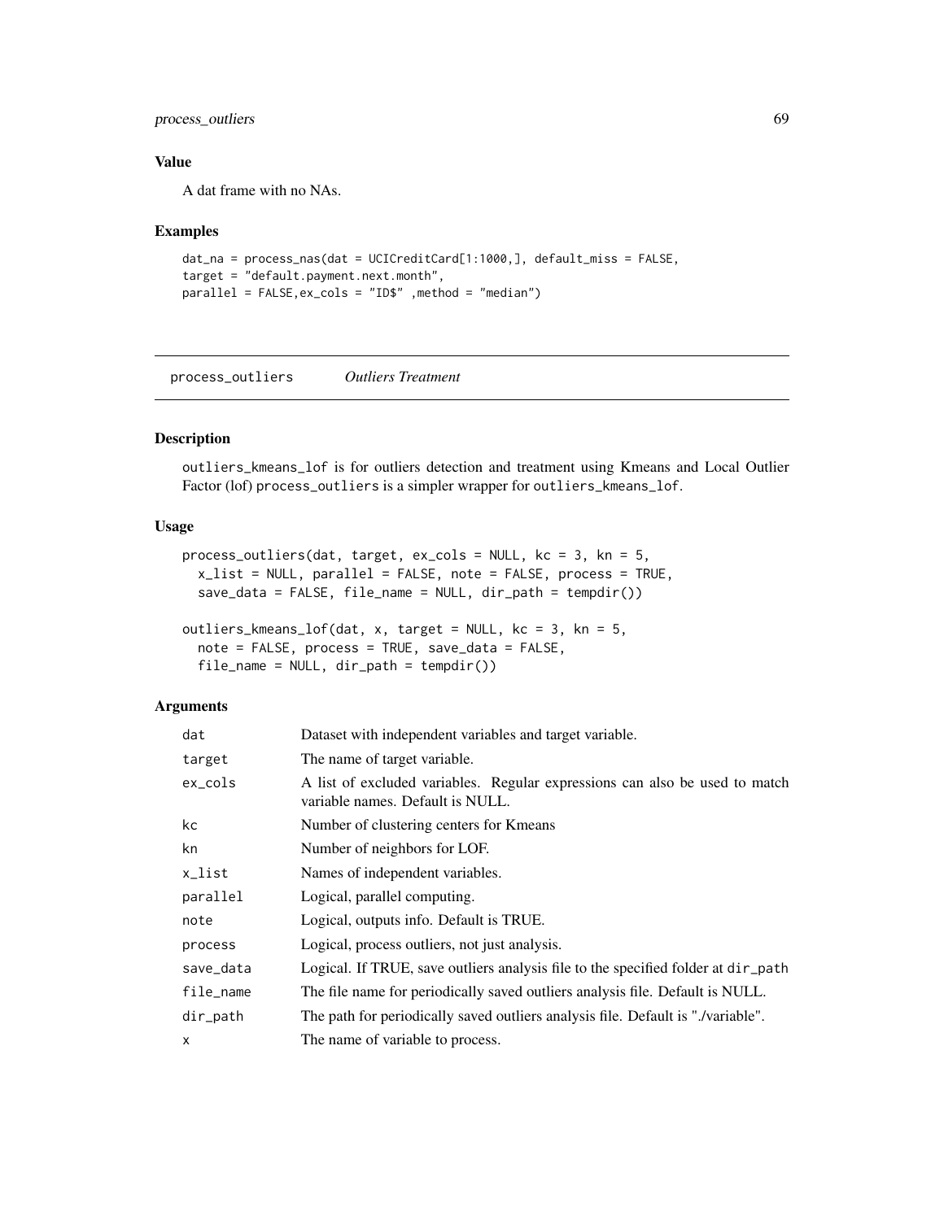### Value

A dat frame with no NAs.

### Examples

```
dat_na = process_nas(dat = UCICreditCard[1:1000,], default_miss = FALSE,
target = "default.payment.next.month",
parallel = FALSE,ex_cols = "ID$" ,method = "median")
```

---

## process_outliers *Outliers Treatment*

### Description

outliers_kmeans_lof is for outliers detection and treatment using Kmeans and Local Outlier Factor (lof) process_outliers is a simpler wrapper for outliers_kmeans_lof.

### Usage

```
process_outliers(dat, target, ex_cols = NULL, kc = 3, kn = 5,
  x_list = NULL, parallel = FALSE, note = FALSE, process = TRUE,
  save_data = FALSE, file_name = NULL, dir_path = tempdir())

outliers_kmeans_lof(dat, x, target = NULL, kc = 3, kn = 5,
  note = FALSE, process = TRUE, save_data = FALSE,
  file_name = NULL, dir_path = tempdir())
```

### Arguments

| | |
|---|---|
| dat | Dataset with independent variables and target variable. |
| target | The name of target variable. |
| ex_cols | A list of excluded variables. Regular expressions can also be used to match variable names. Default is NULL. |
| kc | Number of clustering centers for Kmeans |
| kn | Number of neighbors for LOF. |
| x_list | Names of independent variables. |
| parallel | Logical, parallel computing. |
| note | Logical, outputs info. Default is TRUE. |
| process | Logical, process outliers, not just analysis. |
| save_data | Logical. If TRUE, save outliers analysis file to the specified folder at dir_path |
| file_name | The file name for periodically saved outliers analysis file. Default is NULL. |
| dir_path | The path for periodically saved outliers analysis file. Default is "./variable". |
| x | The name of variable to process. |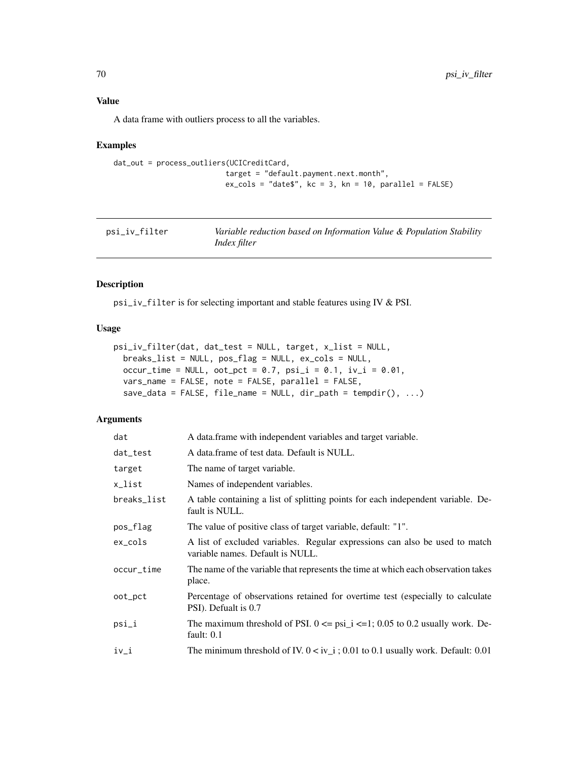### Value

A data frame with outliers process to all the variables.

### Examples

```
dat_out = process_outliers(UCICreditCard,
                           target = "default.payment.next.month",
                           ex_cols = "date$", kc = 3, kn = 10, parallel = FALSE)
```

---

## psi_iv_filter    *Variable reduction based on Information Value & Population Stability Index filter*

---

### Description

psi_iv_filter is for selecting important and stable features using IV & PSI.

### Usage

```
psi_iv_filter(dat, dat_test = NULL, target, x_list = NULL,
  breaks_list = NULL, pos_flag = NULL, ex_cols = NULL,
  occur_time = NULL, oot_pct = 0.7, psi_i = 0.1, iv_i = 0.01,
  vars_name = FALSE, note = FALSE, parallel = FALSE,
  save_data = FALSE, file_name = NULL, dir_path = tempdir(), ...)
```

### Arguments

| | |
|---|---|
| dat | A data.frame with independent variables and target variable. |
| dat_test | A data.frame of test data. Default is NULL. |
| target | The name of target variable. |
| x_list | Names of independent variables. |
| breaks_list | A table containing a list of splitting points for each independent variable. Default is NULL. |
| pos_flag | The value of positive class of target variable, default: "1". |
| ex_cols | A list of excluded variables. Regular expressions can also be used to match variable names. Default is NULL. |
| occur_time | The name of the variable that represents the time at which each observation takes place. |
| oot_pct | Percentage of observations retained for overtime test (especially to calculate PSI). Defualt is 0.7 |
| psi_i | The maximum threshold of PSI. $0 <= psi\_i <= 1$; 0.05 to 0.2 usually work. Default: 0.1 |
| iv_i | The minimum threshold of IV. $0 < iv\_i$ ; 0.01 to 0.1 usually work. Default: 0.01 |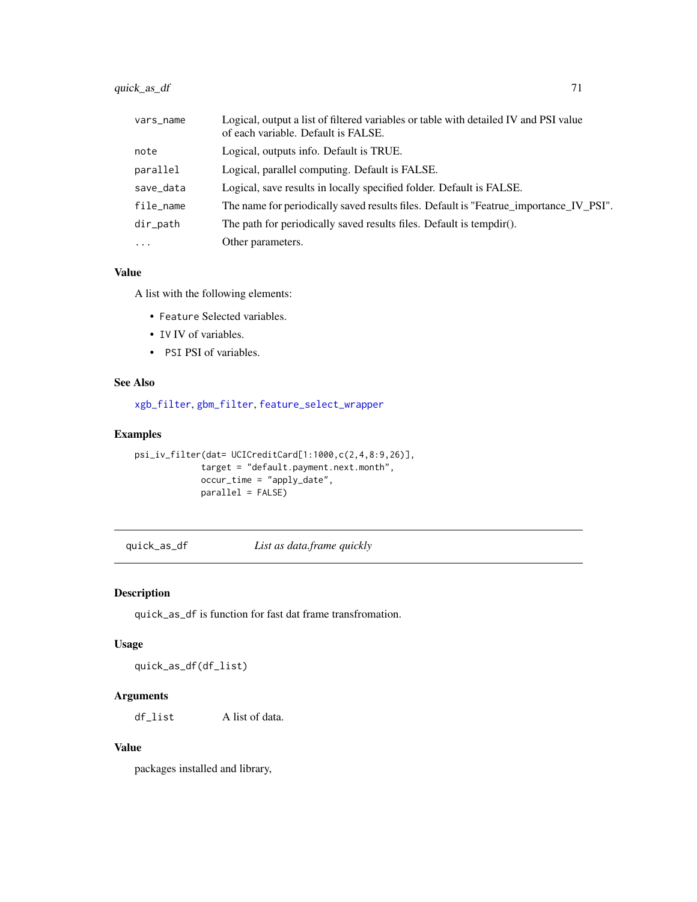| | |
|---|---|
| vars_name | Logical, output a list of filtered variables or table with detailed IV and PSI value of each variable. Default is FALSE. |
| note | Logical, outputs info. Default is TRUE. |
| parallel | Logical, parallel computing. Default is FALSE. |
| save_data | Logical, save results in locally specified folder. Default is FALSE. |
| file_name | The name for periodically saved results files. Default is "Featrue_importance_IV_PSI". |
| dir_path | The path for periodically saved results files. Default is tempdir(). |
| ... | Other parameters. |

### Value

A list with the following elements:

- `Feature` Selected variables.
- `IV` IV of variables.
- `PSI` PSI of variables.

### See Also

`xgb_filter`, `gbm_filter`, `feature_select_wrapper`

### Examples

```
psi_iv_filter(dat= UCICreditCard[1:1000,c(2,4,8:9,26)],
             target = "default.payment.next.month",
             occur_time = "apply_date",
             parallel = FALSE)
```

---

## quick_as_df — *List as data.frame quickly*

### Description

`quick_as_df` is function for fast dat frame transfromation.

### Usage

```
quick_as_df(df_list)
```

### Arguments

| | |
|---|---|
| df_list | A list of data. |

### Value

packages installed and library,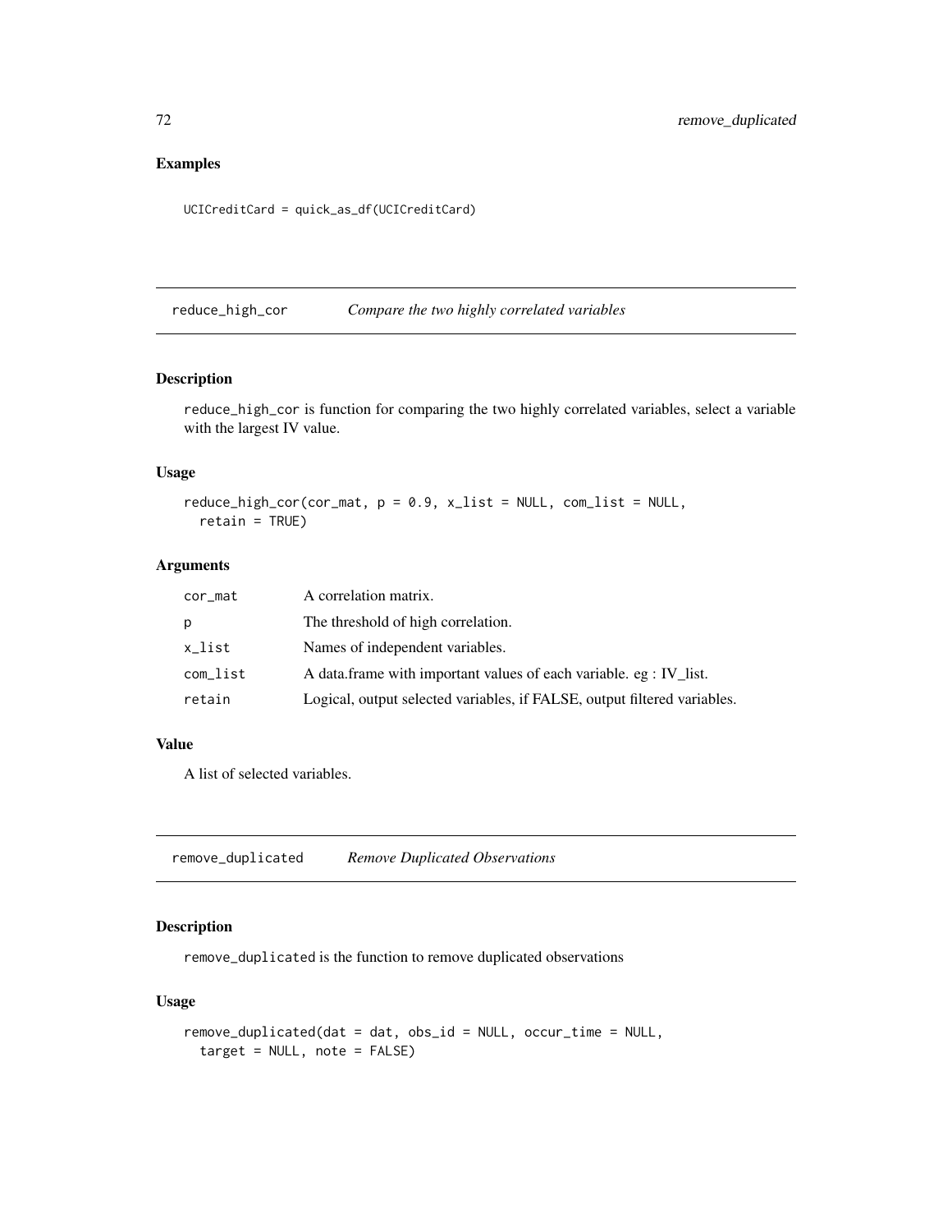### Examples

```
UCICreditCard = quick_as_df(UCICreditCard)
```

---

## reduce_high_cor *Compare the two highly correlated variables*

### Description

reduce_high_cor is function for comparing the two highly correlated variables, select a variable with the largest IV value.

### Usage

```
reduce_high_cor(cor_mat, p = 0.9, x_list = NULL, com_list = NULL,
  retain = TRUE)
```

### Arguments

| | |
|---|---|
| cor_mat | A correlation matrix. |
| p | The threshold of high correlation. |
| x_list | Names of independent variables. |
| com_list | A data.frame with important values of each variable. eg : IV_list. |
| retain | Logical, output selected variables, if FALSE, output filtered variables. |

### Value

A list of selected variables.

---

## remove_duplicated *Remove Duplicated Observations*

### Description

remove_duplicated is the function to remove duplicated observations

### Usage

```
remove_duplicated(dat = dat, obs_id = NULL, occur_time = NULL,
  target = NULL, note = FALSE)
```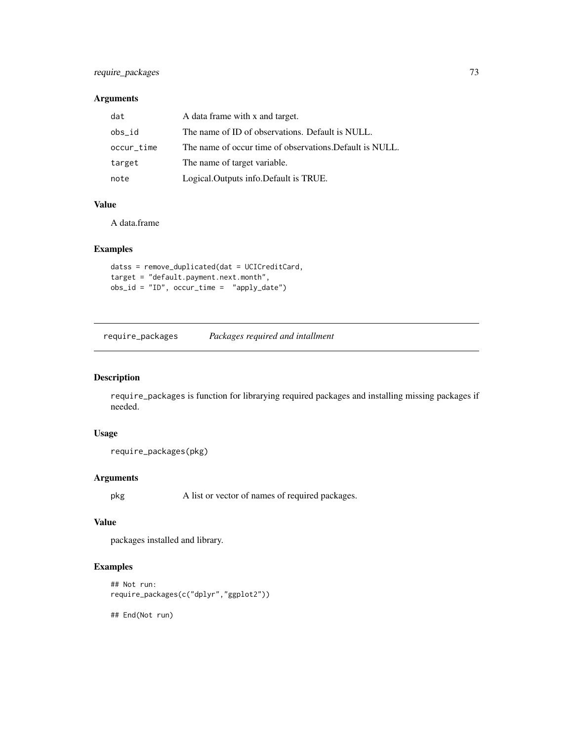### Arguments

| | |
|---|---|
| dat | A data frame with x and target. |
| obs_id | The name of ID of observations. Default is NULL. |
| occur_time | The name of occur time of observations.Default is NULL. |
| target | The name of target variable. |
| note | Logical.Outputs info.Default is TRUE. |

### Value

A data.frame

### Examples

```
datss = remove_duplicated(dat = UCICreditCard,
target = "default.payment.next.month",
obs_id = "ID", occur_time =  "apply_date")
```

---

## require_packages    *Packages required and intallment*

---

### Description

require_packages is function for librarying required packages and installing missing packages if needed.

### Usage

```
require_packages(pkg)
```

### Arguments

| | |
|---|---|
| pkg | A list or vector of names of required packages. |

### Value

packages installed and library.

### Examples

```
## Not run:
require_packages(c("dplyr","ggplot2"))

## End(Not run)
```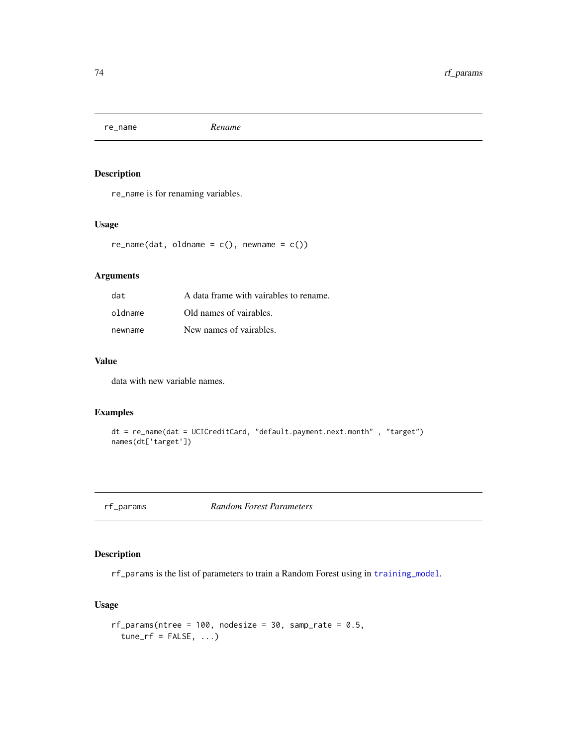## re_name *Rename*

### Description

re_name is for renaming variables.

### Usage

```
re_name(dat, oldname = c(), newname = c())
```

### Arguments

| | |
|---|---|
| dat | A data frame with vairables to rename. |
| oldname | Old names of vairables. |
| newname | New names of vairables. |

### Value

data with new variable names.

### Examples

```
dt = re_name(dat = UCICreditCard, "default.payment.next.month" , "target")
names(dt['target'])
```

## rf_params *Random Forest Parameters*

### Description

rf_params is the list of parameters to train a Random Forest using in training_model.

### Usage

```
rf_params(ntree = 100, nodesize = 30, samp_rate = 0.5,
  tune_rf = FALSE, ...)
```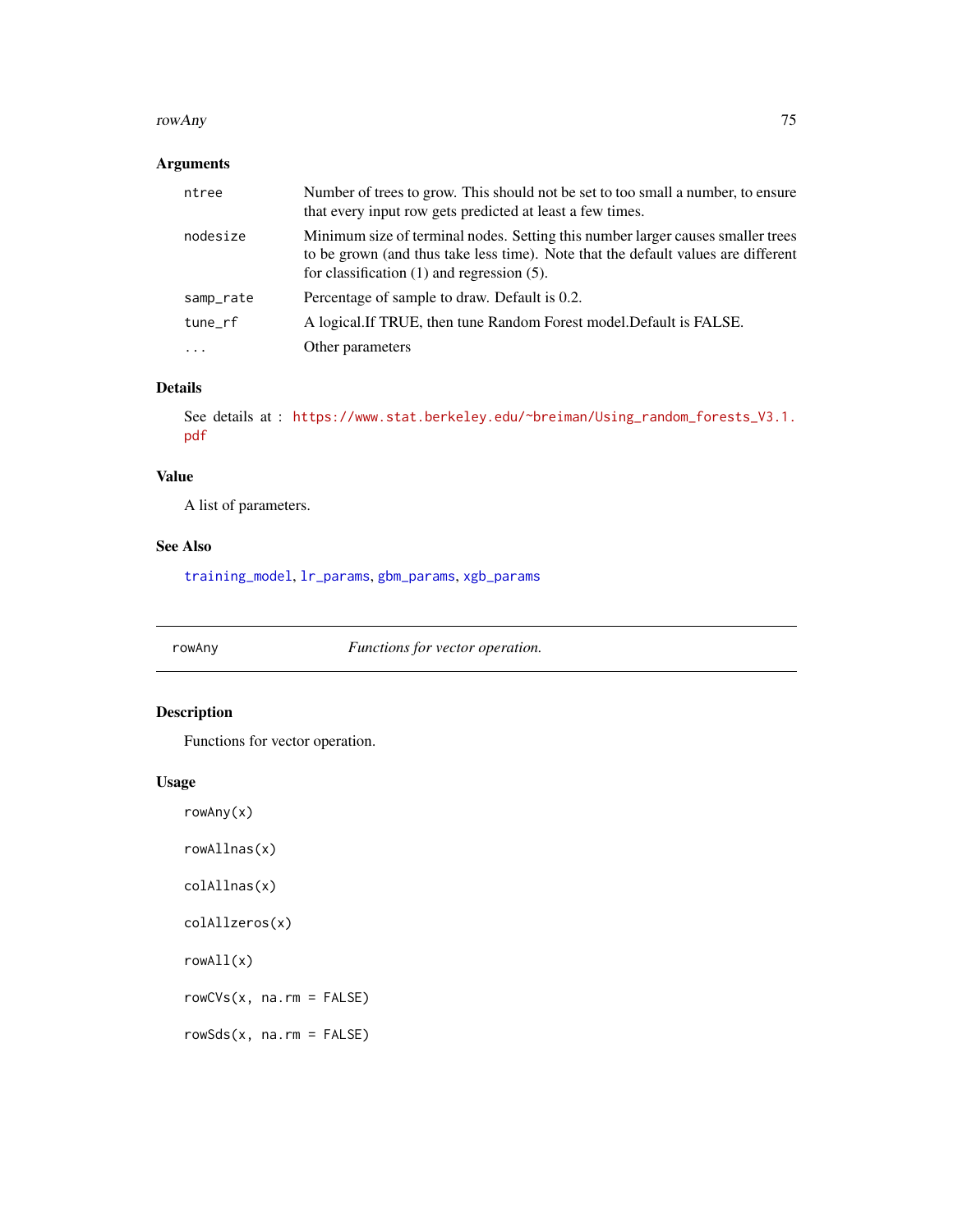### Arguments

| | |
|---|---|
| ntree | Number of trees to grow. This should not be set to too small a number, to ensure that every input row gets predicted at least a few times. |
| nodesize | Minimum size of terminal nodes. Setting this number larger causes smaller trees to be grown (and thus take less time). Note that the default values are different for classification (1) and regression (5). |
| samp_rate | Percentage of sample to draw. Default is 0.2. |
| tune_rf | A logical.If TRUE, then tune Random Forest model.Default is FALSE. |
| ... | Other parameters |

### Details

See details at : https://www.stat.berkeley.edu/~breiman/Using_random_forests_V3.1.pdf

### Value

A list of parameters.

### See Also

training_model, lr_params, gbm_params, xgb_params

---

## rowAny *Functions for vector operation.*

---

### Description

Functions for vector operation.

### Usage

```
rowAny(x)

rowAllnas(x)

colAllnas(x)

colAllzeros(x)

rowAll(x)

rowCVs(x, na.rm = FALSE)

rowSds(x, na.rm = FALSE)
```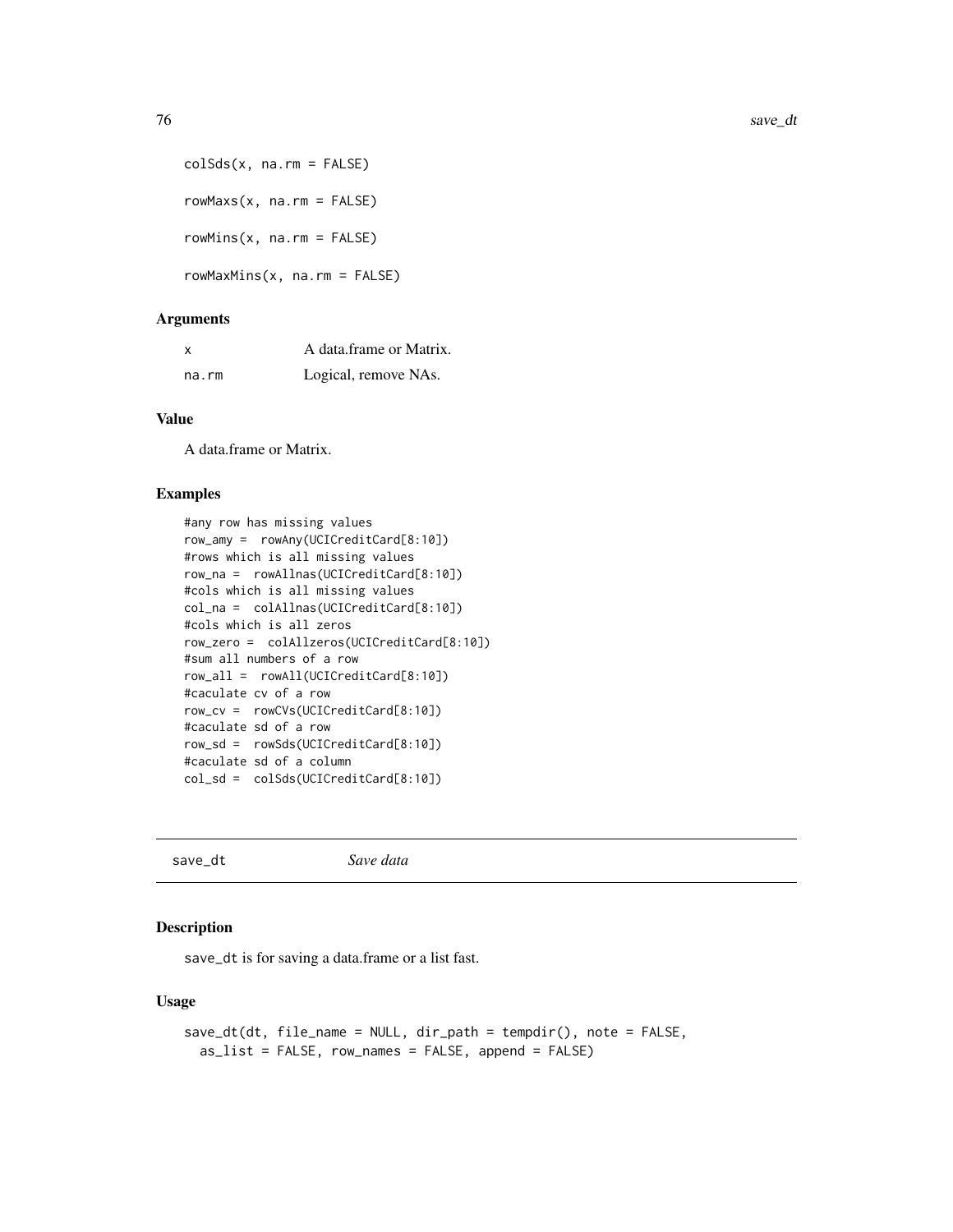```
colSds(x, na.rm = FALSE)

rowMaxs(x, na.rm = FALSE)

rowMins(x, na.rm = FALSE)

rowMaxMins(x, na.rm = FALSE)
```

### Arguments

| | |
|---|---|
| x | A data.frame or Matrix. |
| na.rm | Logical, remove NAs. |

### Value

A data.frame or Matrix.

### Examples

```
#any row has missing values
row_amy =  rowAny(UCICreditCard[8:10])
#rows which is all missing values
row_na =  rowAllnas(UCICreditCard[8:10])
#cols which is all missing values
col_na =  colAllnas(UCICreditCard[8:10])
#cols which is all zeros
row_zero =  colAllzeros(UCICreditCard[8:10])
#sum all numbers of a row
row_all =  rowAll(UCICreditCard[8:10])
#caculate cv of a row
row_cv =  rowCVs(UCICreditCard[8:10])
#caculate sd of a row
row_sd =  rowSds(UCICreditCard[8:10])
#caculate sd of a column
col_sd =  colSds(UCICreditCard[8:10])
```

---

## save_dt *Save data*

### Description

save_dt is for saving a data.frame or a list fast.

### Usage

```
save_dt(dt, file_name = NULL, dir_path = tempdir(), note = FALSE,
  as_list = FALSE, row_names = FALSE, append = FALSE)
```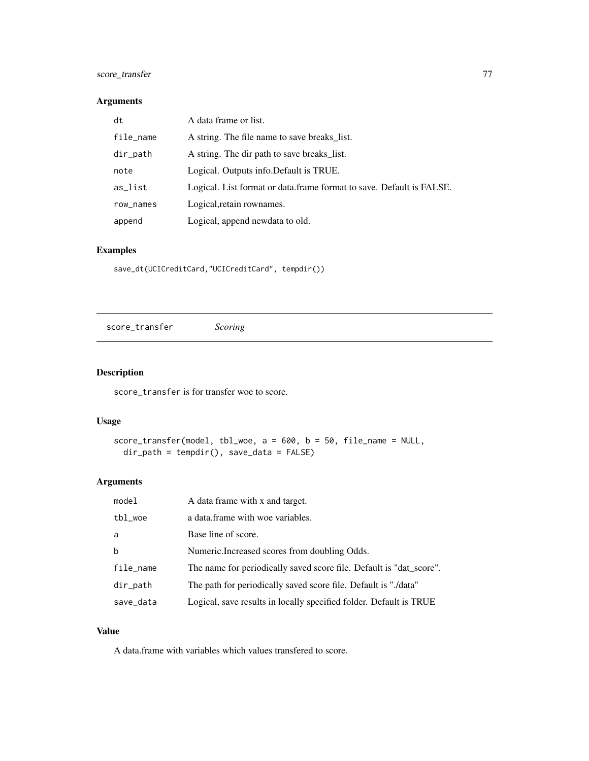## Arguments

| | |
|---|---|
| `dt` | A data frame or list. |
| `file_name` | A string. The file name to save breaks_list. |
| `dir_path` | A string. The dir path to save breaks_list. |
| `note` | Logical. Outputs info.Default is TRUE. |
| `as_list` | Logical. List format or data.frame format to save. Default is FALSE. |
| `row_names` | Logical,retain rownames. |
| `append` | Logical, append newdata to old. |

## Examples

```
save_dt(UCICreditCard,"UCICreditCard", tempdir())
```

---

# score_transfer *Scoring*

---

## Description

`score_transfer` is for transfer woe to score.

## Usage

```
score_transfer(model, tbl_woe, a = 600, b = 50, file_name = NULL,
  dir_path = tempdir(), save_data = FALSE)
```

## Arguments

| | |
|---|---|
| `model` | A data frame with x and target. |
| `tbl_woe` | a data.frame with woe variables. |
| `a` | Base line of score. |
| `b` | Numeric.Increased scores from doubling Odds. |
| `file_name` | The name for periodically saved score file. Default is "dat_score". |
| `dir_path` | The path for periodically saved score file. Default is "./data" |
| `save_data` | Logical, save results in locally specified folder. Default is TRUE |

## Value

A data.frame with variables which values transfered to score.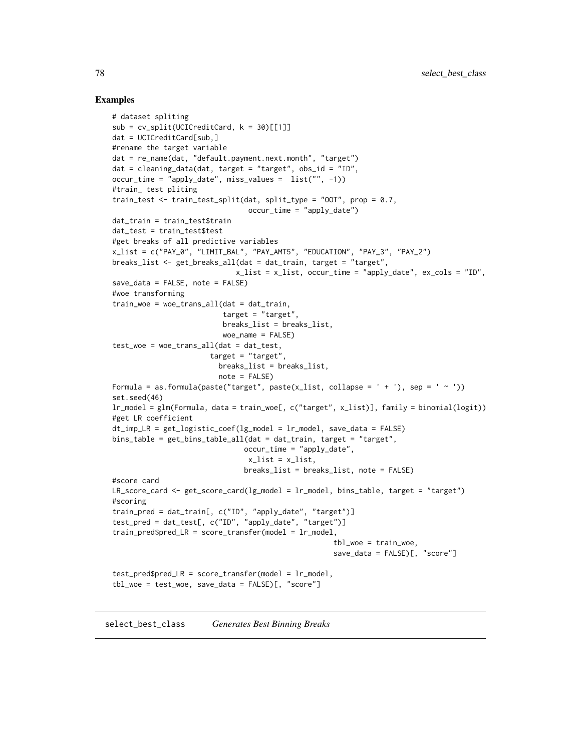## Examples

```
# dataset spliting
sub = cv_split(UCICreditCard, k = 30)[[1]]
dat = UCICreditCard[sub,]
#rename the target variable
dat = re_name(dat, "default.payment.next.month", "target")
dat = cleaning_data(dat, target = "target", obs_id = "ID",
occur_time = "apply_date", miss_values =  list("", -1))
#train_ test pliting
train_test <- train_test_split(dat, split_type = "OOT", prop = 0.7,
                                occur_time = "apply_date")
dat_train = train_test$train
dat_test = train_test$test
#get breaks of all predictive variables
x_list = c("PAY_0", "LIMIT_BAL", "PAY_AMT5", "EDUCATION", "PAY_3", "PAY_2")
breaks_list <- get_breaks_all(dat = dat_train, target = "target",
                              x_list = x_list, occur_time = "apply_date", ex_cols = "ID",
save_data = FALSE, note = FALSE)
#woe transforming
train_woe = woe_trans_all(dat = dat_train,
                          target = "target",
                          breaks_list = breaks_list,
                          woe_name = FALSE)
test_woe = woe_trans_all(dat = dat_test,
                       target = "target",
                         breaks_list = breaks_list,
                         note = FALSE)
Formula = as.formula(paste("target", paste(x_list, collapse = ' + '), sep = ' ~ '))
set.seed(46)
lr_model = glm(Formula, data = train_woe[, c("target", x_list)], family = binomial(logit))
#get LR coefficient
dt_imp_LR = get_logistic_coef(lg_model = lr_model, save_data = FALSE)
bins_table = get_bins_table_all(dat = dat_train, target = "target",
                               occur_time = "apply_date",
                                x_list = x_list,
                               breaks_list = breaks_list, note = FALSE)
#score card
LR_score_card <- get_score_card(lg_model = lr_model, bins_table, target = "target")
#scoring
train_pred = dat_train[, c("ID", "apply_date", "target")]
test_pred = dat_test[, c("ID", "apply_date", "target")]
train_pred$pred_LR = score_transfer(model = lr_model,
                                                    tbl_woe = train_woe,
                                                    save_data = FALSE)[, "score"]

test_pred$pred_LR = score_transfer(model = lr_model,
tbl_woe = test_woe, save_data = FALSE)[, "score"]
```

---

## select_best_class    *Generates Best Binning Breaks*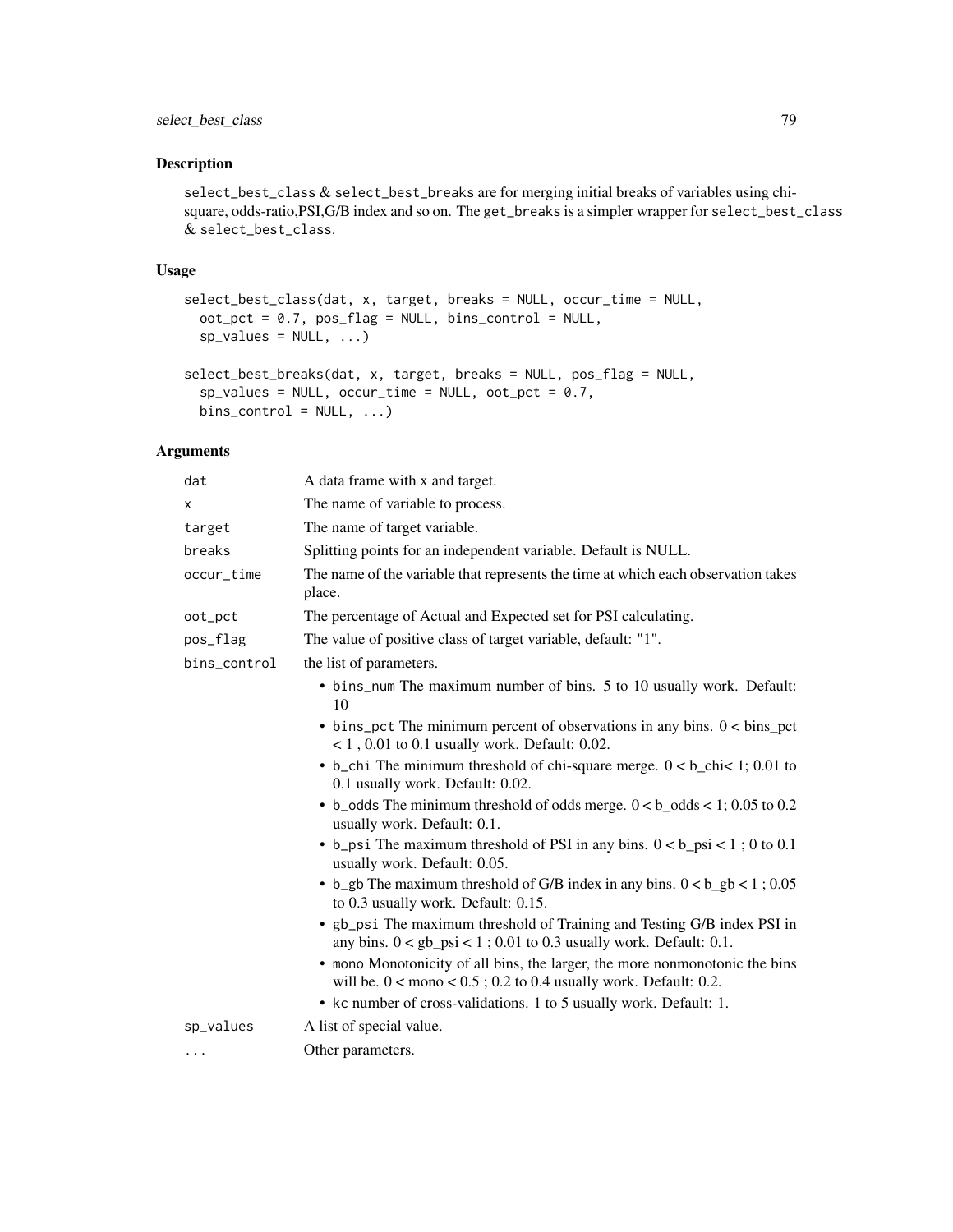## Description

`select_best_class` & `select_best_breaks` are for merging initial breaks of variables using chi-square, odds-ratio,PSI,G/B index and so on. The `get_breaks` is a simpler wrapper for `select_best_class` & `select_best_class`.

## Usage

```
select_best_class(dat, x, target, breaks = NULL, occur_time = NULL,
  oot_pct = 0.7, pos_flag = NULL, bins_control = NULL,
  sp_values = NULL, ...)

select_best_breaks(dat, x, target, breaks = NULL, pos_flag = NULL,
  sp_values = NULL, occur_time = NULL, oot_pct = 0.7,
  bins_control = NULL, ...)
```

## Arguments

| | |
|---|---|
| `dat` | A data frame with x and target. |
| `x` | The name of variable to process. |
| `target` | The name of target variable. |
| `breaks` | Splitting points for an independent variable. Default is NULL. |
| `occur_time` | The name of the variable that represents the time at which each observation takes place. |
| `oot_pct` | The percentage of Actual and Expected set for PSI calculating. |
| `pos_flag` | The value of positive class of target variable, default: "1". |
| `bins_control` | the list of parameters. <br>• `bins_num` The maximum number of bins. 5 to 10 usually work. Default: 10 <br>• `bins_pct` The minimum percent of observations in any bins. 0 < bins_pct < 1 , 0.01 to 0.1 usually work. Default: 0.02. <br>• `b_chi` The minimum threshold of chi-square merge. 0 < b_chi< 1; 0.01 to 0.1 usually work. Default: 0.02. <br>• `b_odds` The minimum threshold of odds merge. 0 < b_odds < 1; 0.05 to 0.2 usually work. Default: 0.1. <br>• `b_psi` The maximum threshold of PSI in any bins. 0 < b_psi < 1 ; 0 to 0.1 usually work. Default: 0.05. <br>• `b_gb` The maximum threshold of G/B index in any bins. 0 < b_gb < 1 ; 0.05 to 0.3 usually work. Default: 0.15. <br>• `gb_psi` The maximum threshold of Training and Testing G/B index PSI in any bins. 0 < gb_psi < 1 ; 0.01 to 0.3 usually work. Default: 0.1. <br>• `mono` Monotonicity of all bins, the larger, the more nonmonotonic the bins will be. 0 < mono < 0.5 ; 0.2 to 0.4 usually work. Default: 0.2. <br>• `kc` number of cross-validations. 1 to 5 usually work. Default: 1. |
| `sp_values` | A list of special value. |
| `...` | Other parameters. |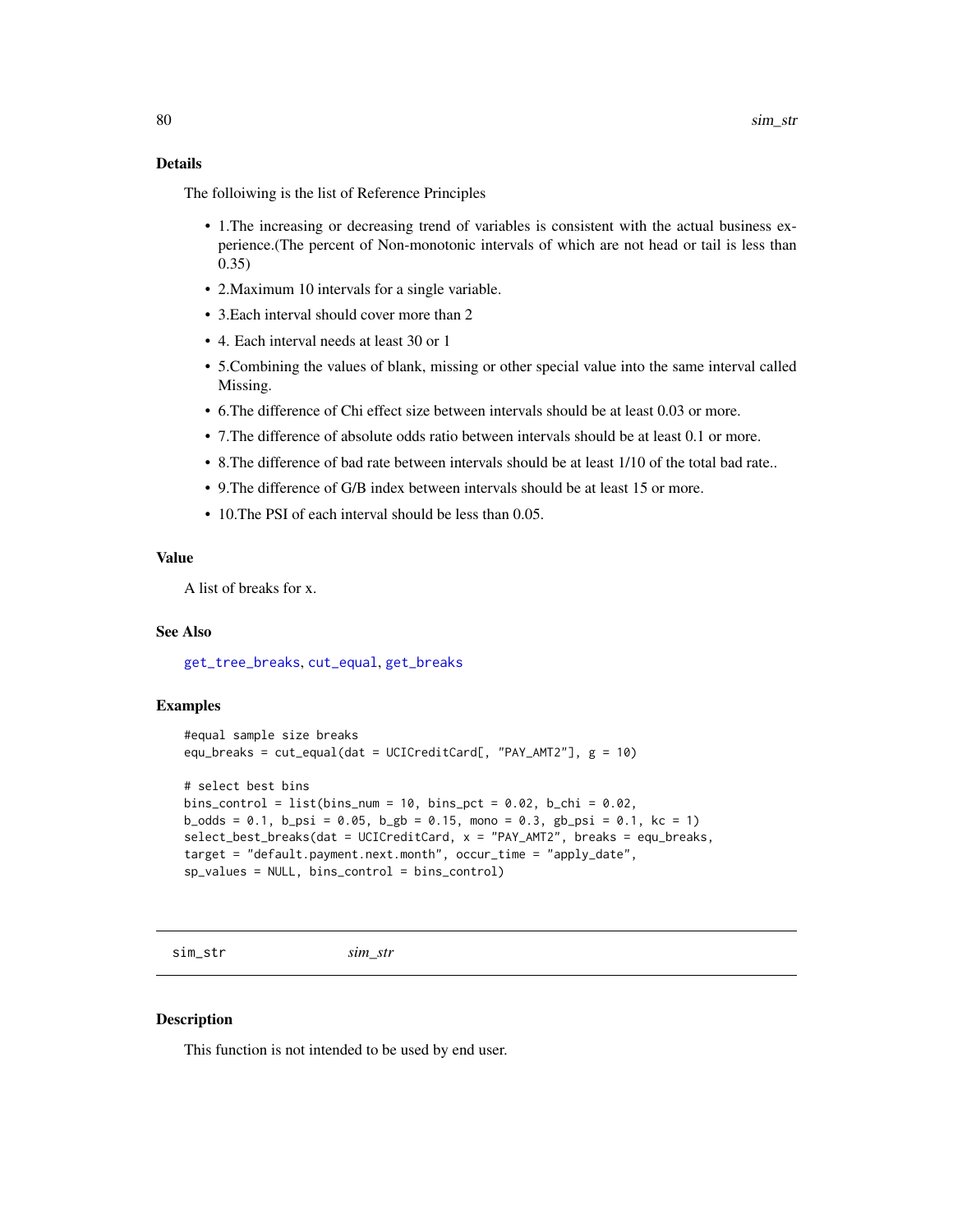## Details

The folloiwing is the list of Reference Principles

- 1.The increasing or decreasing trend of variables is consistent with the actual business experience.(The percent of Non-monotonic intervals of which are not head or tail is less than 0.35)
- 2.Maximum 10 intervals for a single variable.
- 3.Each interval should cover more than 2
- 4. Each interval needs at least 30 or 1
- 5.Combining the values of blank, missing or other special value into the same interval called Missing.
- 6.The difference of Chi effect size between intervals should be at least 0.03 or more.
- 7.The difference of absolute odds ratio between intervals should be at least 0.1 or more.
- 8.The difference of bad rate between intervals should be at least 1/10 of the total bad rate..
- 9.The difference of G/B index between intervals should be at least 15 or more.
- 10.The PSI of each interval should be less than 0.05.

## Value

A list of breaks for x.

## See Also

get_tree_breaks, cut_equal, get_breaks

## Examples

```
#equal sample size breaks
equ_breaks = cut_equal(dat = UCICreditCard[, "PAY_AMT2"], g = 10)

# select best bins
bins_control = list(bins_num = 10, bins_pct = 0.02, b_chi = 0.02,
b_odds = 0.1, b_psi = 0.05, b_gb = 0.15, mono = 0.3, gb_psi = 0.1, kc = 1)
select_best_breaks(dat = UCICreditCard, x = "PAY_AMT2", breaks = equ_breaks,
target = "default.payment.next.month", occur_time = "apply_date",
sp_values = NULL, bins_control = bins_control)
```

---

# sim_str    *sim_str*

## Description

This function is not intended to be used by end user.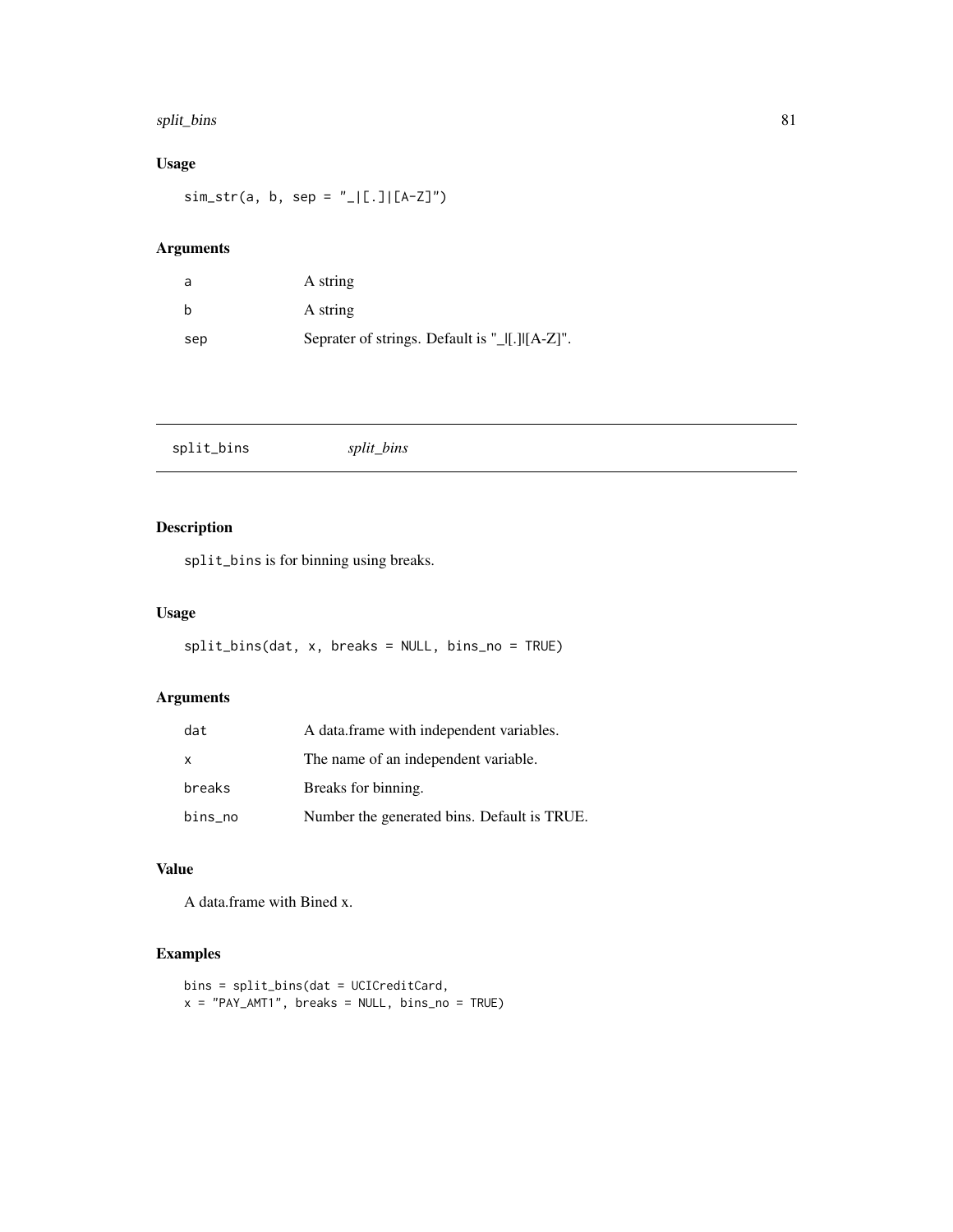## Usage

```
sim_str(a, b, sep = "_|[.]|[A-Z]")
```

## Arguments

| | |
|---|---|
| a | A string |
| b | A string |
| sep | Seprater of strings. Default is "_\|[.]\|[A-Z]". |

---

# split_bins *split_bins*

---

## Description

split_bins is for binning using breaks.

## Usage

```
split_bins(dat, x, breaks = NULL, bins_no = TRUE)
```

## Arguments

| | |
|---|---|
| dat | A data.frame with independent variables. |
| x | The name of an independent variable. |
| breaks | Breaks for binning. |
| bins_no | Number the generated bins. Default is TRUE. |

## Value

A data.frame with Bined x.

## Examples

```
bins = split_bins(dat = UCICreditCard,
x = "PAY_AMT1", breaks = NULL, bins_no = TRUE)
```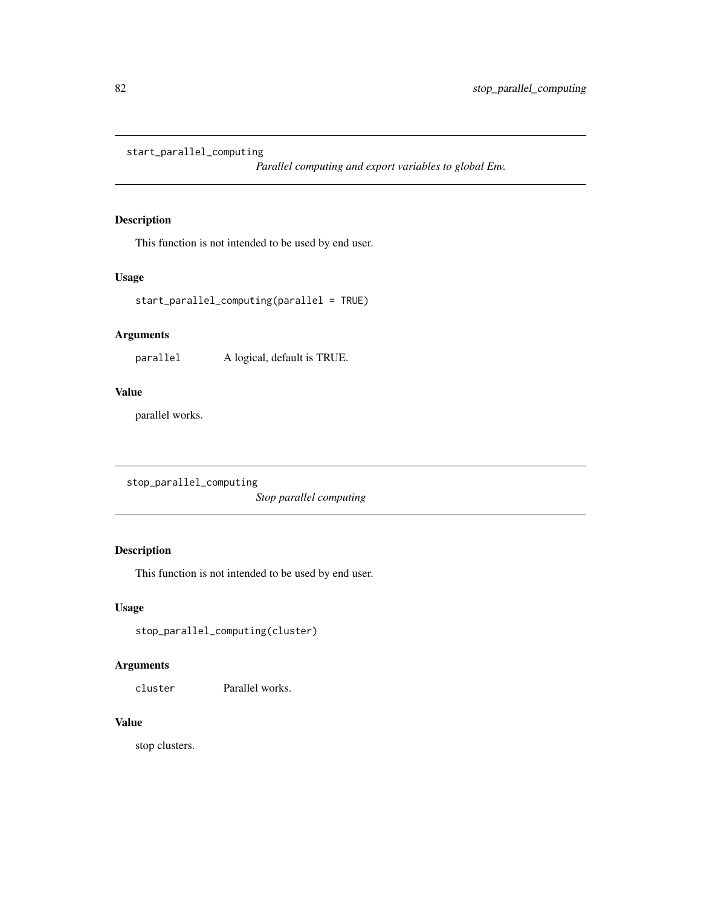## start_parallel_computing

*Parallel computing and export variables to global Env.*

### Description

This function is not intended to be used by end user.

### Usage

```
start_parallel_computing(parallel = TRUE)
```

### Arguments

| | |
|---|---|
| parallel | A logical, default is TRUE. |

### Value

parallel works.

## stop_parallel_computing

*Stop parallel computing*

### Description

This function is not intended to be used by end user.

### Usage

```
stop_parallel_computing(cluster)
```

### Arguments

| | |
|---|---|
| cluster | Parallel works. |

### Value

stop clusters.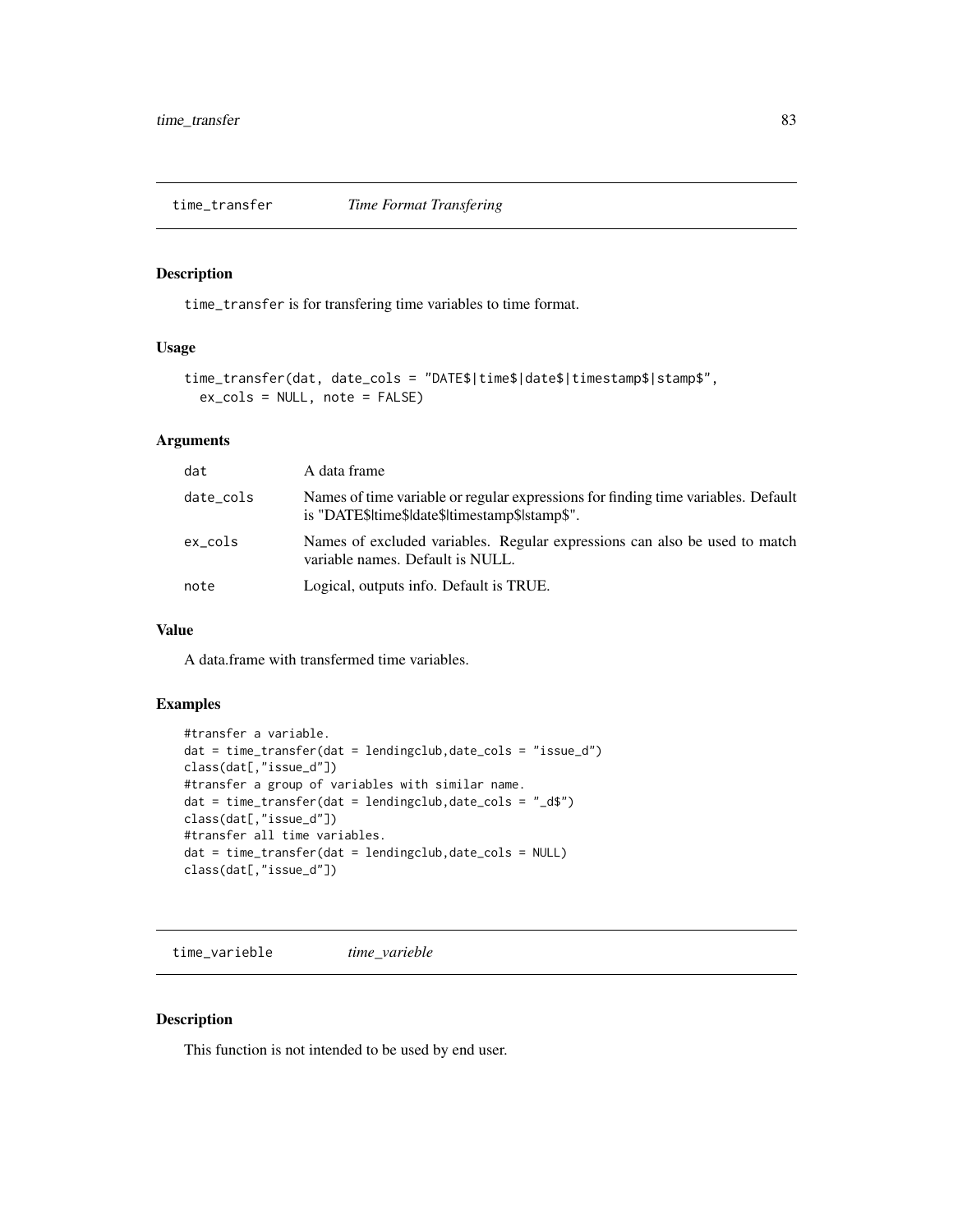## time_transfer *Time Format Transfering*

### Description

time_transfer is for transfering time variables to time format.

### Usage

```
time_transfer(dat, date_cols = "DATE$|time$|date$|timestamp$|stamp$",
  ex_cols = NULL, note = FALSE)
```

### Arguments

| | |
|---|---|
| dat | A data frame |
| date_cols | Names of time variable or regular expressions for finding time variables. Default is "DATE$\|time$\|date$\|timestamp$\|stamp$". |
| ex_cols | Names of excluded variables. Regular expressions can also be used to match variable names. Default is NULL. |
| note | Logical, outputs info. Default is TRUE. |

### Value

A data.frame with transfermed time variables.

### Examples

```
#transfer a variable.
dat = time_transfer(dat = lendingclub,date_cols = "issue_d")
class(dat[,"issue_d"])
#transfer a group of variables with similar name.
dat = time_transfer(dat = lendingclub,date_cols = "_d$")
class(dat[,"issue_d"])
#transfer all time variables.
dat = time_transfer(dat = lendingclub,date_cols = NULL)
class(dat[,"issue_d"])
```

## time_varieble *time_varieble*

### Description

This function is not intended to be used by end user.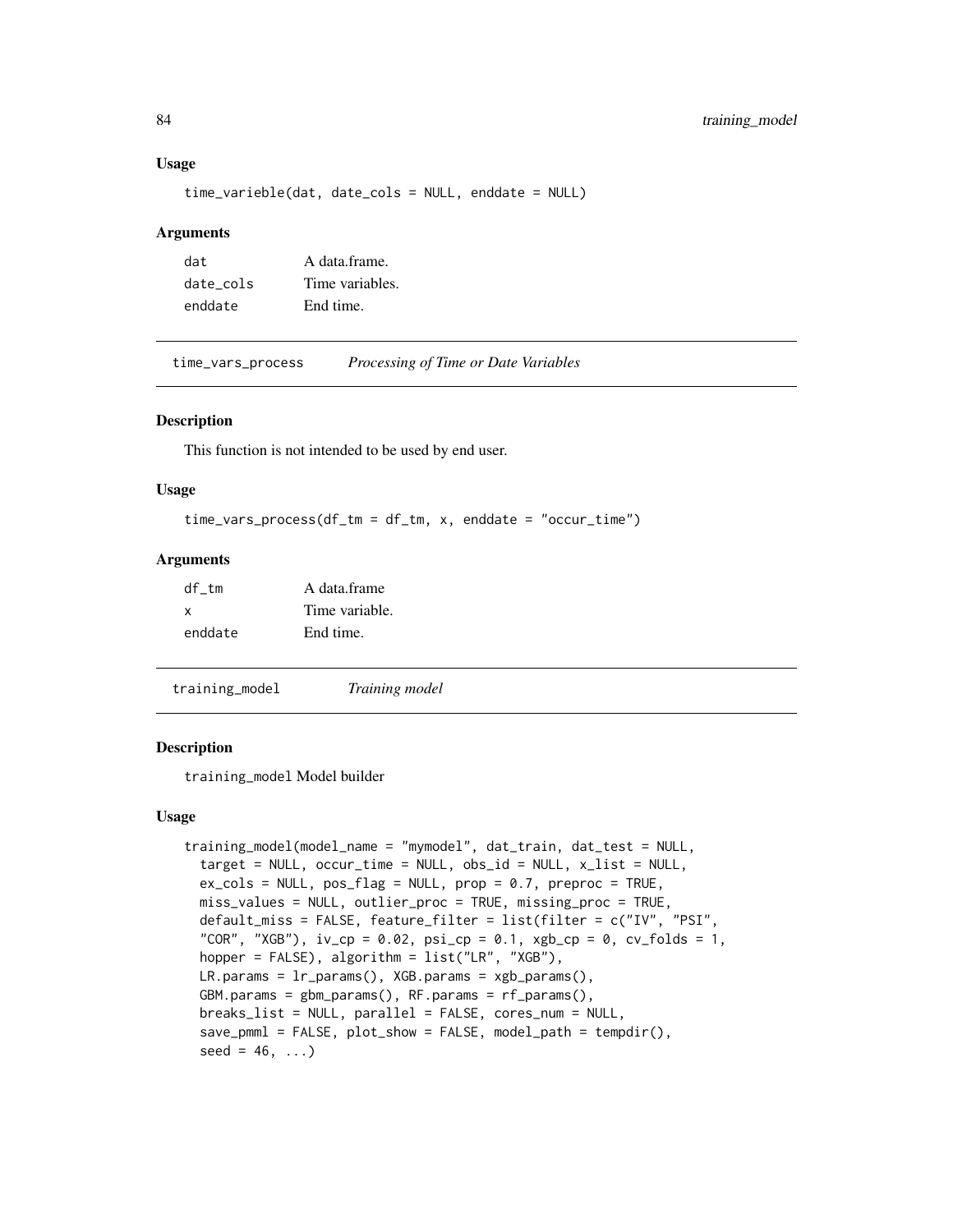### Usage

```
time_varieble(dat, date_cols = NULL, enddate = NULL)
```

### Arguments

| | |
|---|---|
| dat | A data.frame. |
| date_cols | Time variables. |
| enddate | End time. |

---

## time_vars_process *Processing of Time or Date Variables*

---

### Description

This function is not intended to be used by end user.

### Usage

```
time_vars_process(df_tm = df_tm, x, enddate = "occur_time")
```

### Arguments

| | |
|---|---|
| df_tm | A data.frame |
| x | Time variable. |
| enddate | End time. |

---

## training_model *Training model*

---

### Description

training_model Model builder

### Usage

```
training_model(model_name = "mymodel", dat_train, dat_test = NULL,
  target = NULL, occur_time = NULL, obs_id = NULL, x_list = NULL,
  ex_cols = NULL, pos_flag = NULL, prop = 0.7, preproc = TRUE,
  miss_values = NULL, outlier_proc = TRUE, missing_proc = TRUE,
  default_miss = FALSE, feature_filter = list(filter = c("IV", "PSI",
  "COR", "XGB"), iv_cp = 0.02, psi_cp = 0.1, xgb_cp = 0, cv_folds = 1,
  hopper = FALSE), algorithm = list("LR", "XGB"),
  LR.params = lr_params(), XGB.params = xgb_params(),
  GBM.params = gbm_params(), RF.params = rf_params(),
  breaks_list = NULL, parallel = FALSE, cores_num = NULL,
  save_pmml = FALSE, plot_show = FALSE, model_path = tempdir(),
  seed = 46, ...)
```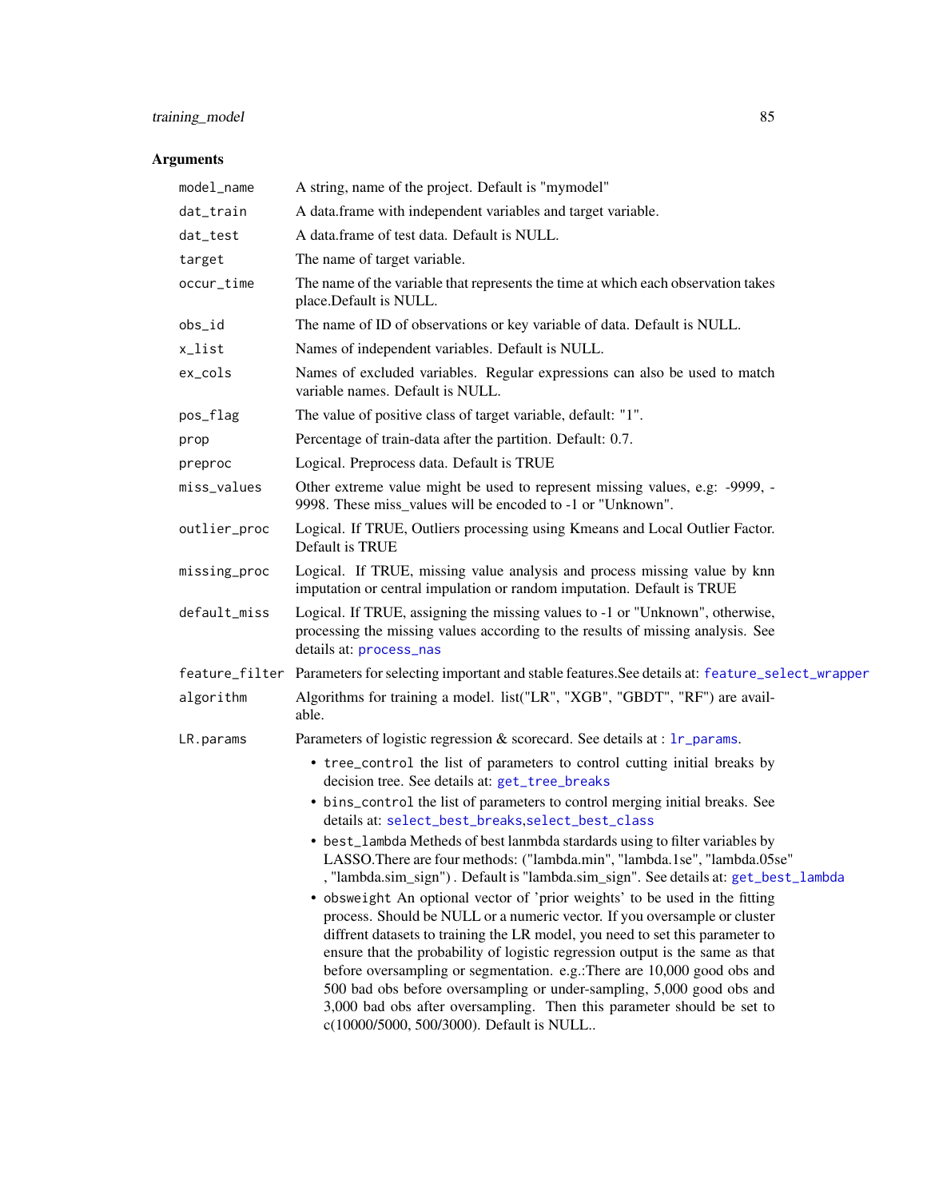## Arguments

| | |
|---|---|
| `model_name` | A string, name of the project. Default is "mymodel" |
| `dat_train` | A data.frame with independent variables and target variable. |
| `dat_test` | A data.frame of test data. Default is NULL. |
| `target` | The name of target variable. |
| `occur_time` | The name of the variable that represents the time at which each observation takes place.Default is NULL. |
| `obs_id` | The name of ID of observations or key variable of data. Default is NULL. |
| `x_list` | Names of independent variables. Default is NULL. |
| `ex_cols` | Names of excluded variables. Regular expressions can also be used to match variable names. Default is NULL. |
| `pos_flag` | The value of positive class of target variable, default: "1". |
| `prop` | Percentage of train-data after the partition. Default: 0.7. |
| `preproc` | Logical. Preprocess data. Default is TRUE |
| `miss_values` | Other extreme value might be used to represent missing values, e.g: -9999, -9998. These miss_values will be encoded to -1 or "Unknown". |
| `outlier_proc` | Logical. If TRUE, Outliers processing using Kmeans and Local Outlier Factor. Default is TRUE |
| `missing_proc` | Logical. If TRUE, missing value analysis and process missing value by knn imputation or central impulation or random imputation. Default is TRUE |
| `default_miss` | Logical. If TRUE, assigning the missing values to -1 or "Unknown", otherwise, processing the missing values according to the results of missing analysis. See details at: `process_nas` |
| `feature_filter` | Parameters for selecting important and stable features.See details at: `feature_select_wrapper` |
| `algorithm` | Algorithms for training a model. list("LR", "XGB", "GBDT", "RF") are available. |
| `LR.params` | Parameters of logistic regression & scorecard. See details at : `lr_params`. |

- `tree_control` the list of parameters to control cutting initial breaks by decision tree. See details at: `get_tree_breaks`
- `bins_control` the list of parameters to control merging initial breaks. See details at: `select_best_breaks`,`select_best_class`
- `best_lambda` Metheds of best lanmbda stardards using to filter variables by LASSO.There are four methods: ("lambda.min", "lambda.1se", "lambda.05se" , "lambda.sim_sign") . Default is "lambda.sim_sign". See details at: `get_best_lambda`
- `obsweight` An optional vector of 'prior weights' to be used in the fitting process. Should be NULL or a numeric vector. If you oversample or cluster diffrent datasets to training the LR model, you need to set this parameter to ensure that the probability of logistic regression output is the same as that before oversampling or segmentation. e.g.:There are 10,000 good obs and 500 bad obs before oversampling or under-sampling, 5,000 good obs and 3,000 bad obs after oversampling. Then this parameter should be set to c(10000/5000, 500/3000). Default is NULL..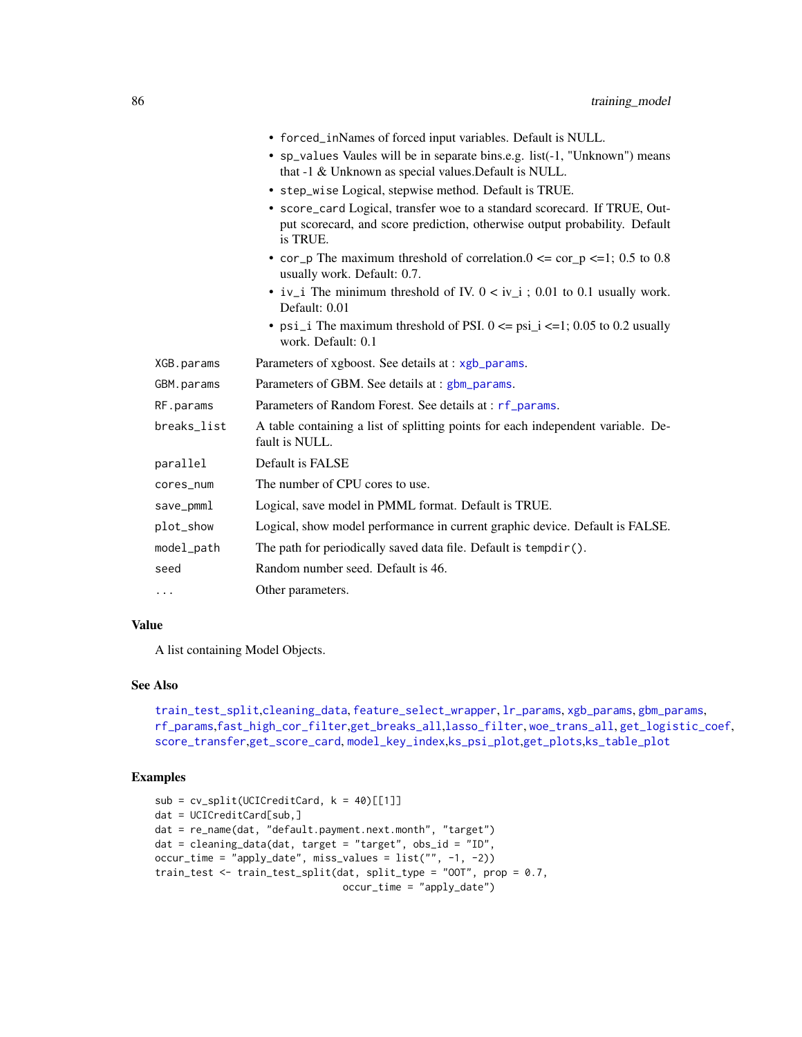- forced_in Names of forced input variables. Default is NULL.
- sp_values Vaules will be in separate bins.e.g. list(-1, "Unknown") means that -1 & Unknown as special values.Default is NULL.
- step_wise Logical, stepwise method. Default is TRUE.
- score_card Logical, transfer woe to a standard scorecard. If TRUE, Output scorecard, and score prediction, otherwise output probability. Default is TRUE.
- cor_p The maximum threshold of correlation.0 <= cor_p <=1; 0.5 to 0.8 usually work. Default: 0.7.
- iv_i The minimum threshold of IV. 0 < iv_i ; 0.01 to 0.1 usually work. Default: 0.01
- psi_i The maximum threshold of PSI. 0 <= psi_i <=1; 0.05 to 0.2 usually work. Default: 0.1

| | |
|---|---|
| XGB.params | Parameters of xgboost. See details at : xgb_params. |
| GBM.params | Parameters of GBM. See details at : gbm_params. |
| RF.params | Parameters of Random Forest. See details at : rf_params. |
| breaks_list | A table containing a list of splitting points for each independent variable. Default is NULL. |
| parallel | Default is FALSE |
| cores_num | The number of CPU cores to use. |
| save_pmml | Logical, save model in PMML format. Default is TRUE. |
| plot_show | Logical, show model performance in current graphic device. Default is FALSE. |
| model_path | The path for periodically saved data file. Default is tempdir(). |
| seed | Random number seed. Default is 46. |
| ... | Other parameters. |

## Value

A list containing Model Objects.

## See Also

train_test_split,cleaning_data, feature_select_wrapper, lr_params, xgb_params, gbm_params, rf_params,fast_high_cor_filter,get_breaks_all,lasso_filter, woe_trans_all, get_logistic_coef, score_transfer,get_score_card, model_key_index,ks_psi_plot,get_plots,ks_table_plot

## Examples

```
sub = cv_split(UCICreditCard, k = 40)[[1]]
dat = UCICreditCard[sub,]
dat = re_name(dat, "default.payment.next.month", "target")
dat = cleaning_data(dat, target = "target", obs_id = "ID",
occur_time = "apply_date", miss_values = list("", -1, -2))
train_test <- train_test_split(dat, split_type = "OOT", prop = 0.7,
                                occur_time = "apply_date")
```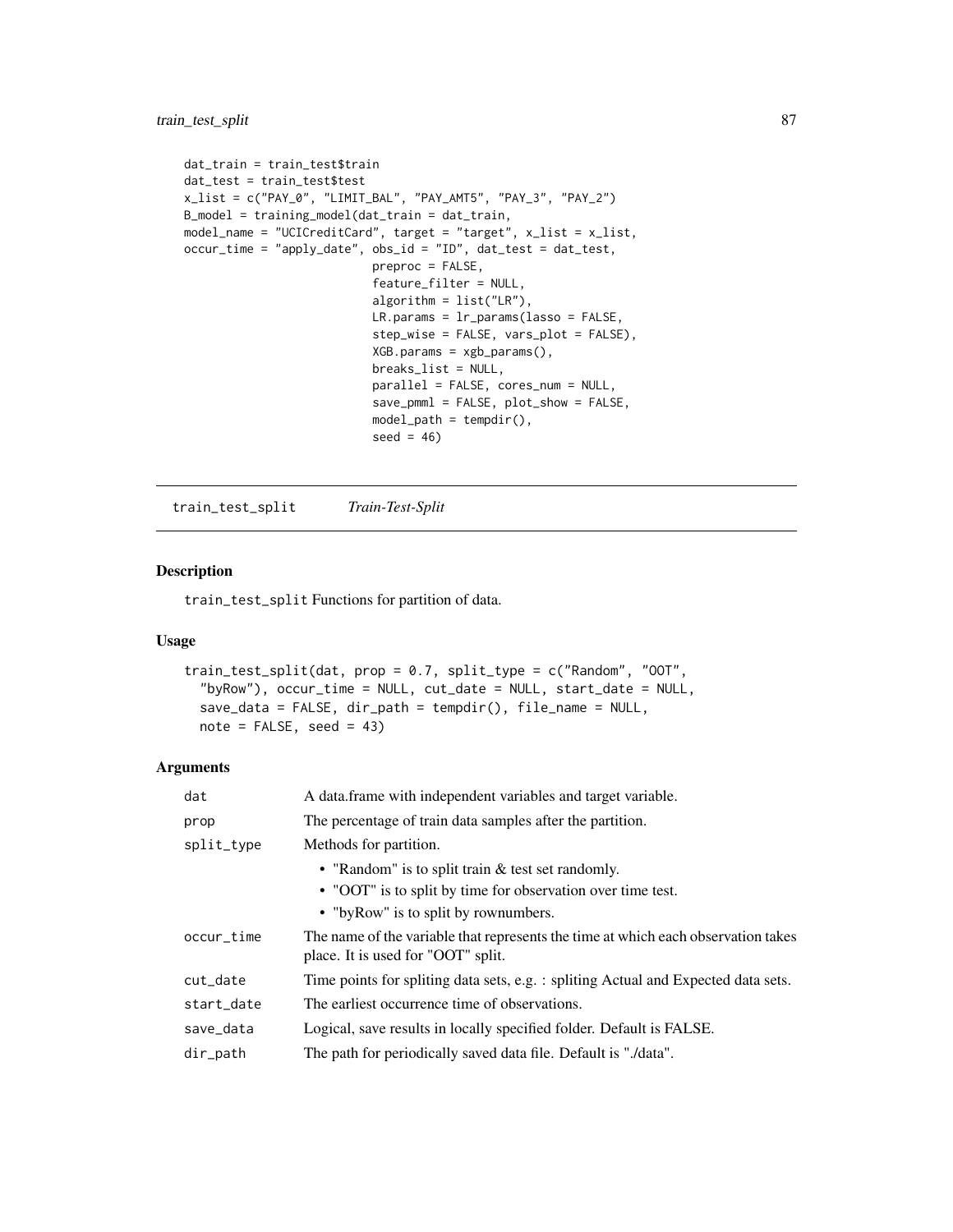```
dat_train = train_test$train
dat_test = train_test$test
x_list = c("PAY_0", "LIMIT_BAL", "PAY_AMT5", "PAY_3", "PAY_2")
B_model = training_model(dat_train = dat_train,
model_name = "UCICreditCard", target = "target", x_list = x_list,
occur_time = "apply_date", obs_id = "ID", dat_test = dat_test,
                          preproc = FALSE,
                          feature_filter = NULL,
                          algorithm = list("LR"),
                          LR.params = lr_params(lasso = FALSE,
                          step_wise = FALSE, vars_plot = FALSE),
                          XGB.params = xgb_params(),
                          breaks_list = NULL,
                          parallel = FALSE, cores_num = NULL,
                          save_pmml = FALSE, plot_show = FALSE,
                          model_path = tempdir(),
                          seed = 46)
```

---

## train_test_split &nbsp;&nbsp;&nbsp; *Train-Test-Split*

### Description

train_test_split Functions for partition of data.

### Usage

```
train_test_split(dat, prop = 0.7, split_type = c("Random", "OOT",
  "byRow"), occur_time = NULL, cut_date = NULL, start_date = NULL,
  save_data = FALSE, dir_path = tempdir(), file_name = NULL,
  note = FALSE, seed = 43)
```

### Arguments

| | |
|---|---|
| dat | A data.frame with independent variables and target variable. |
| prop | The percentage of train data samples after the partition. |
| split_type | Methods for partition.<br>• "Random" is to split train & test set randomly.<br>• "OOT" is to split by time for observation over time test.<br>• "byRow" is to split by rownumbers. |
| occur_time | The name of the variable that represents the time at which each observation takes place. It is used for "OOT" split. |
| cut_date | Time points for spliting data sets, e.g. : spliting Actual and Expected data sets. |
| start_date | The earliest occurrence time of observations. |
| save_data | Logical, save results in locally specified folder. Default is FALSE. |
| dir_path | The path for periodically saved data file. Default is "./data". |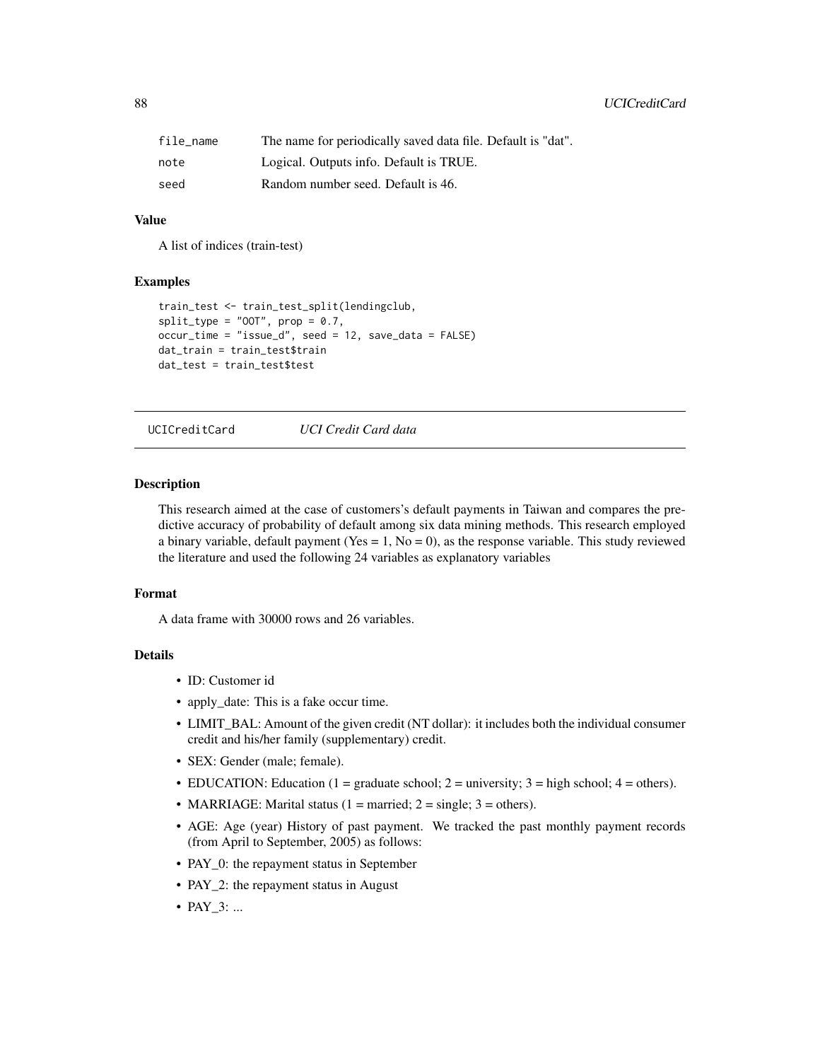| | |
|---|---|
| file_name | The name for periodically saved data file. Default is "dat". |
| note | Logical. Outputs info. Default is TRUE. |
| seed | Random number seed. Default is 46. |

### Value

A list of indices (train-test)

### Examples

```
train_test <- train_test_split(lendingclub,
split_type = "OOT", prop = 0.7,
occur_time = "issue_d", seed = 12, save_data = FALSE)
dat_train = train_test$train
dat_test = train_test$test
```

---

## UCICreditCard    *UCI Credit Card data*

---

### Description

This research aimed at the case of customers's default payments in Taiwan and compares the predictive accuracy of probability of default among six data mining methods. This research employed a binary variable, default payment (Yes = 1, No = 0), as the response variable. This study reviewed the literature and used the following 24 variables as explanatory variables

### Format

A data frame with 30000 rows and 26 variables.

### Details

- ID: Customer id
- apply_date: This is a fake occur time.
- LIMIT_BAL: Amount of the given credit (NT dollar): it includes both the individual consumer credit and his/her family (supplementary) credit.
- SEX: Gender (male; female).
- EDUCATION: Education (1 = graduate school; 2 = university; 3 = high school; 4 = others).
- MARRIAGE: Marital status (1 = married; 2 = single; 3 = others).
- AGE: Age (year) History of past payment. We tracked the past monthly payment records (from April to September, 2005) as follows:
- PAY_0: the repayment status in September
- PAY_2: the repayment status in August
- PAY_3: ...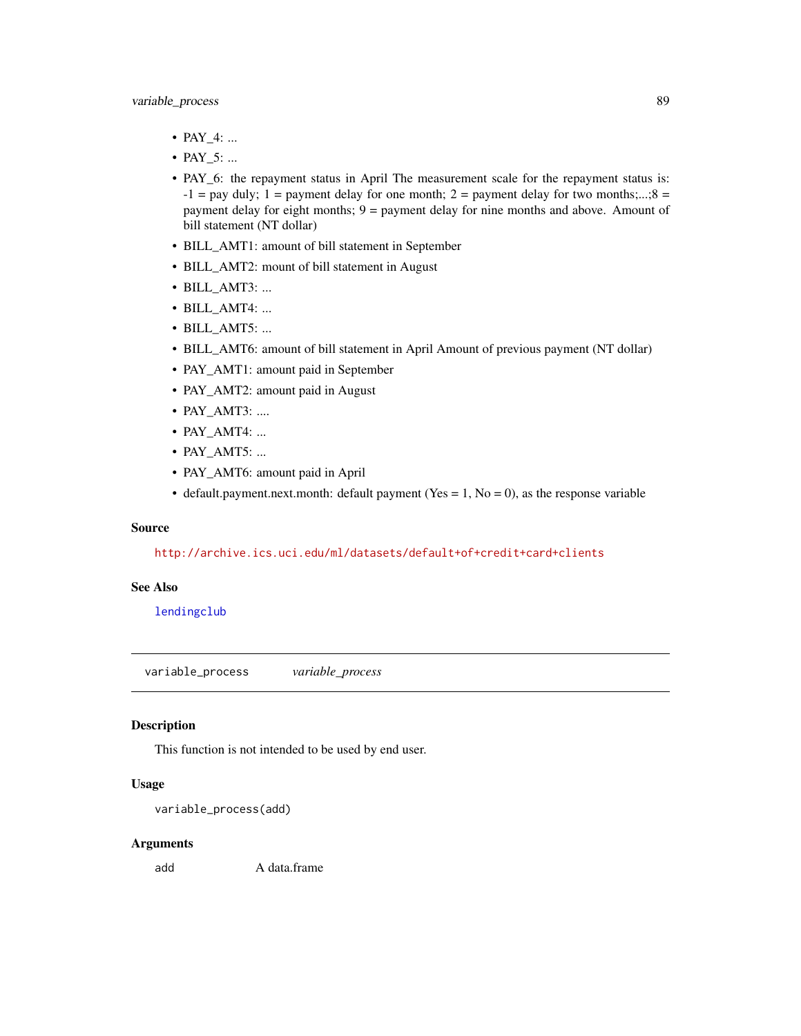- PAY_4: ...
- PAY_5: ...
- PAY_6: the repayment status in April The measurement scale for the repayment status is: -1 = pay duly; 1 = payment delay for one month; 2 = payment delay for two months;...;8 = payment delay for eight months; 9 = payment delay for nine months and above. Amount of bill statement (NT dollar)
- BILL_AMT1: amount of bill statement in September
- BILL_AMT2: mount of bill statement in August
- BILL_AMT3: ...
- BILL_AMT4: ...
- BILL_AMT5: ...
- BILL_AMT6: amount of bill statement in April Amount of previous payment (NT dollar)
- PAY_AMT1: amount paid in September
- PAY_AMT2: amount paid in August
- PAY_AMT3: ....
- PAY_AMT4: ...
- PAY_AMT5: ...
- PAY_AMT6: amount paid in April
- default.payment.next.month: default payment (Yes = 1, No = 0), as the response variable

### Source

http://archive.ics.uci.edu/ml/datasets/default+of+credit+card+clients

### See Also

lendingclub

---

## variable_process *variable_process*

### Description

This function is not intended to be used by end user.

### Usage

```
variable_process(add)
```

### Arguments

| | |
|---|---|
| add | A data.frame |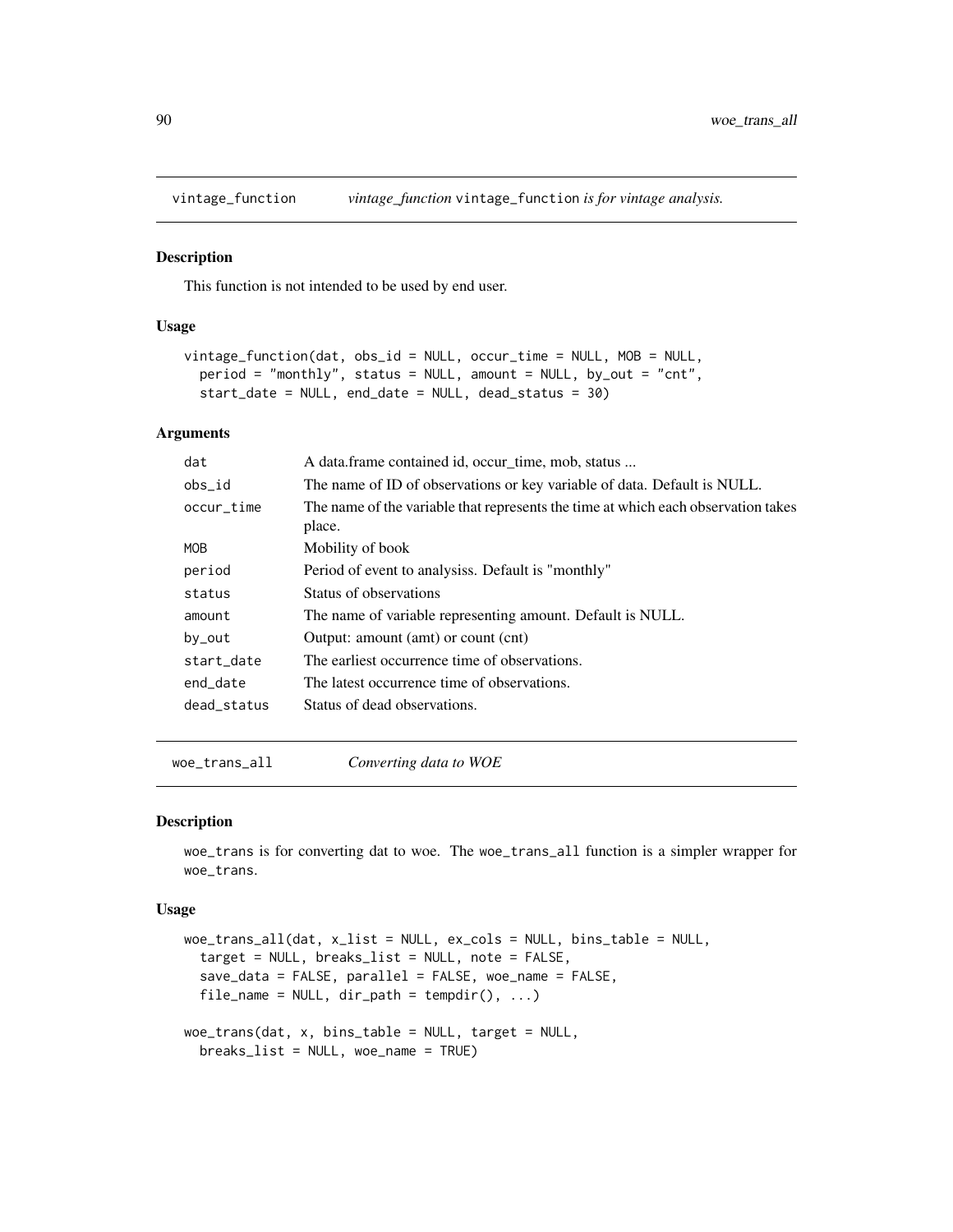## vintage_function

*vintage_function* `vintage_function` *is for vintage analysis.*

### Description

This function is not intended to be used by end user.

### Usage

```
vintage_function(dat, obs_id = NULL, occur_time = NULL, MOB = NULL,
  period = "monthly", status = NULL, amount = NULL, by_out = "cnt",
  start_date = NULL, end_date = NULL, dead_status = 30)
```

### Arguments

| | |
|---|---|
| dat | A data.frame contained id, occur_time, mob, status ... |
| obs_id | The name of ID of observations or key variable of data. Default is NULL. |
| occur_time | The name of the variable that represents the time at which each observation takes place. |
| MOB | Mobility of book |
| period | Period of event to analysiss. Default is "monthly" |
| status | Status of observations |
| amount | The name of variable representing amount. Default is NULL. |
| by_out | Output: amount (amt) or count (cnt) |
| start_date | The earliest occurrence time of observations. |
| end_date | The latest occurrence time of observations. |
| dead_status | Status of dead observations. |

## woe_trans_all

*Converting data to WOE*

### Description

`woe_trans` is for converting dat to woe. The `woe_trans_all` function is a simpler wrapper for `woe_trans`.

### Usage

```
woe_trans_all(dat, x_list = NULL, ex_cols = NULL, bins_table = NULL,
  target = NULL, breaks_list = NULL, note = FALSE,
  save_data = FALSE, parallel = FALSE, woe_name = FALSE,
  file_name = NULL, dir_path = tempdir(), ...)

woe_trans(dat, x, bins_table = NULL, target = NULL,
  breaks_list = NULL, woe_name = TRUE)
```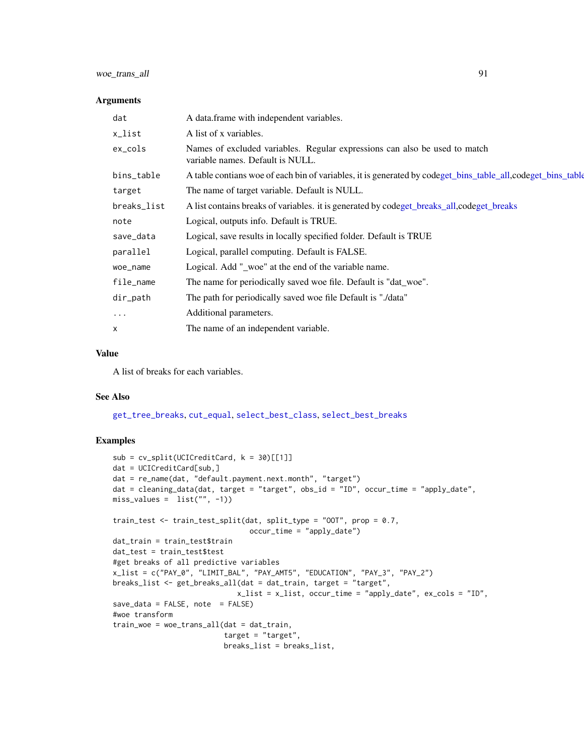### Arguments

| | |
|---|---|
| dat | A data.frame with independent variables. |
| x_list | A list of x variables. |
| ex_cols | Names of excluded variables. Regular expressions can also be used to match variable names. Default is NULL. |
| bins_table | A table contians woe of each bin of variables, it is generated by codeget_bins_table_all,codeget_bins_table |
| target | The name of target variable. Default is NULL. |
| breaks_list | A list contains breaks of variables. it is generated by codeget_breaks_all,codeget_breaks |
| note | Logical, outputs info. Default is TRUE. |
| save_data | Logical, save results in locally specified folder. Default is TRUE |
| parallel | Logical, parallel computing. Default is FALSE. |
| woe_name | Logical. Add "_woe" at the end of the variable name. |
| file_name | The name for periodically saved woe file. Default is "dat_woe". |
| dir_path | The path for periodically saved woe file Default is "./data" |
| ... | Additional parameters. |
| x | The name of an independent variable. |

### Value

A list of breaks for each variables.

### See Also

get_tree_breaks, cut_equal, select_best_class, select_best_breaks

### Examples

```
sub = cv_split(UCICreditCard, k = 30)[[1]]
dat = UCICreditCard[sub,]
dat = re_name(dat, "default.payment.next.month", "target")
dat = cleaning_data(dat, target = "target", obs_id = "ID", occur_time = "apply_date",
miss_values =  list("", -1))

train_test <- train_test_split(dat, split_type = "OOT", prop = 0.7,
                                occur_time = "apply_date")
dat_train = train_test$train
dat_test = train_test$test
#get breaks of all predictive variables
x_list = c("PAY_0", "LIMIT_BAL", "PAY_AMT5", "EDUCATION", "PAY_3", "PAY_2")
breaks_list <- get_breaks_all(dat = dat_train, target = "target",
                              x_list = x_list, occur_time = "apply_date", ex_cols = "ID",
save_data = FALSE, note  = FALSE)
#woe transform
train_woe = woe_trans_all(dat = dat_train,
                          target = "target",
                          breaks_list = breaks_list,
```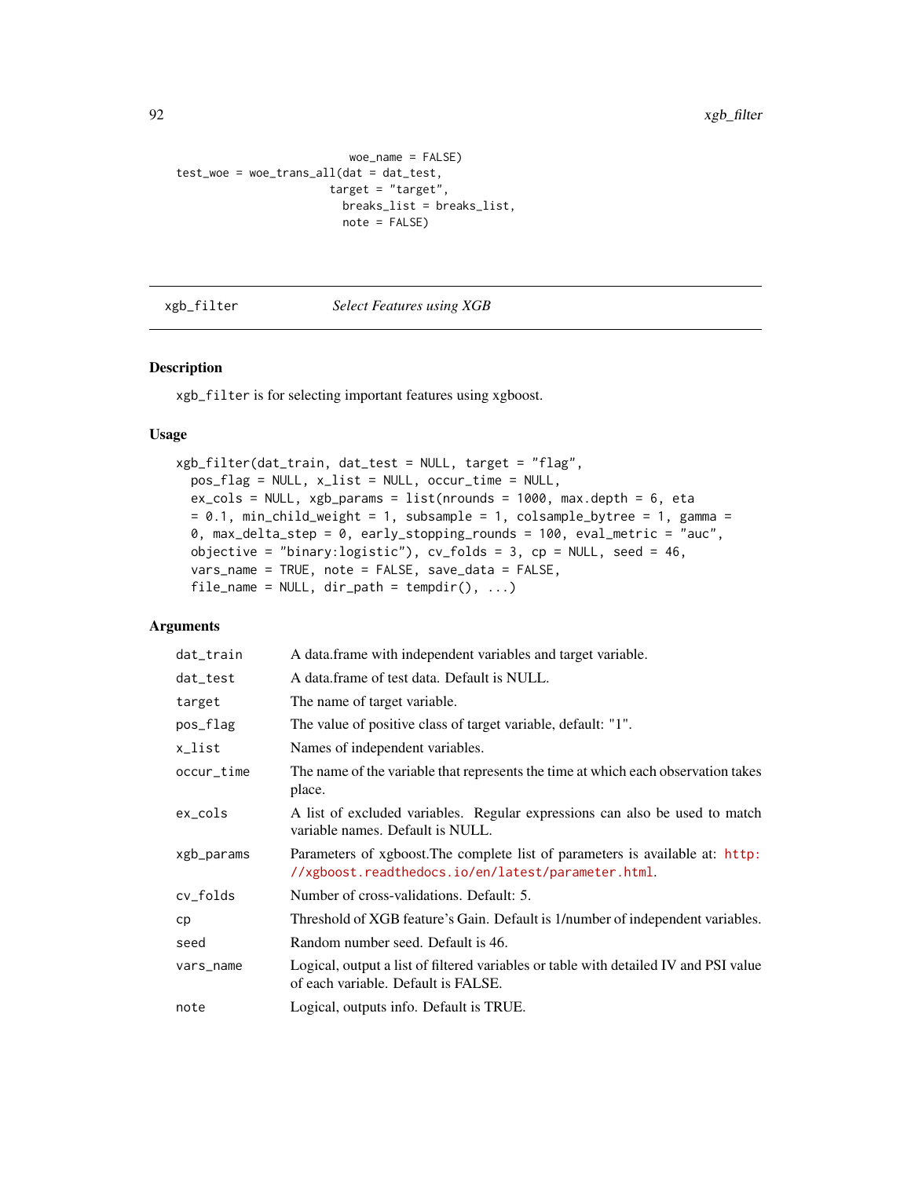```
                         woe_name = FALSE)
test_woe = woe_trans_all(dat = dat_test,
                       target = "target",
                         breaks_list = breaks_list,
                         note = FALSE)
```

---

xgb_filter    *Select Features using XGB*

---

### Description

`xgb_filter` is for selecting important features using xgboost.

### Usage

```
xgb_filter(dat_train, dat_test = NULL, target = "flag",
  pos_flag = NULL, x_list = NULL, occur_time = NULL,
  ex_cols = NULL, xgb_params = list(nrounds = 1000, max.depth = 6, eta
  = 0.1, min_child_weight = 1, subsample = 1, colsample_bytree = 1, gamma =
  0, max_delta_step = 0, early_stopping_rounds = 100, eval_metric = "auc",
  objective = "binary:logistic"), cv_folds = 3, cp = NULL, seed = 46,
  vars_name = TRUE, note = FALSE, save_data = FALSE,
  file_name = NULL, dir_path = tempdir(), ...)
```

### Arguments

| | |
|---|---|
| `dat_train` | A data.frame with independent variables and target variable. |
| `dat_test` | A data.frame of test data. Default is NULL. |
| `target` | The name of target variable. |
| `pos_flag` | The value of positive class of target variable, default: "1". |
| `x_list` | Names of independent variables. |
| `occur_time` | The name of the variable that represents the time at which each observation takes place. |
| `ex_cols` | A list of excluded variables. Regular expressions can also be used to match variable names. Default is NULL. |
| `xgb_params` | Parameters of xgboost.The complete list of parameters is available at: http://xgboost.readthedocs.io/en/latest/parameter.html. |
| `cv_folds` | Number of cross-validations. Default: 5. |
| `cp` | Threshold of XGB feature's Gain. Default is 1/number of independent variables. |
| `seed` | Random number seed. Default is 46. |
| `vars_name` | Logical, output a list of filtered variables or table with detailed IV and PSI value of each variable. Default is FALSE. |
| `note` | Logical, outputs info. Default is TRUE. |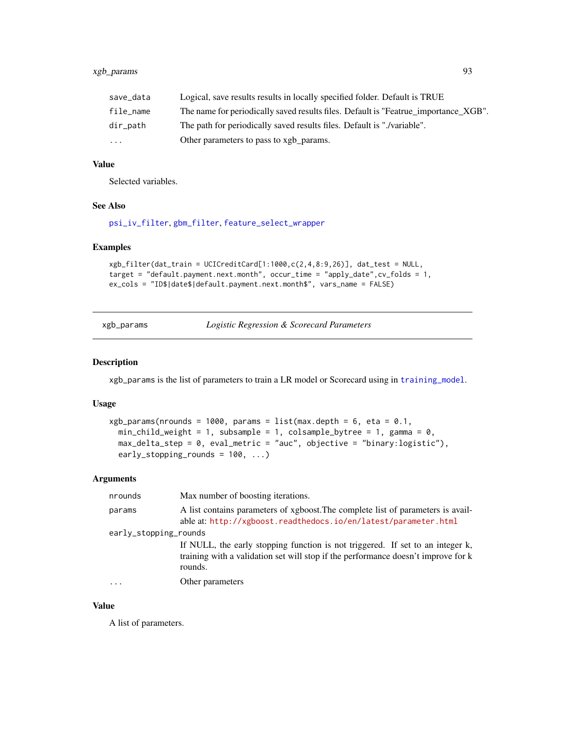| | |
|---|---|
| save_data | Logical, save results results in locally specified folder. Default is TRUE |
| file_name | The name for periodically saved results files. Default is "Featrue_importance_XGB". |
| dir_path | The path for periodically saved results files. Default is "./variable". |
| ... | Other parameters to pass to xgb_params. |

### Value

Selected variables.

### See Also

psi_iv_filter, gbm_filter, feature_select_wrapper

### Examples

```
xgb_filter(dat_train = UCICreditCard[1:1000,c(2,4,8:9,26)], dat_test = NULL,
target = "default.payment.next.month", occur_time = "apply_date",cv_folds = 1,
ex_cols = "ID$|date$|default.payment.next.month$", vars_name = FALSE)
```

---

## xgb_params *Logistic Regression & Scorecard Parameters*

### Description

xgb_params is the list of parameters to train a LR model or Scorecard using in training_model.

### Usage

```
xgb_params(nrounds = 1000, params = list(max.depth = 6, eta = 0.1,
  min_child_weight = 1, subsample = 1, colsample_bytree = 1, gamma = 0,
  max_delta_step = 0, eval_metric = "auc", objective = "binary:logistic"),
  early_stopping_rounds = 100, ...)
```

### Arguments

| | |
|---|---|
| nrounds | Max number of boosting iterations. |
| params | A list contains parameters of xgboost.The complete list of parameters is available at: http://xgboost.readthedocs.io/en/latest/parameter.html |
| early_stopping_rounds | If NULL, the early stopping function is not triggered. If set to an integer k, training with a validation set will stop if the performance doesn't improve for k rounds. |
| ... | Other parameters |

### Value

A list of parameters.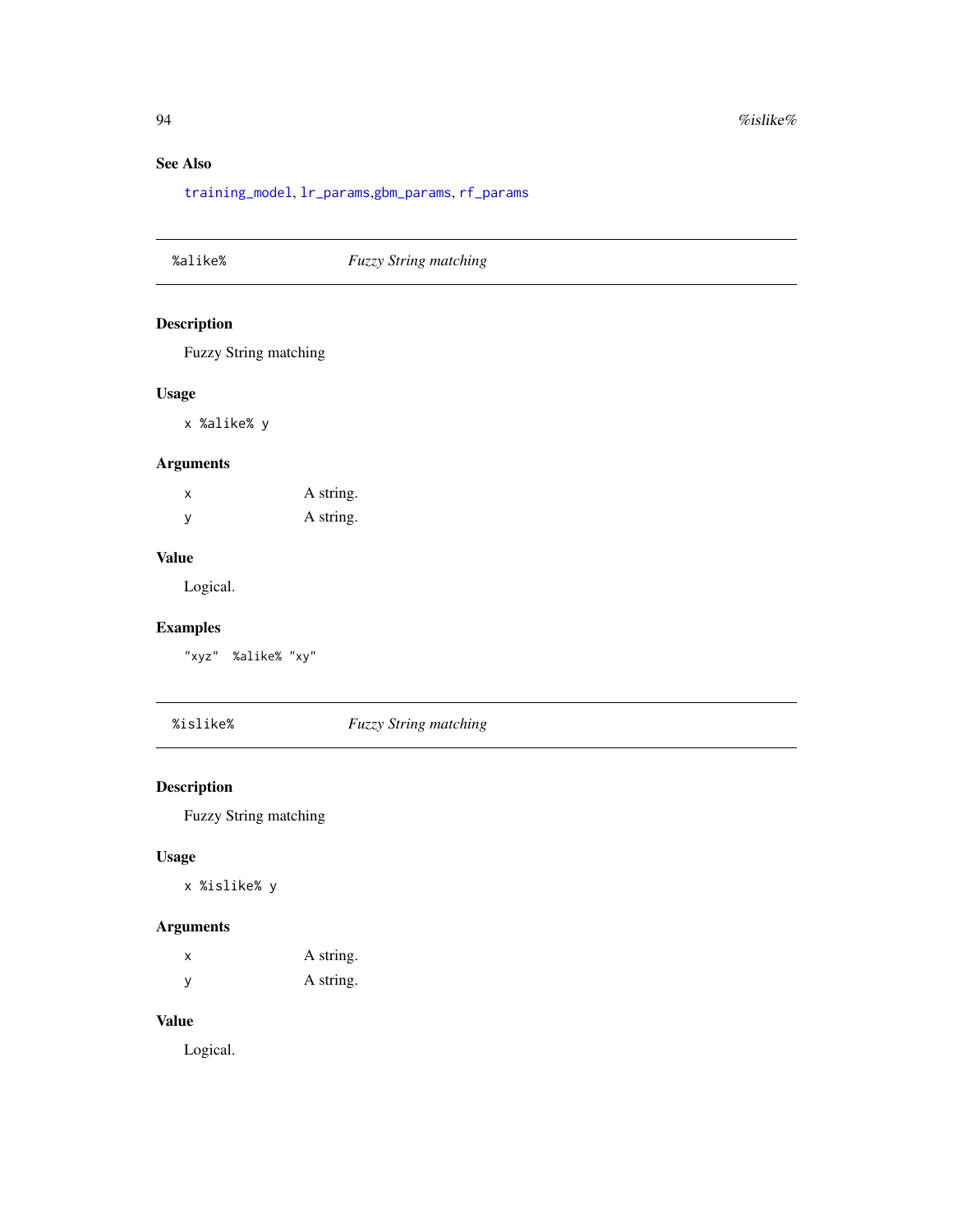## See Also

training_model, lr_params,gbm_params, rf_params

---

## %alike% — *Fuzzy String matching*

### Description

Fuzzy String matching

### Usage

```
x %alike% y
```

### Arguments

| | |
|---|---|
| x | A string. |
| y | A string. |

### Value

Logical.

### Examples

```
"xyz"  %alike% "xy"
```

---

## %islike% — *Fuzzy String matching*

### Description

Fuzzy String matching

### Usage

```
x %islike% y
```

### Arguments

| | |
|---|---|
| x | A string. |
| y | A string. |

### Value

Logical.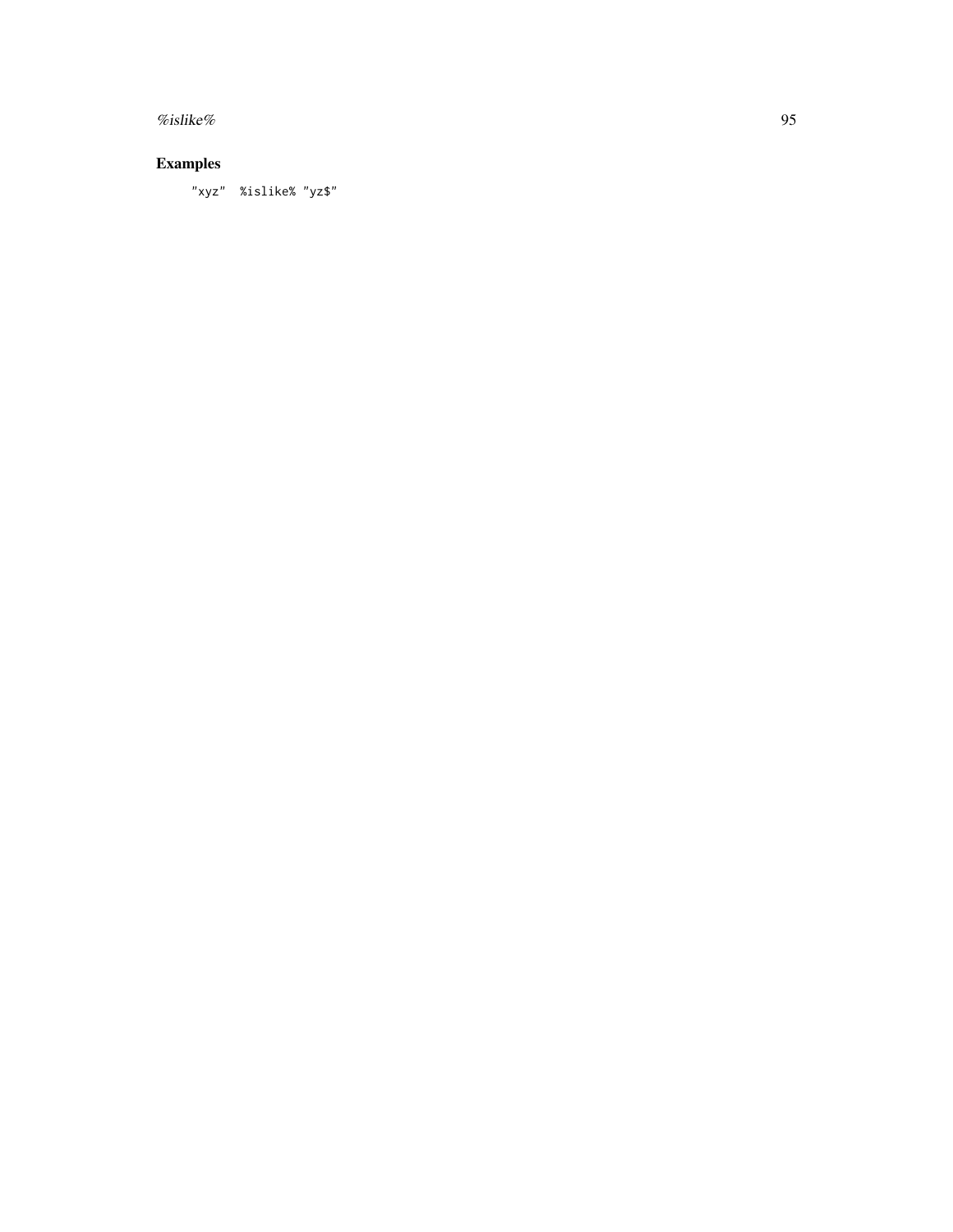## Examples

```
"xyz"  %islike% "yz$"
```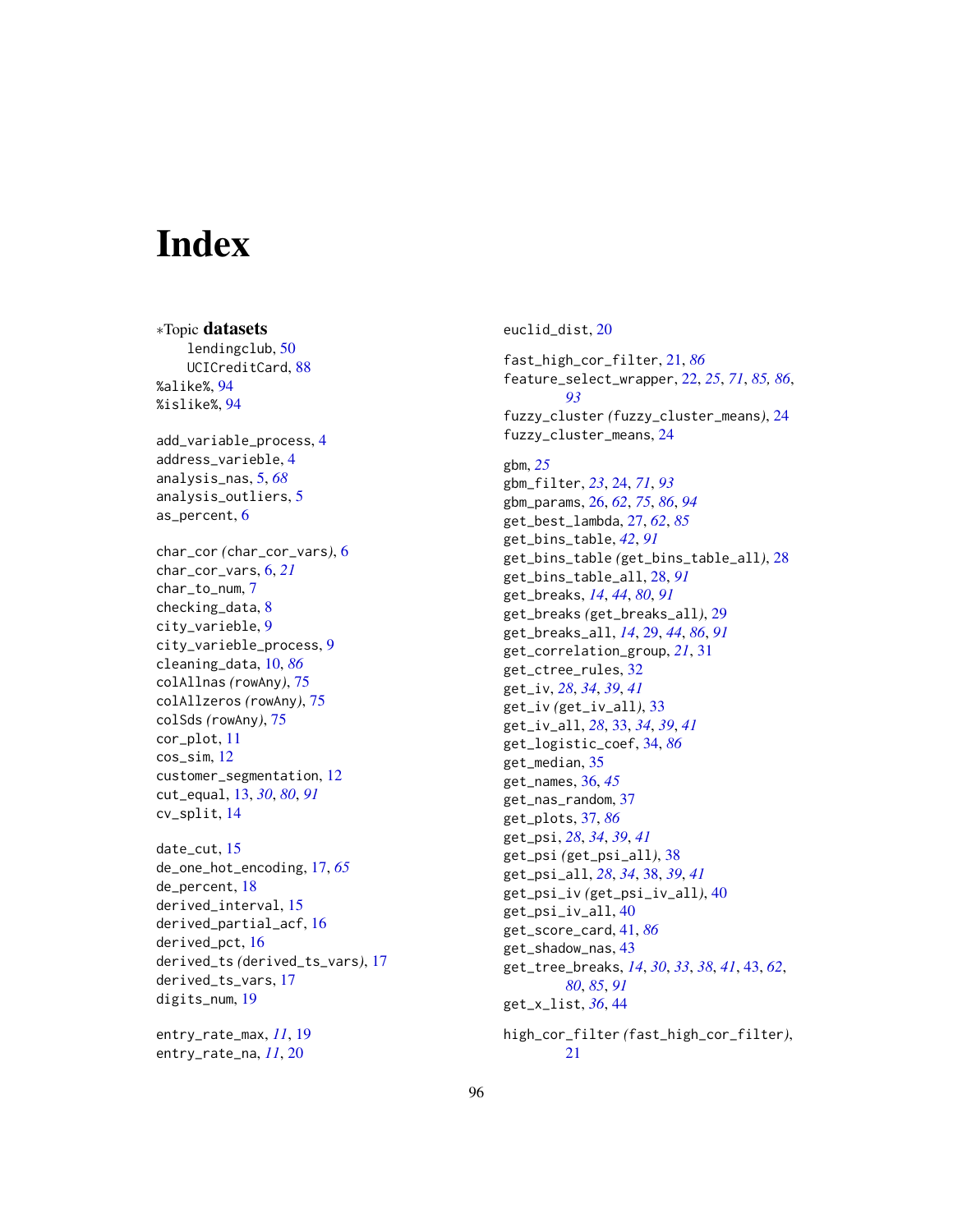# Index

∗Topic **datasets**
  lendingclub, 50
  UCICreditCard, 88
%alike%, 94
%islike%, 94

add_variable_process, 4
address_varieble, 4
analysis_nas, 5, *68*
analysis_outliers, 5
as_percent, 6

char_cor *(*char_cor_vars*)*, 6
char_cor_vars, 6, *21*
char_to_num, 7
checking_data, 8
city_varieble, 9
city_varieble_process, 9
cleaning_data, 10, *86*
colAllnas *(*rowAny*)*, 75
colAllzeros *(*rowAny*)*, 75
colSds *(*rowAny*)*, 75
cor_plot, 11
cos_sim, 12
customer_segmentation, 12
cut_equal, 13, *30*, *80*, *91*
cv_split, 14

date_cut, 15
de_one_hot_encoding, 17, *65*
de_percent, 18
derived_interval, 15
derived_partial_acf, 16
derived_pct, 16
derived_ts *(*derived_ts_vars*)*, 17
derived_ts_vars, 17
digits_num, 19

entry_rate_max, *11*, 19
entry_rate_na, *11*, 20
euclid_dist, 20

fast_high_cor_filter, 21, *86*
feature_select_wrapper, 22, *25*, *71*, *85*, *86*, *93*
fuzzy_cluster *(*fuzzy_cluster_means*)*, 24
fuzzy_cluster_means, 24

gbm, *25*
gbm_filter, *23*, 24, *71*, *93*
gbm_params, 26, *62*, *75*, *86*, *94*
get_best_lambda, 27, *62*, *85*
get_bins_table, *42*, *91*
get_bins_table *(*get_bins_table_all*)*, 28
get_bins_table_all, 28, *91*
get_breaks, *14*, *44*, *80*, *91*
get_breaks *(*get_breaks_all*)*, 29
get_breaks_all, *14*, 29, *44*, *86*, *91*
get_correlation_group, *21*, 31
get_ctree_rules, 32
get_iv, *28*, *34*, *39*, *41*
get_iv *(*get_iv_all*)*, 33
get_iv_all, *28*, 33, *34*, *39*, *41*
get_logistic_coef, 34, *86*
get_median, 35
get_names, 36, *45*
get_nas_random, 37
get_plots, 37, *86*
get_psi, *28*, *34*, *39*, *41*
get_psi *(*get_psi_all*)*, 38
get_psi_all, *28*, *34*, 38, *39*, *41*
get_psi_iv *(*get_psi_iv_all*)*, 40
get_psi_iv_all, 40
get_score_card, 41, *86*
get_shadow_nas, 43
get_tree_breaks, *14*, *30*, *33*, *38*, *41*, 43, *62*, *80*, *85*, *91*
get_x_list, *36*, 44

high_cor_filter *(*fast_high_cor_filter*)*, 21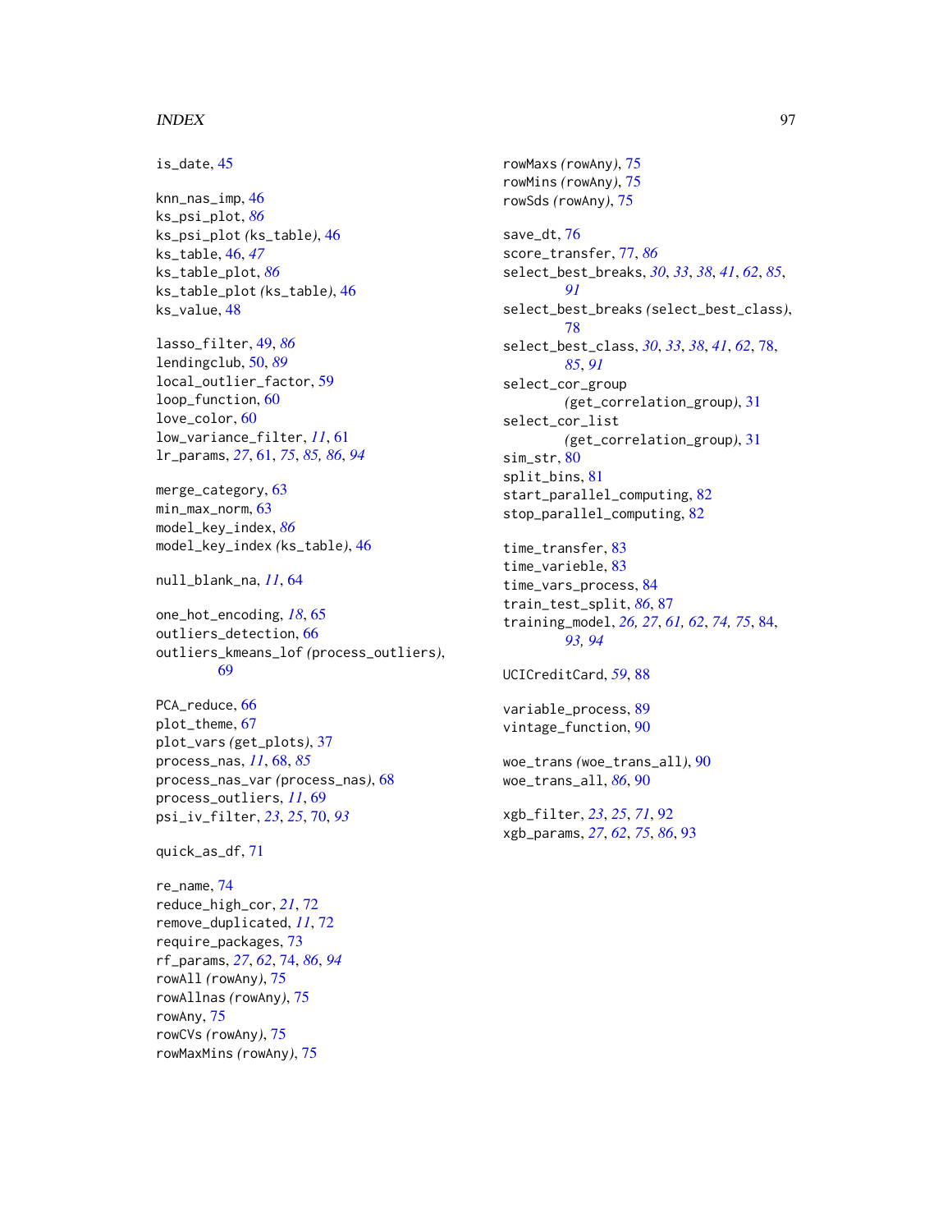is_date, 45

knn_nas_imp, 46
ks_psi_plot, *86*
ks_psi_plot (ks_table), 46
ks_table, 46, *47*
ks_table_plot, *86*
ks_table_plot (ks_table), 46
ks_value, 48

lasso_filter, 49, *86*
lendingclub, 50, *89*
local_outlier_factor, 59
loop_function, 60
love_color, 60
low_variance_filter, *11*, 61
lr_params, *27*, 61, *75*, *85*, *86*, *94*

merge_category, 63
min_max_norm, 63
model_key_index, *86*
model_key_index (ks_table), 46

null_blank_na, *11*, 64

one_hot_encoding, *18*, 65
outliers_detection, 66
outliers_kmeans_lof (process_outliers), 69

PCA_reduce, 66
plot_theme, 67
plot_vars (get_plots), 37
process_nas, *11*, 68, *85*
process_nas_var (process_nas), 68
process_outliers, *11*, 69
psi_iv_filter, *23*, *25*, 70, *93*

quick_as_df, 71

re_name, 74
reduce_high_cor, *21*, 72
remove_duplicated, *11*, 72
require_packages, 73
rf_params, *27*, *62*, 74, *86*, *94*
rowAll (rowAny), 75
rowAllnas (rowAny), 75
rowAny, 75
rowCVs (rowAny), 75
rowMaxMins (rowAny), 75
rowMaxs (rowAny), 75
rowMins (rowAny), 75
rowSds (rowAny), 75

save_dt, 76
score_transfer, 77, *86*
select_best_breaks, *30*, *33*, *38*, *41*, *62*, *85*, *91*
select_best_breaks (select_best_class), 78
select_best_class, *30*, *33*, *38*, *41*, *62*, 78, *85*, *91*
select_cor_group (get_correlation_group), 31
select_cor_list (get_correlation_group), 31
sim_str, 80
split_bins, 81
start_parallel_computing, 82
stop_parallel_computing, 82

time_transfer, 83
time_varieble, 83
time_vars_process, 84
train_test_split, *86*, 87
training_model, *26*, *27*, *61*, *62*, *74*, *75*, 84, *93*, *94*

UCICreditCard, *59*, 88

variable_process, 89
vintage_function, 90

woe_trans (woe_trans_all), 90
woe_trans_all, *86*, 90

xgb_filter, *23*, *25*, *71*, 92
xgb_params, *27*, *62*, *75*, *86*, 93